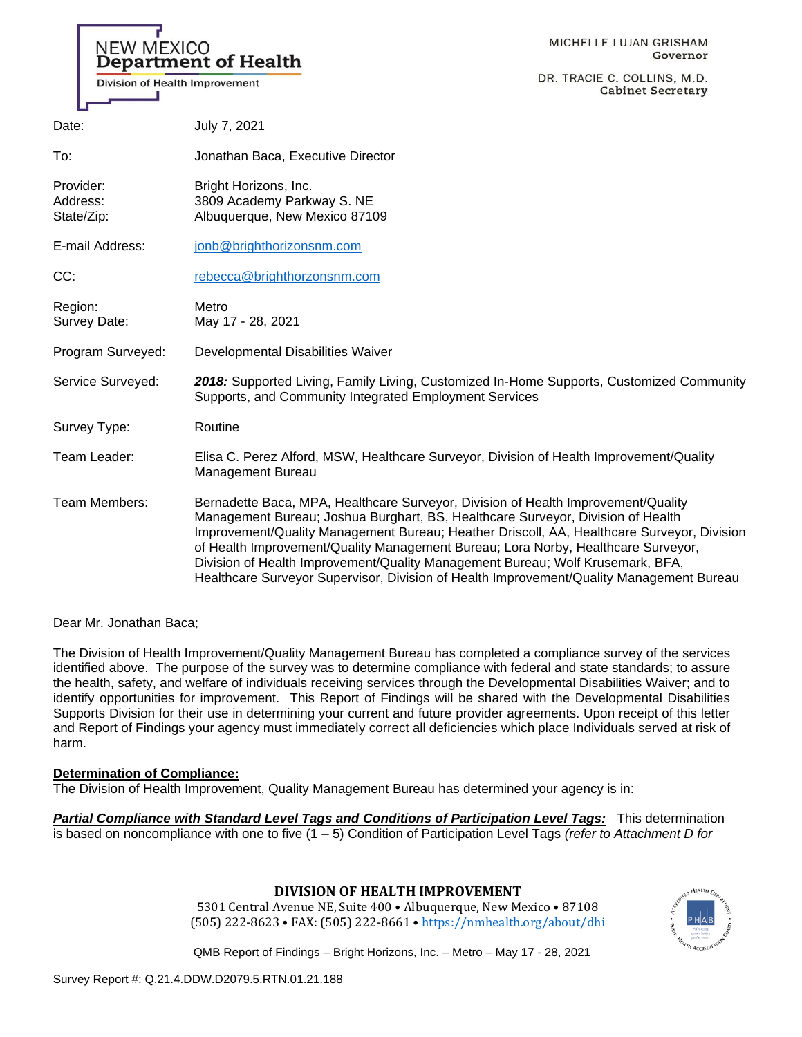NEW MEXICO
**Department of Health**
Division of Health Improvement

MICHELLE LUJAN GRISHAM
**Governor**

DR. TRACIE C. COLLINS, M.D.
**Cabinet Secretary**

| | |
|---|---|
| Date: | July 7, 2021 |
| To: | Jonathan Baca, Executive Director |
| Provider:<br>Address:<br>State/Zip: | Bright Horizons, Inc.<br>3809 Academy Parkway S. NE<br>Albuquerque, New Mexico 87109 |
| E-mail Address: | jonb@brighthorizonsnm.com |
| CC: | rebecca@brighthorzonsnm.com |
| Region:<br>Survey Date: | Metro<br>May 17 - 28, 2021 |
| Program Surveyed: | Developmental Disabilities Waiver |
| Service Surveyed: | ***2018:*** Supported Living, Family Living, Customized In-Home Supports, Customized Community Supports, and Community Integrated Employment Services |
| Survey Type: | Routine |
| Team Leader: | Elisa C. Perez Alford, MSW, Healthcare Surveyor, Division of Health Improvement/Quality Management Bureau |
| Team Members: | Bernadette Baca, MPA, Healthcare Surveyor, Division of Health Improvement/Quality Management Bureau; Joshua Burghart, BS, Healthcare Surveyor, Division of Health Improvement/Quality Management Bureau; Heather Driscoll, AA, Healthcare Surveyor, Division of Health Improvement/Quality Management Bureau; Lora Norby, Healthcare Surveyor, Division of Health Improvement/Quality Management Bureau; Wolf Krusemark, BFA, Healthcare Surveyor Supervisor, Division of Health Improvement/Quality Management Bureau |

Dear Mr. Jonathan Baca;

The Division of Health Improvement/Quality Management Bureau has completed a compliance survey of the services identified above. The purpose of the survey was to determine compliance with federal and state standards; to assure the health, safety, and welfare of individuals receiving services through the Developmental Disabilities Waiver; and to identify opportunities for improvement. This Report of Findings will be shared with the Developmental Disabilities Supports Division for their use in determining your current and future provider agreements. Upon receipt of this letter and Report of Findings your agency must immediately correct all deficiencies which place Individuals served at risk of harm.

**Determination of Compliance:**
The Division of Health Improvement, Quality Management Bureau has determined your agency is in:

***Partial Compliance with Standard Level Tags and Conditions of Participation Level Tags:*** This determination is based on noncompliance with one to five (1 – 5) Condition of Participation Level Tags *(refer to Attachment D for*

**DIVISION OF HEALTH IMPROVEMENT**
5301 Central Avenue NE, Suite 400 • Albuquerque, New Mexico • 87108
(505) 222-8623 • FAX: (505) 222-8661 • https://nmhealth.org/about/dhi

QMB Report of Findings – Bright Horizons, Inc. – Metro – May 17 - 28, 2021

Survey Report #: Q.21.4.DDW.D2079.5.RTN.01.21.188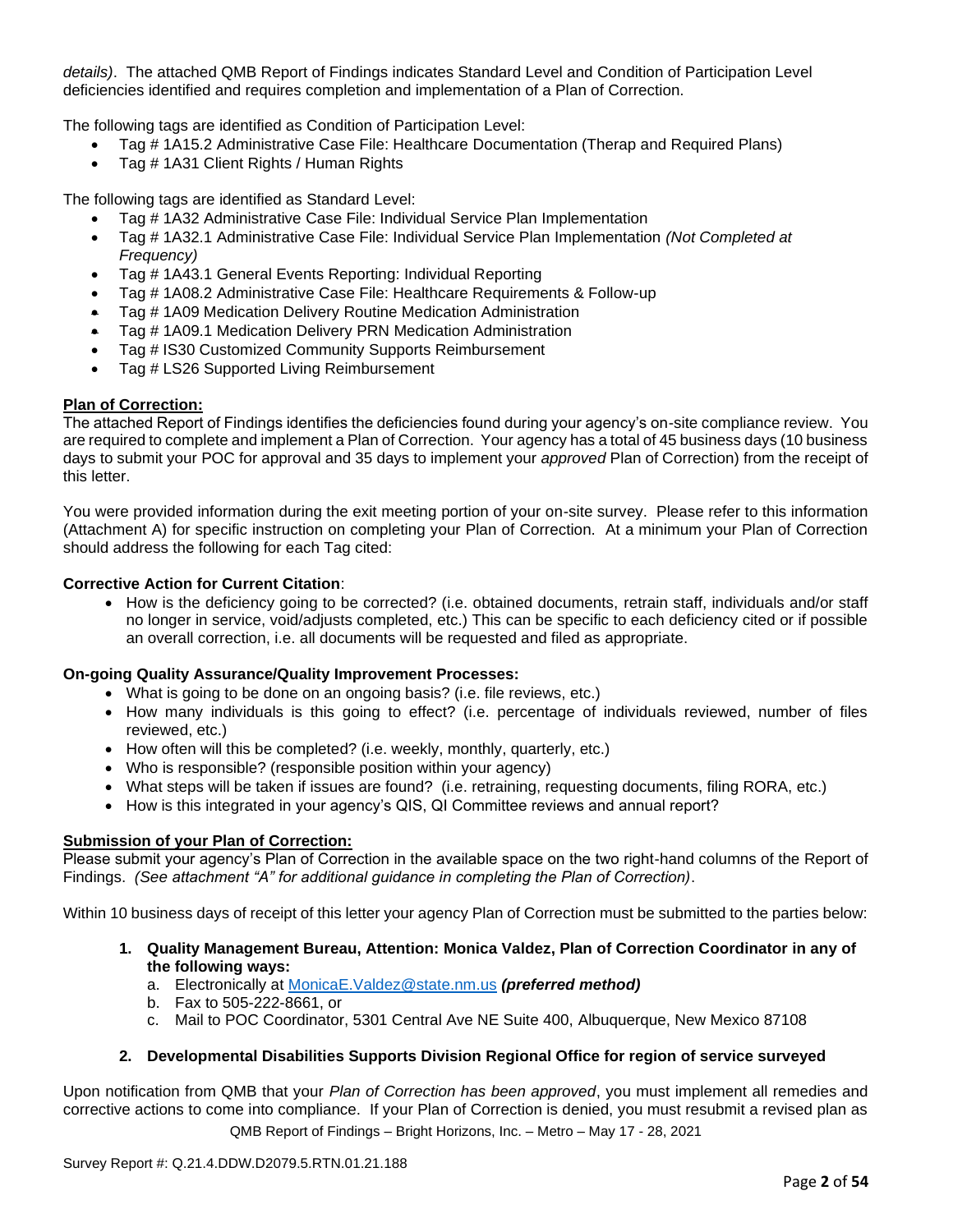*details)*. The attached QMB Report of Findings indicates Standard Level and Condition of Participation Level deficiencies identified and requires completion and implementation of a Plan of Correction.

The following tags are identified as Condition of Participation Level:

- Tag # 1A15.2 Administrative Case File: Healthcare Documentation (Therap and Required Plans)
- Tag # 1A31 Client Rights / Human Rights

The following tags are identified as Standard Level:

- Tag # 1A32 Administrative Case File: Individual Service Plan Implementation
- Tag # 1A32.1 Administrative Case File: Individual Service Plan Implementation *(Not Completed at Frequency)*
- Tag # 1A43.1 General Events Reporting: Individual Reporting
- Tag # 1A08.2 Administrative Case File: Healthcare Requirements & Follow-up
- Tag # 1A09 Medication Delivery Routine Medication Administration
- Tag # 1A09.1 Medication Delivery PRN Medication Administration
- Tag # IS30 Customized Community Supports Reimbursement
- Tag # LS26 Supported Living Reimbursement

**Plan of Correction:**

The attached Report of Findings identifies the deficiencies found during your agency's on-site compliance review. You are required to complete and implement a Plan of Correction. Your agency has a total of 45 business days (10 business days to submit your POC for approval and 35 days to implement your *approved* Plan of Correction) from the receipt of this letter.

You were provided information during the exit meeting portion of your on-site survey. Please refer to this information (Attachment A) for specific instruction on completing your Plan of Correction. At a minimum your Plan of Correction should address the following for each Tag cited:

**Corrective Action for Current Citation**:

- How is the deficiency going to be corrected? (i.e. obtained documents, retrain staff, individuals and/or staff no longer in service, void/adjusts completed, etc.) This can be specific to each deficiency cited or if possible an overall correction, i.e. all documents will be requested and filed as appropriate.

**On-going Quality Assurance/Quality Improvement Processes:**

- What is going to be done on an ongoing basis? (i.e. file reviews, etc.)
- How many individuals is this going to effect? (i.e. percentage of individuals reviewed, number of files reviewed, etc.)
- How often will this be completed? (i.e. weekly, monthly, quarterly, etc.)
- Who is responsible? (responsible position within your agency)
- What steps will be taken if issues are found? (i.e. retraining, requesting documents, filing RORA, etc.)
- How is this integrated in your agency's QIS, QI Committee reviews and annual report?

**Submission of your Plan of Correction:**

Please submit your agency's Plan of Correction in the available space on the two right-hand columns of the Report of Findings. *(See attachment "A" for additional guidance in completing the Plan of Correction)*.

Within 10 business days of receipt of this letter your agency Plan of Correction must be submitted to the parties below:

1. **Quality Management Bureau, Attention: Monica Valdez, Plan of Correction Coordinator in any of the following ways:**
   a. Electronically at MonicaE.Valdez@state.nm.us ***(preferred method)***
   b. Fax to 505-222-8661, or
   c. Mail to POC Coordinator, 5301 Central Ave NE Suite 400, Albuquerque, New Mexico 87108

2. **Developmental Disabilities Supports Division Regional Office for region of service surveyed**

Upon notification from QMB that your *Plan of Correction has been approved*, you must implement all remedies and corrective actions to come into compliance. If your Plan of Correction is denied, you must resubmit a revised plan as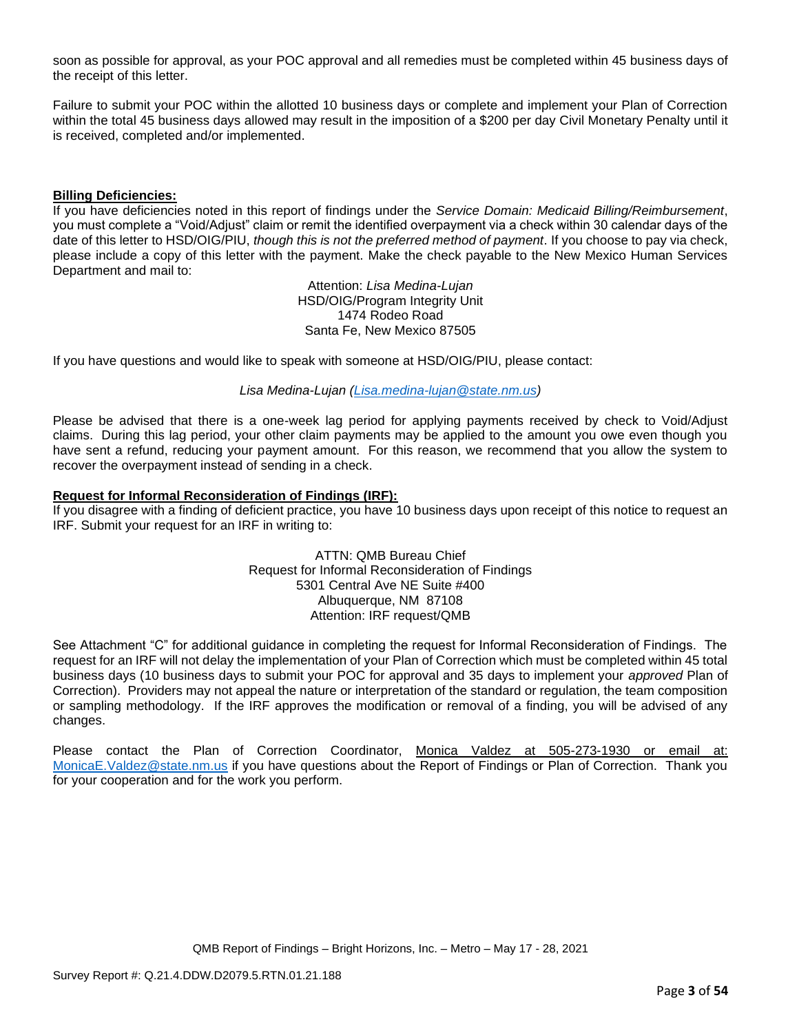soon as possible for approval, as your POC approval and all remedies must be completed within 45 business days of the receipt of this letter.

Failure to submit your POC within the allotted 10 business days or complete and implement your Plan of Correction within the total 45 business days allowed may result in the imposition of a $200 per day Civil Monetary Penalty until it is received, completed and/or implemented.

**Billing Deficiencies:**

If you have deficiencies noted in this report of findings under the *Service Domain: Medicaid Billing/Reimbursement*, you must complete a "Void/Adjust" claim or remit the identified overpayment via a check within 30 calendar days of the date of this letter to HSD/OIG/PIU, *though this is not the preferred method of payment*. If you choose to pay via check, please include a copy of this letter with the payment. Make the check payable to the New Mexico Human Services Department and mail to:

Attention: *Lisa Medina-Lujan*
HSD/OIG/Program Integrity Unit
1474 Rodeo Road
Santa Fe, New Mexico 87505

If you have questions and would like to speak with someone at HSD/OIG/PIU, please contact:

*Lisa Medina-Lujan (Lisa.medina-lujan@state.nm.us)*

Please be advised that there is a one-week lag period for applying payments received by check to Void/Adjust claims. During this lag period, your other claim payments may be applied to the amount you owe even though you have sent a refund, reducing your payment amount. For this reason, we recommend that you allow the system to recover the overpayment instead of sending in a check.

**Request for Informal Reconsideration of Findings (IRF):**

If you disagree with a finding of deficient practice, you have 10 business days upon receipt of this notice to request an IRF. Submit your request for an IRF in writing to:

ATTN: QMB Bureau Chief
Request for Informal Reconsideration of Findings
5301 Central Ave NE Suite #400
Albuquerque, NM 87108
Attention: IRF request/QMB

See Attachment "C" for additional guidance in completing the request for Informal Reconsideration of Findings. The request for an IRF will not delay the implementation of your Plan of Correction which must be completed within 45 total business days (10 business days to submit your POC for approval and 35 days to implement your *approved* Plan of Correction). Providers may not appeal the nature or interpretation of the standard or regulation, the team composition or sampling methodology. If the IRF approves the modification or removal of a finding, you will be advised of any changes.

Please contact the Plan of Correction Coordinator, Monica Valdez at 505-273-1930 or email at: MonicaE.Valdez@state.nm.us if you have questions about the Report of Findings or Plan of Correction. Thank you for your cooperation and for the work you perform.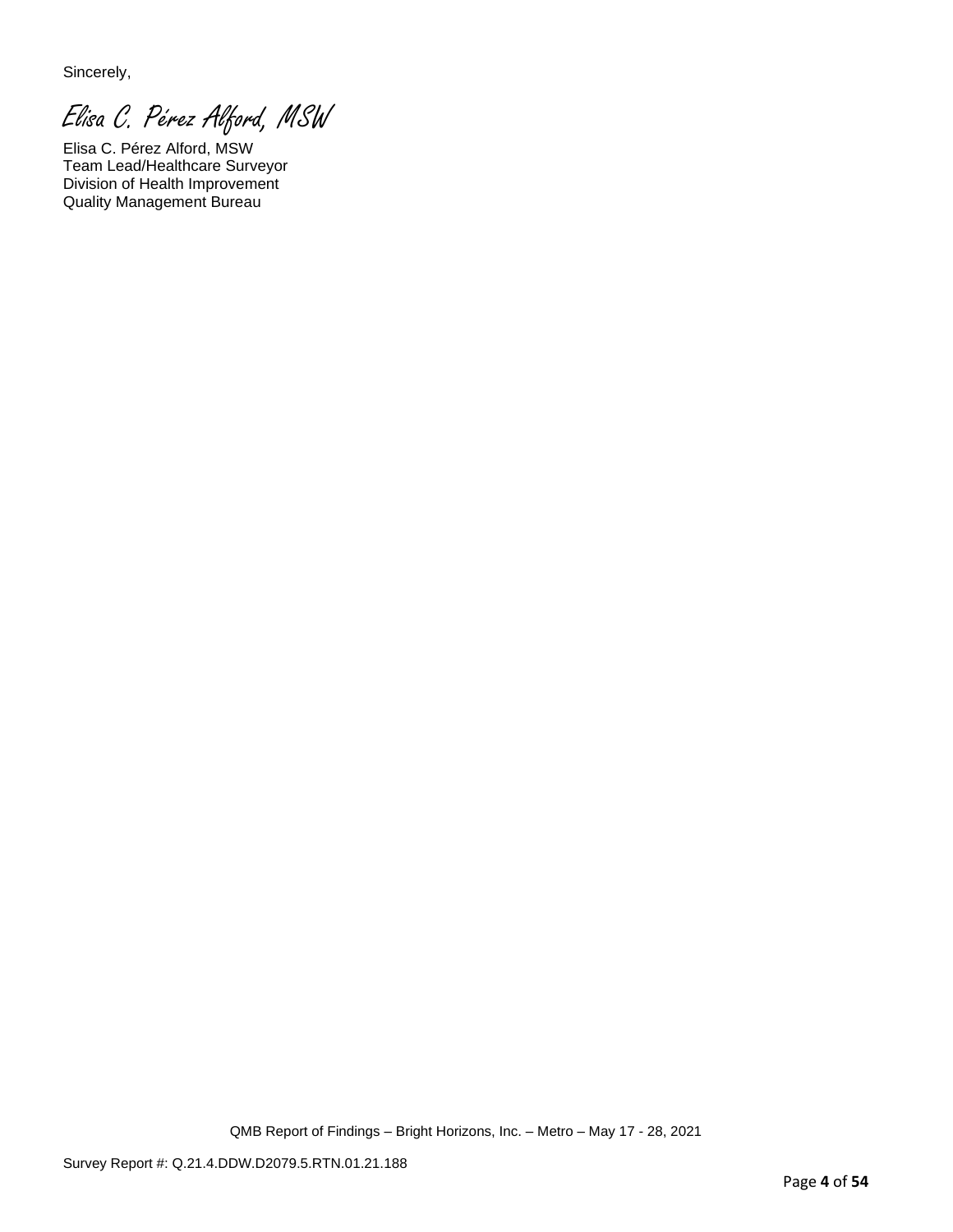Sincerely,

*Elisa C. Pérez Alford, MSW*

Elisa C. Pérez Alford, MSW
Team Lead/Healthcare Surveyor
Division of Health Improvement
Quality Management Bureau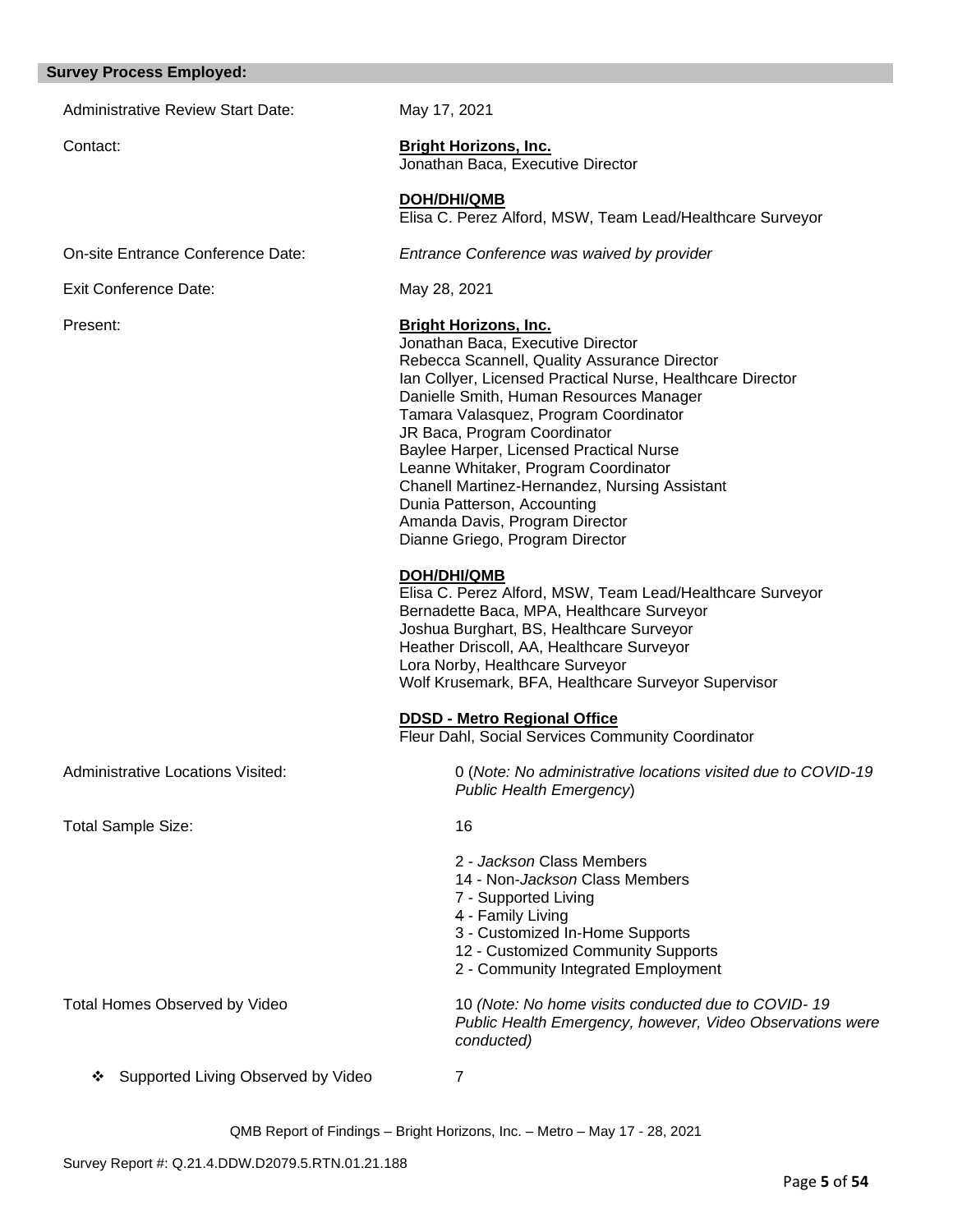## Survey Process Employed:

Administrative Review Start Date: May 17, 2021

Contact:

**Bright Horizons, Inc.**
Jonathan Baca, Executive Director

**DOH/DHI/QMB**
Elisa C. Perez Alford, MSW, Team Lead/Healthcare Surveyor

On-site Entrance Conference Date: *Entrance Conference was waived by provider*

Exit Conference Date: May 28, 2021

Present:

**Bright Horizons, Inc.**
Jonathan Baca, Executive Director
Rebecca Scannell, Quality Assurance Director
Ian Collyer, Licensed Practical Nurse, Healthcare Director
Danielle Smith, Human Resources Manager
Tamara Valasquez, Program Coordinator
JR Baca, Program Coordinator
Baylee Harper, Licensed Practical Nurse
Leanne Whitaker, Program Coordinator
Chanell Martinez-Hernandez, Nursing Assistant
Dunia Patterson, Accounting
Amanda Davis, Program Director
Dianne Griego, Program Director

**DOH/DHI/QMB**
Elisa C. Perez Alford, MSW, Team Lead/Healthcare Surveyor
Bernadette Baca, MPA, Healthcare Surveyor
Joshua Burghart, BS, Healthcare Surveyor
Heather Driscoll, AA, Healthcare Surveyor
Lora Norby, Healthcare Surveyor
Wolf Krusemark, BFA, Healthcare Surveyor Supervisor

**DDSD - Metro Regional Office**
Fleur Dahl, Social Services Community Coordinator

Administrative Locations Visited: 0 (*Note: No administrative locations visited due to COVID-19 Public Health Emergency*)

Total Sample Size: 16

- 2 - *Jackson* Class Members
- 14 - Non-*Jackson* Class Members
- 7 - Supported Living
- 4 - Family Living
- 3 - Customized In-Home Supports
- 12 - Customized Community Supports
- 2 - Community Integrated Employment

Total Homes Observed by Video: 10 *(Note: No home visits conducted due to COVID- 19 Public Health Emergency, however, Video Observations were conducted)*

- ❖ Supported Living Observed by Video: 7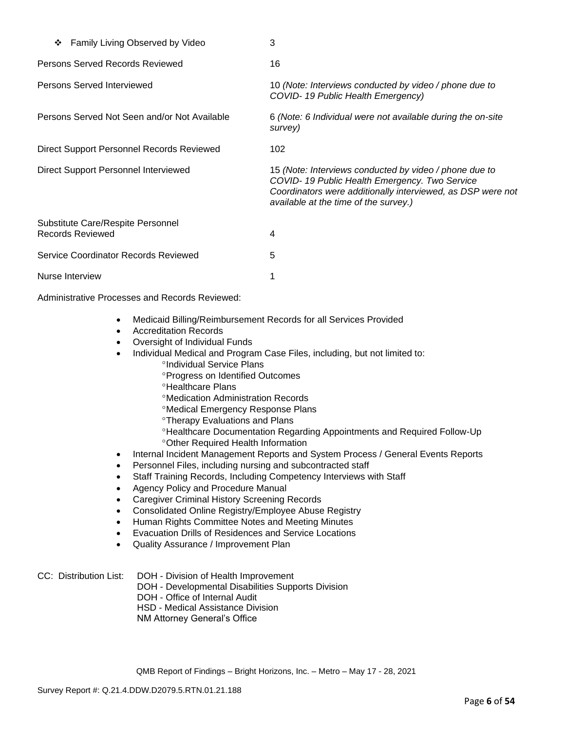| | |
|---|---|
| ❖ Family Living Observed by Video | 3 |
| Persons Served Records Reviewed | 16 |
| Persons Served Interviewed | 10 *(Note: Interviews conducted by video / phone due to COVID- 19 Public Health Emergency)* |
| Persons Served Not Seen and/or Not Available | 6 *(Note: 6 Individual were not available during the on-site survey)* |
| Direct Support Personnel Records Reviewed | 102 |
| Direct Support Personnel Interviewed | 15 *(Note: Interviews conducted by video / phone due to COVID- 19 Public Health Emergency. Two Service Coordinators were additionally interviewed, as DSP were not available at the time of the survey.)* |
| Substitute Care/Respite Personnel Records Reviewed | 4 |
| Service Coordinator Records Reviewed | 5 |
| Nurse Interview | 1 |

Administrative Processes and Records Reviewed:

- Medicaid Billing/Reimbursement Records for all Services Provided
- Accreditation Records
- Oversight of Individual Funds
- Individual Medical and Program Case Files, including, but not limited to:
  - Individual Service Plans
  - Progress on Identified Outcomes
  - Healthcare Plans
  - Medication Administration Records
  - Medical Emergency Response Plans
  - Therapy Evaluations and Plans
  - Healthcare Documentation Regarding Appointments and Required Follow-Up
  - Other Required Health Information
- Internal Incident Management Reports and System Process / General Events Reports
- Personnel Files, including nursing and subcontracted staff
- Staff Training Records, Including Competency Interviews with Staff
- Agency Policy and Procedure Manual
- Caregiver Criminal History Screening Records
- Consolidated Online Registry/Employee Abuse Registry
- Human Rights Committee Notes and Meeting Minutes
- Evacuation Drills of Residences and Service Locations
- Quality Assurance / Improvement Plan

CC: Distribution List:
DOH - Division of Health Improvement
DOH - Developmental Disabilities Supports Division
DOH - Office of Internal Audit
HSD - Medical Assistance Division
NM Attorney General's Office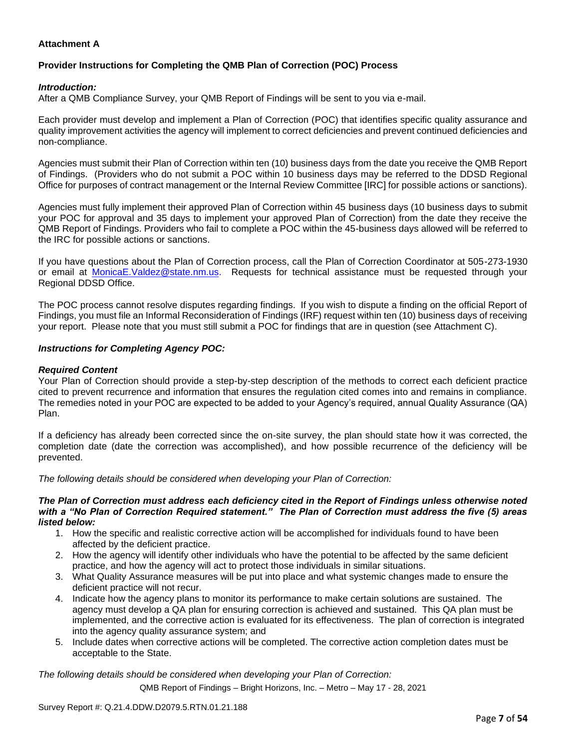**Attachment A**

**Provider Instructions for Completing the QMB Plan of Correction (POC) Process**

***Introduction:***
After a QMB Compliance Survey, your QMB Report of Findings will be sent to you via e-mail.

Each provider must develop and implement a Plan of Correction (POC) that identifies specific quality assurance and quality improvement activities the agency will implement to correct deficiencies and prevent continued deficiencies and non-compliance.

Agencies must submit their Plan of Correction within ten (10) business days from the date you receive the QMB Report of Findings. (Providers who do not submit a POC within 10 business days may be referred to the DDSD Regional Office for purposes of contract management or the Internal Review Committee [IRC] for possible actions or sanctions).

Agencies must fully implement their approved Plan of Correction within 45 business days (10 business days to submit your POC for approval and 35 days to implement your approved Plan of Correction) from the date they receive the QMB Report of Findings. Providers who fail to complete a POC within the 45-business days allowed will be referred to the IRC for possible actions or sanctions.

If you have questions about the Plan of Correction process, call the Plan of Correction Coordinator at 505-273-1930 or email at MonicaE.Valdez@state.nm.us. Requests for technical assistance must be requested through your Regional DDSD Office.

The POC process cannot resolve disputes regarding findings. If you wish to dispute a finding on the official Report of Findings, you must file an Informal Reconsideration of Findings (IRF) request within ten (10) business days of receiving your report. Please note that you must still submit a POC for findings that are in question (see Attachment C).

***Instructions for Completing Agency POC:***

***Required Content***
Your Plan of Correction should provide a step-by-step description of the methods to correct each deficient practice cited to prevent recurrence and information that ensures the regulation cited comes into and remains in compliance. The remedies noted in your POC are expected to be added to your Agency's required, annual Quality Assurance (QA) Plan.

If a deficiency has already been corrected since the on-site survey, the plan should state how it was corrected, the completion date (date the correction was accomplished), and how possible recurrence of the deficiency will be prevented.

*The following details should be considered when developing your Plan of Correction:*

***The Plan of Correction must address each deficiency cited in the Report of Findings unless otherwise noted with a "No Plan of Correction Required statement." The Plan of Correction must address the five (5) areas listed below:***

1. How the specific and realistic corrective action will be accomplished for individuals found to have been affected by the deficient practice.
2. How the agency will identify other individuals who have the potential to be affected by the same deficient practice, and how the agency will act to protect those individuals in similar situations.
3. What Quality Assurance measures will be put into place and what systemic changes made to ensure the deficient practice will not recur.
4. Indicate how the agency plans to monitor its performance to make certain solutions are sustained. The agency must develop a QA plan for ensuring correction is achieved and sustained. This QA plan must be implemented, and the corrective action is evaluated for its effectiveness. The plan of correction is integrated into the agency quality assurance system; and
5. Include dates when corrective actions will be completed. The corrective action completion dates must be acceptable to the State.

*The following details should be considered when developing your Plan of Correction:*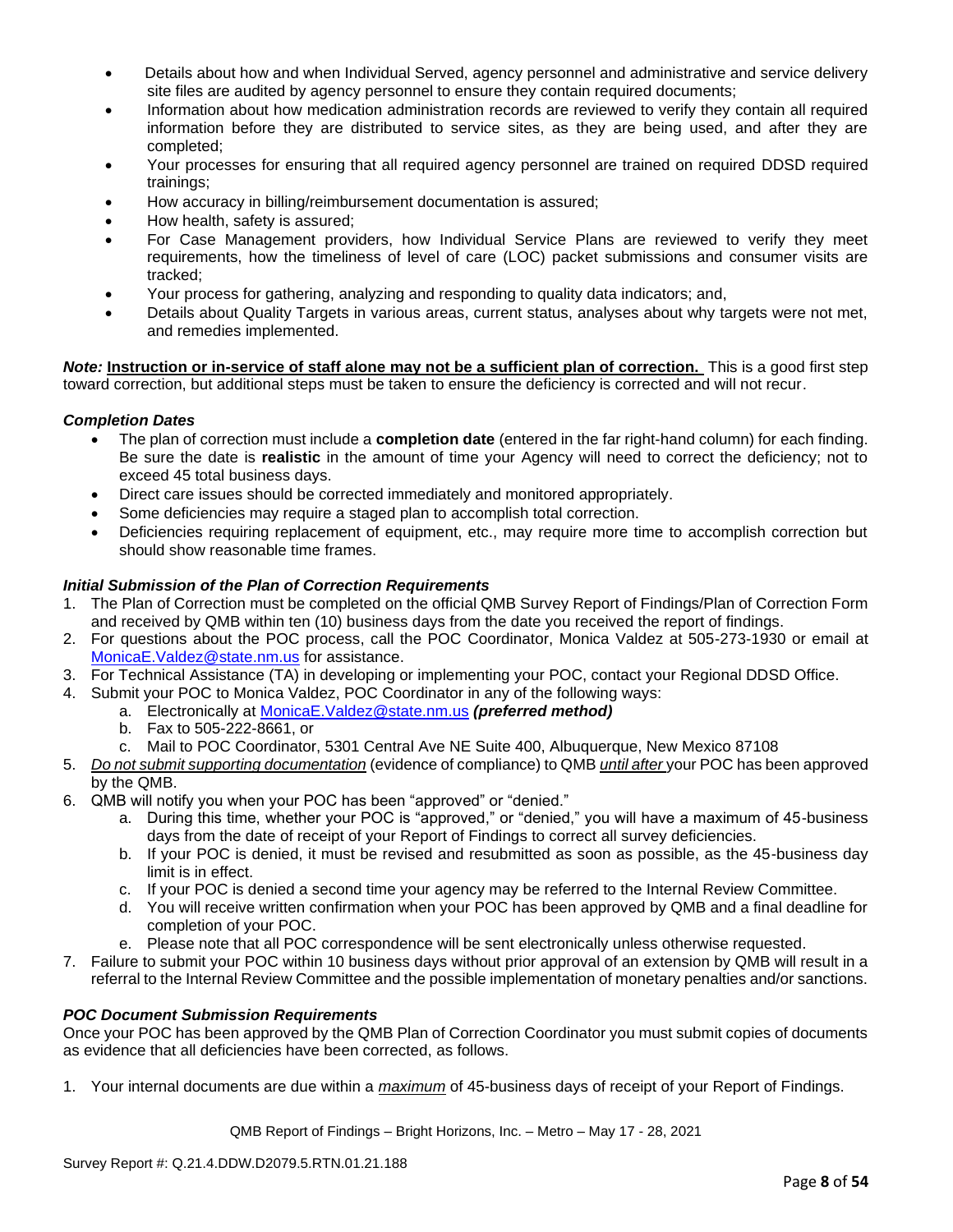- Details about how and when Individual Served, agency personnel and administrative and service delivery site files are audited by agency personnel to ensure they contain required documents;
- Information about how medication administration records are reviewed to verify they contain all required information before they are distributed to service sites, as they are being used, and after they are completed;
- Your processes for ensuring that all required agency personnel are trained on required DDSD required trainings;
- How accuracy in billing/reimbursement documentation is assured;
- How health, safety is assured;
- For Case Management providers, how Individual Service Plans are reviewed to verify they meet requirements, how the timeliness of level of care (LOC) packet submissions and consumer visits are tracked;
- Your process for gathering, analyzing and responding to quality data indicators; and,
- Details about Quality Targets in various areas, current status, analyses about why targets were not met, and remedies implemented.

***Note:*** **Instruction or in-service of staff alone may not be a sufficient plan of correction.** This is a good first step toward correction, but additional steps must be taken to ensure the deficiency is corrected and will not recur.

### *Completion Dates*

- The plan of correction must include a **completion date** (entered in the far right-hand column) for each finding. Be sure the date is **realistic** in the amount of time your Agency will need to correct the deficiency; not to exceed 45 total business days.
- Direct care issues should be corrected immediately and monitored appropriately.
- Some deficiencies may require a staged plan to accomplish total correction.
- Deficiencies requiring replacement of equipment, etc., may require more time to accomplish correction but should show reasonable time frames.

### *Initial Submission of the Plan of Correction Requirements*

1. The Plan of Correction must be completed on the official QMB Survey Report of Findings/Plan of Correction Form and received by QMB within ten (10) business days from the date you received the report of findings.
2. For questions about the POC process, call the POC Coordinator, Monica Valdez at 505-273-1930 or email at MonicaE.Valdez@state.nm.us for assistance.
3. For Technical Assistance (TA) in developing or implementing your POC, contact your Regional DDSD Office.
4. Submit your POC to Monica Valdez, POC Coordinator in any of the following ways:
   a. Electronically at MonicaE.Valdez@state.nm.us ***(preferred method)***
   b. Fax to 505-222-8661, or
   c. Mail to POC Coordinator, 5301 Central Ave NE Suite 400, Albuquerque, New Mexico 87108
5. *Do not submit supporting documentation* (evidence of compliance) to QMB *until after* your POC has been approved by the QMB.
6. QMB will notify you when your POC has been "approved" or "denied."
   a. During this time, whether your POC is "approved," or "denied," you will have a maximum of 45-business days from the date of receipt of your Report of Findings to correct all survey deficiencies.
   b. If your POC is denied, it must be revised and resubmitted as soon as possible, as the 45-business day limit is in effect.
   c. If your POC is denied a second time your agency may be referred to the Internal Review Committee.
   d. You will receive written confirmation when your POC has been approved by QMB and a final deadline for completion of your POC.
   e. Please note that all POC correspondence will be sent electronically unless otherwise requested.
7. Failure to submit your POC within 10 business days without prior approval of an extension by QMB will result in a referral to the Internal Review Committee and the possible implementation of monetary penalties and/or sanctions.

### *POC Document Submission Requirements*

Once your POC has been approved by the QMB Plan of Correction Coordinator you must submit copies of documents as evidence that all deficiencies have been corrected, as follows.

1. Your internal documents are due within a *maximum* of 45-business days of receipt of your Report of Findings.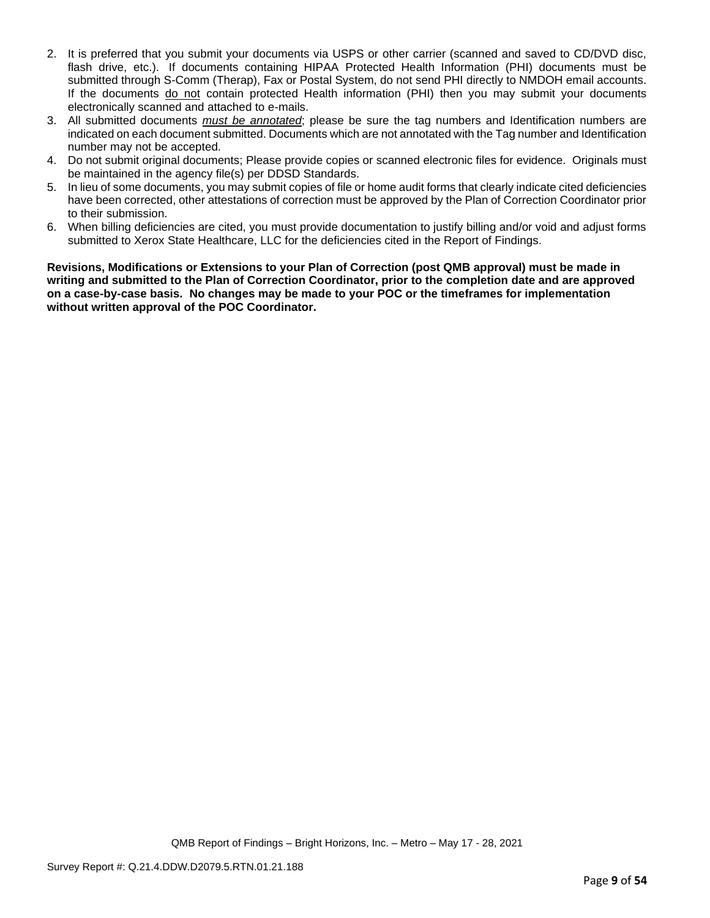2. It is preferred that you submit your documents via USPS or other carrier (scanned and saved to CD/DVD disc, flash drive, etc.). If documents containing HIPAA Protected Health Information (PHI) documents must be submitted through S-Comm (Therap), Fax or Postal System, do not send PHI directly to NMDOH email accounts. If the documents do not contain protected Health information (PHI) then you may submit your documents electronically scanned and attached to e-mails.
3. All submitted documents *must be annotated*; please be sure the tag numbers and Identification numbers are indicated on each document submitted. Documents which are not annotated with the Tag number and Identification number may not be accepted.
4. Do not submit original documents; Please provide copies or scanned electronic files for evidence. Originals must be maintained in the agency file(s) per DDSD Standards.
5. In lieu of some documents, you may submit copies of file or home audit forms that clearly indicate cited deficiencies have been corrected, other attestations of correction must be approved by the Plan of Correction Coordinator prior to their submission.
6. When billing deficiencies are cited, you must provide documentation to justify billing and/or void and adjust forms submitted to Xerox State Healthcare, LLC for the deficiencies cited in the Report of Findings.

**Revisions, Modifications or Extensions to your Plan of Correction (post QMB approval) must be made in writing and submitted to the Plan of Correction Coordinator, prior to the completion date and are approved on a case-by-case basis. No changes may be made to your POC or the timeframes for implementation without written approval of the POC Coordinator.**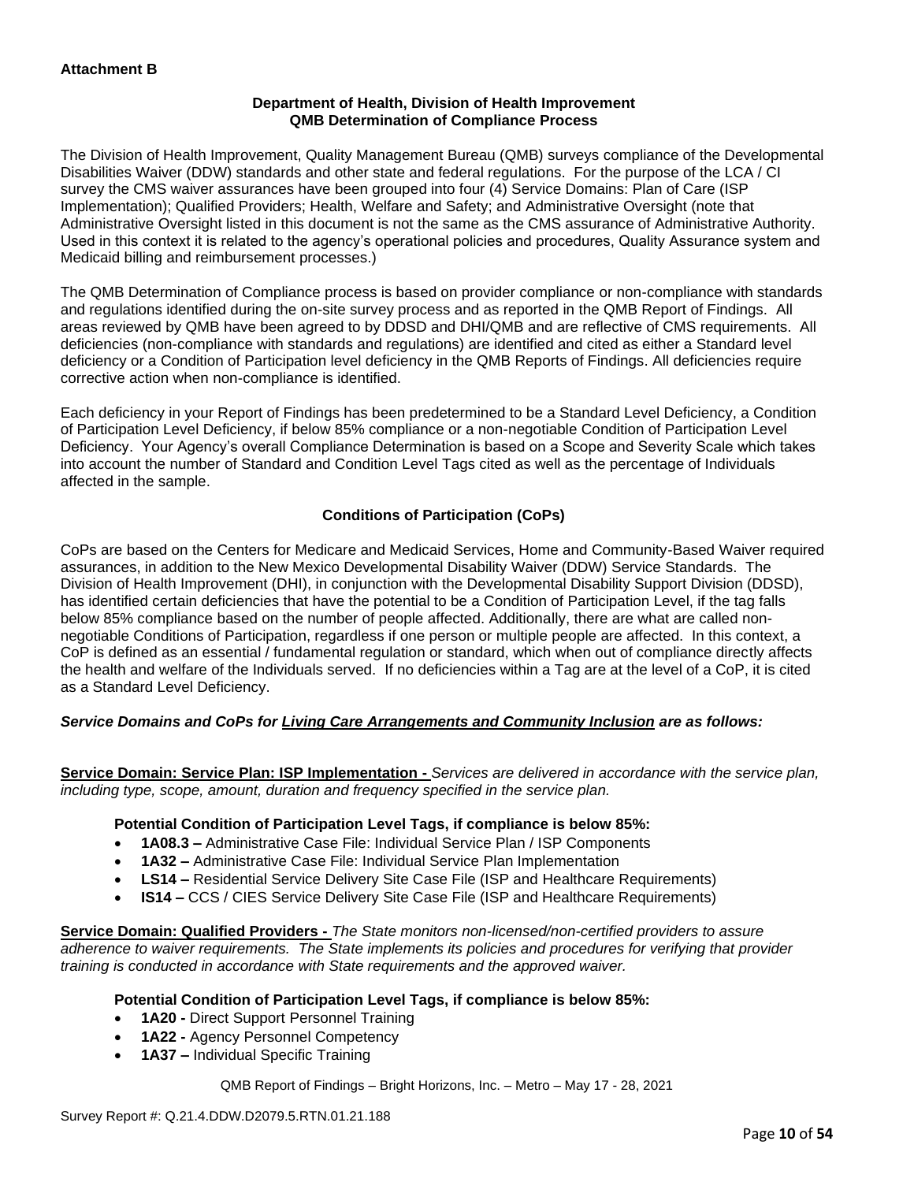**Attachment B**

**Department of Health, Division of Health Improvement**
**QMB Determination of Compliance Process**

The Division of Health Improvement, Quality Management Bureau (QMB) surveys compliance of the Developmental Disabilities Waiver (DDW) standards and other state and federal regulations. For the purpose of the LCA / CI survey the CMS waiver assurances have been grouped into four (4) Service Domains: Plan of Care (ISP Implementation); Qualified Providers; Health, Welfare and Safety; and Administrative Oversight (note that Administrative Oversight listed in this document is not the same as the CMS assurance of Administrative Authority. Used in this context it is related to the agency's operational policies and procedures, Quality Assurance system and Medicaid billing and reimbursement processes.)

The QMB Determination of Compliance process is based on provider compliance or non-compliance with standards and regulations identified during the on-site survey process and as reported in the QMB Report of Findings. All areas reviewed by QMB have been agreed to by DDSD and DHI/QMB and are reflective of CMS requirements. All deficiencies (non-compliance with standards and regulations) are identified and cited as either a Standard level deficiency or a Condition of Participation level deficiency in the QMB Reports of Findings. All deficiencies require corrective action when non-compliance is identified.

Each deficiency in your Report of Findings has been predetermined to be a Standard Level Deficiency, a Condition of Participation Level Deficiency, if below 85% compliance or a non-negotiable Condition of Participation Level Deficiency. Your Agency's overall Compliance Determination is based on a Scope and Severity Scale which takes into account the number of Standard and Condition Level Tags cited as well as the percentage of Individuals affected in the sample.

**Conditions of Participation (CoPs)**

CoPs are based on the Centers for Medicare and Medicaid Services, Home and Community-Based Waiver required assurances, in addition to the New Mexico Developmental Disability Waiver (DDW) Service Standards. The Division of Health Improvement (DHI), in conjunction with the Developmental Disability Support Division (DDSD), has identified certain deficiencies that have the potential to be a Condition of Participation Level, if the tag falls below 85% compliance based on the number of people affected. Additionally, there are what are called non-negotiable Conditions of Participation, regardless if one person or multiple people are affected. In this context, a CoP is defined as an essential / fundamental regulation or standard, which when out of compliance directly affects the health and welfare of the Individuals served. If no deficiencies within a Tag are at the level of a CoP, it is cited as a Standard Level Deficiency.

***Service Domains and CoPs for Living Care Arrangements and Community Inclusion are as follows:***

**Service Domain: Service Plan: ISP Implementation -** *Services are delivered in accordance with the service plan, including type, scope, amount, duration and frequency specified in the service plan.*

**Potential Condition of Participation Level Tags, if compliance is below 85%:**

- **1A08.3 –** Administrative Case File: Individual Service Plan / ISP Components
- **1A32 –** Administrative Case File: Individual Service Plan Implementation
- **LS14 –** Residential Service Delivery Site Case File (ISP and Healthcare Requirements)
- **IS14 –** CCS / CIES Service Delivery Site Case File (ISP and Healthcare Requirements)

**Service Domain: Qualified Providers -** *The State monitors non-licensed/non-certified providers to assure adherence to waiver requirements. The State implements its policies and procedures for verifying that provider training is conducted in accordance with State requirements and the approved waiver.*

**Potential Condition of Participation Level Tags, if compliance is below 85%:**

- **1A20 -** Direct Support Personnel Training
- **1A22 -** Agency Personnel Competency
- **1A37 –** Individual Specific Training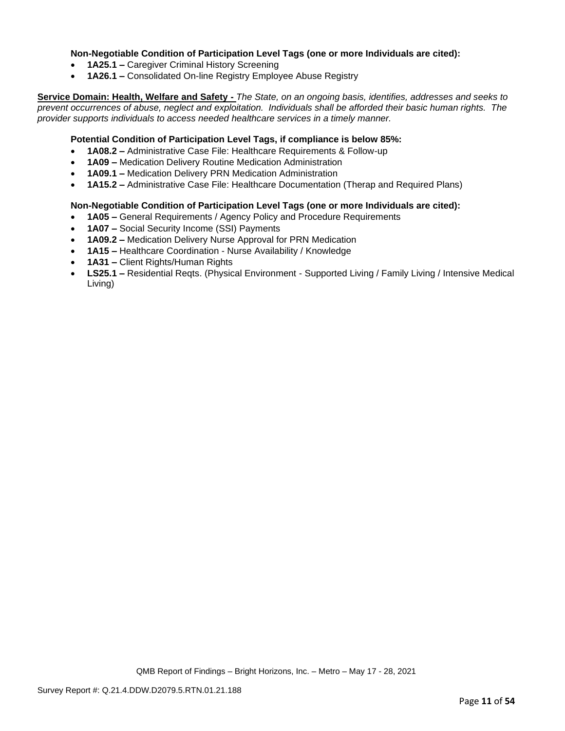**Non-Negotiable Condition of Participation Level Tags (one or more Individuals are cited):**

- **1A25.1 –** Caregiver Criminal History Screening
- **1A26.1 –** Consolidated On-line Registry Employee Abuse Registry

**Service Domain: Health, Welfare and Safety -** *The State, on an ongoing basis, identifies, addresses and seeks to prevent occurrences of abuse, neglect and exploitation. Individuals shall be afforded their basic human rights. The provider supports individuals to access needed healthcare services in a timely manner.*

**Potential Condition of Participation Level Tags, if compliance is below 85%:**

- **1A08.2 –** Administrative Case File: Healthcare Requirements & Follow-up
- **1A09 –** Medication Delivery Routine Medication Administration
- **1A09.1 –** Medication Delivery PRN Medication Administration
- **1A15.2 –** Administrative Case File: Healthcare Documentation (Therap and Required Plans)

**Non-Negotiable Condition of Participation Level Tags (one or more Individuals are cited):**

- **1A05 –** General Requirements / Agency Policy and Procedure Requirements
- **1A07 –** Social Security Income (SSI) Payments
- **1A09.2 –** Medication Delivery Nurse Approval for PRN Medication
- **1A15 –** Healthcare Coordination - Nurse Availability / Knowledge
- **1A31 –** Client Rights/Human Rights
- **LS25.1 –** Residential Reqts. (Physical Environment - Supported Living / Family Living / Intensive Medical Living)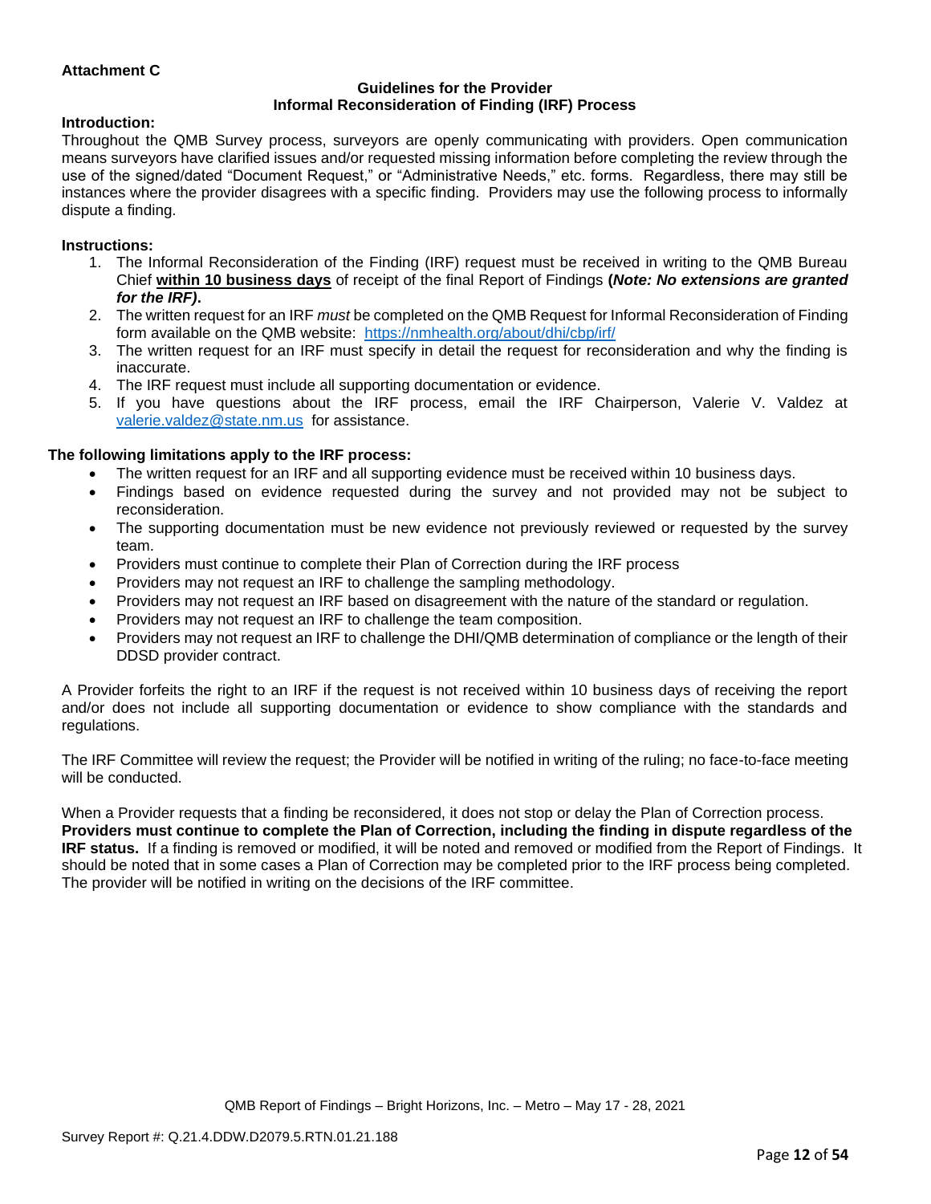**Attachment C**

**Guidelines for the Provider**
**Informal Reconsideration of Finding (IRF) Process**

**Introduction:**

Throughout the QMB Survey process, surveyors are openly communicating with providers. Open communication means surveyors have clarified issues and/or requested missing information before completing the review through the use of the signed/dated "Document Request," or "Administrative Needs," etc. forms. Regardless, there may still be instances where the provider disagrees with a specific finding. Providers may use the following process to informally dispute a finding.

**Instructions:**

1. The Informal Reconsideration of the Finding (IRF) request must be received in writing to the QMB Bureau Chief **within 10 business days** of receipt of the final Report of Findings **(*Note: No extensions are granted for the IRF)*.**
2. The written request for an IRF *must* be completed on the QMB Request for Informal Reconsideration of Finding form available on the QMB website: https://nmhealth.org/about/dhi/cbp/irf/
3. The written request for an IRF must specify in detail the request for reconsideration and why the finding is inaccurate.
4. The IRF request must include all supporting documentation or evidence.
5. If you have questions about the IRF process, email the IRF Chairperson, Valerie V. Valdez at valerie.valdez@state.nm.us for assistance.

**The following limitations apply to the IRF process:**

- The written request for an IRF and all supporting evidence must be received within 10 business days.
- Findings based on evidence requested during the survey and not provided may not be subject to reconsideration.
- The supporting documentation must be new evidence not previously reviewed or requested by the survey team.
- Providers must continue to complete their Plan of Correction during the IRF process
- Providers may not request an IRF to challenge the sampling methodology.
- Providers may not request an IRF based on disagreement with the nature of the standard or regulation.
- Providers may not request an IRF to challenge the team composition.
- Providers may not request an IRF to challenge the DHI/QMB determination of compliance or the length of their DDSD provider contract.

A Provider forfeits the right to an IRF if the request is not received within 10 business days of receiving the report and/or does not include all supporting documentation or evidence to show compliance with the standards and regulations.

The IRF Committee will review the request; the Provider will be notified in writing of the ruling; no face-to-face meeting will be conducted.

When a Provider requests that a finding be reconsidered, it does not stop or delay the Plan of Correction process. **Providers must continue to complete the Plan of Correction, including the finding in dispute regardless of the IRF status.** If a finding is removed or modified, it will be noted and removed or modified from the Report of Findings. It should be noted that in some cases a Plan of Correction may be completed prior to the IRF process being completed. The provider will be notified in writing on the decisions of the IRF committee.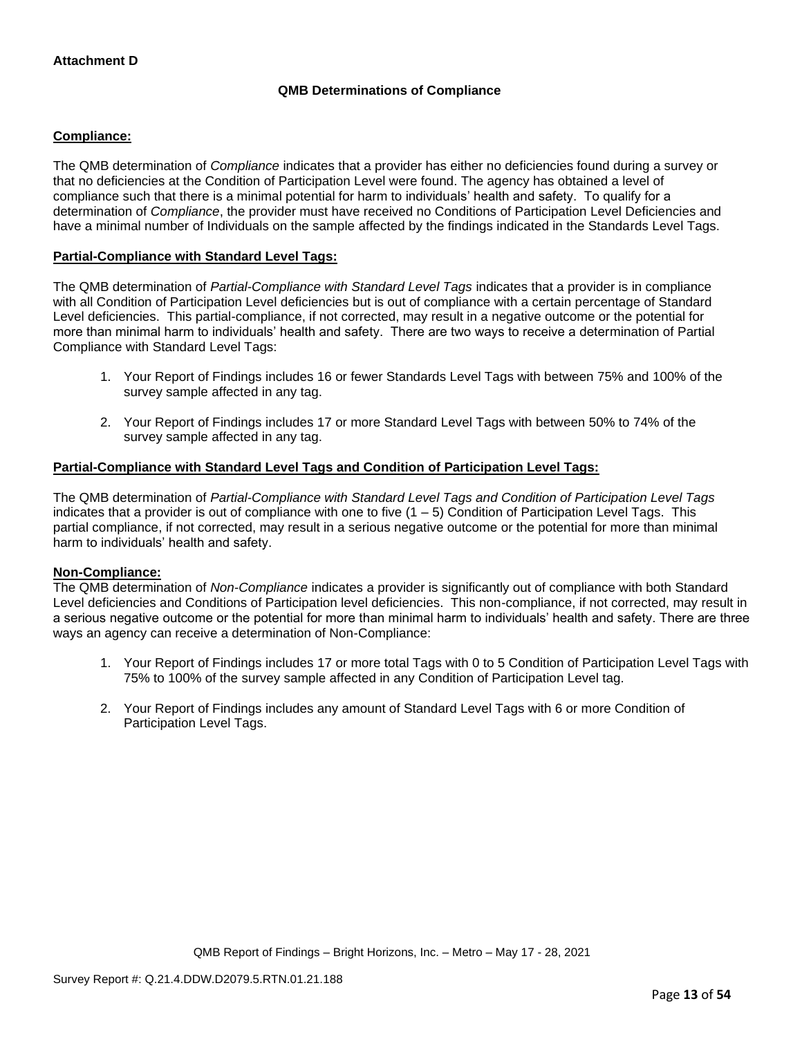**Attachment D**

**QMB Determinations of Compliance**

**Compliance:**

The QMB determination of *Compliance* indicates that a provider has either no deficiencies found during a survey or that no deficiencies at the Condition of Participation Level were found. The agency has obtained a level of compliance such that there is a minimal potential for harm to individuals' health and safety. To qualify for a determination of *Compliance*, the provider must have received no Conditions of Participation Level Deficiencies and have a minimal number of Individuals on the sample affected by the findings indicated in the Standards Level Tags.

**Partial-Compliance with Standard Level Tags:**

The QMB determination of *Partial-Compliance with Standard Level Tags* indicates that a provider is in compliance with all Condition of Participation Level deficiencies but is out of compliance with a certain percentage of Standard Level deficiencies. This partial-compliance, if not corrected, may result in a negative outcome or the potential for more than minimal harm to individuals' health and safety. There are two ways to receive a determination of Partial Compliance with Standard Level Tags:

1. Your Report of Findings includes 16 or fewer Standards Level Tags with between 75% and 100% of the survey sample affected in any tag.
2. Your Report of Findings includes 17 or more Standard Level Tags with between 50% to 74% of the survey sample affected in any tag.

**Partial-Compliance with Standard Level Tags and Condition of Participation Level Tags:**

The QMB determination of *Partial-Compliance with Standard Level Tags and Condition of Participation Level Tags* indicates that a provider is out of compliance with one to five (1 – 5) Condition of Participation Level Tags. This partial compliance, if not corrected, may result in a serious negative outcome or the potential for more than minimal harm to individuals' health and safety.

**Non-Compliance:**

The QMB determination of *Non-Compliance* indicates a provider is significantly out of compliance with both Standard Level deficiencies and Conditions of Participation level deficiencies. This non-compliance, if not corrected, may result in a serious negative outcome or the potential for more than minimal harm to individuals' health and safety. There are three ways an agency can receive a determination of Non-Compliance:

1. Your Report of Findings includes 17 or more total Tags with 0 to 5 Condition of Participation Level Tags with 75% to 100% of the survey sample affected in any Condition of Participation Level tag.
2. Your Report of Findings includes any amount of Standard Level Tags with 6 or more Condition of Participation Level Tags.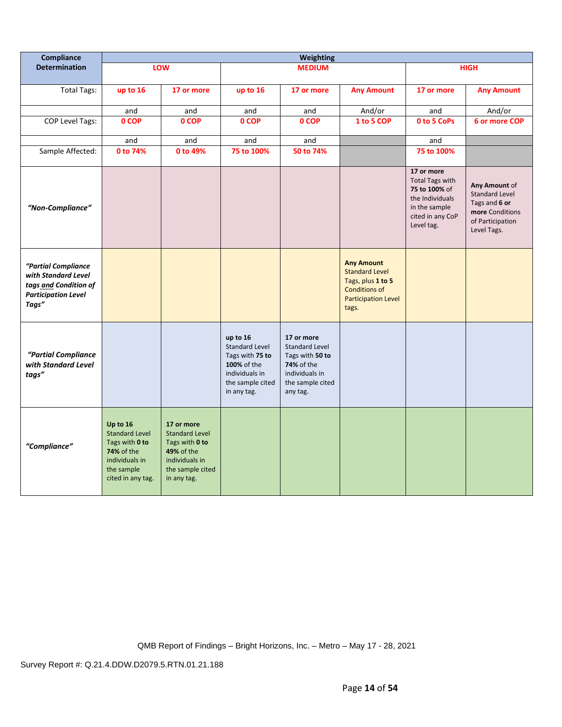| Compliance Determination | Weighting | | | | | | |
|---|---|---|---|---|---|---|---|
| | **LOW** | | **MEDIUM** | | | **HIGH** | |
| Total Tags: | **up to 16** | **17 or more** | **up to 16** | **17 or more** | **Any Amount** | **17 or more** | **Any Amount** |
| | and | and | and | and | And/or | and | And/or |
| COP Level Tags: | **0 COP** | **0 COP** | **0 COP** | **0 COP** | **1 to 5 COP** | **0 to 5 CoPs** | **6 or more COP** |
| | and | and | and | and | | and | |
| Sample Affected: | **0 to 74%** | **0 to 49%** | **75 to 100%** | **50 to 74%** | | **75 to 100%** | |
| *"Non-Compliance"* | | | | | | **17 or more** Total Tags with **75 to 100%** of the Individuals in the sample cited in any CoP Level tag. | **Any Amount** of Standard Level Tags and **6 or more** Conditions of Participation Level Tags. |
| *"Partial Compliance with Standard Level tags and Condition of Participation Level Tags"* | | | | | **Any Amount** Standard Level Tags, plus **1 to 5** Conditions of Participation Level tags. | | |
| *"Partial Compliance with Standard Level tags"* | | | **up to 16** Standard Level Tags with **75 to 100%** of the individuals in the sample cited in any tag. | **17 or more** Standard Level Tags with **50 to 74%** of the individuals in the sample cited any tag. | | | |
| *"Compliance"* | **Up to 16** Standard Level Tags with **0 to 74%** of the individuals in the sample cited in any tag. | **17 or more** Standard Level Tags with **0 to 49%** of the individuals in the sample cited in any tag. | | | | | |

QMB Report of Findings – Bright Horizons, Inc. – Metro – May 17 - 28, 2021

Survey Report #: Q.21.4.DDW.D2079.5.RTN.01.21.188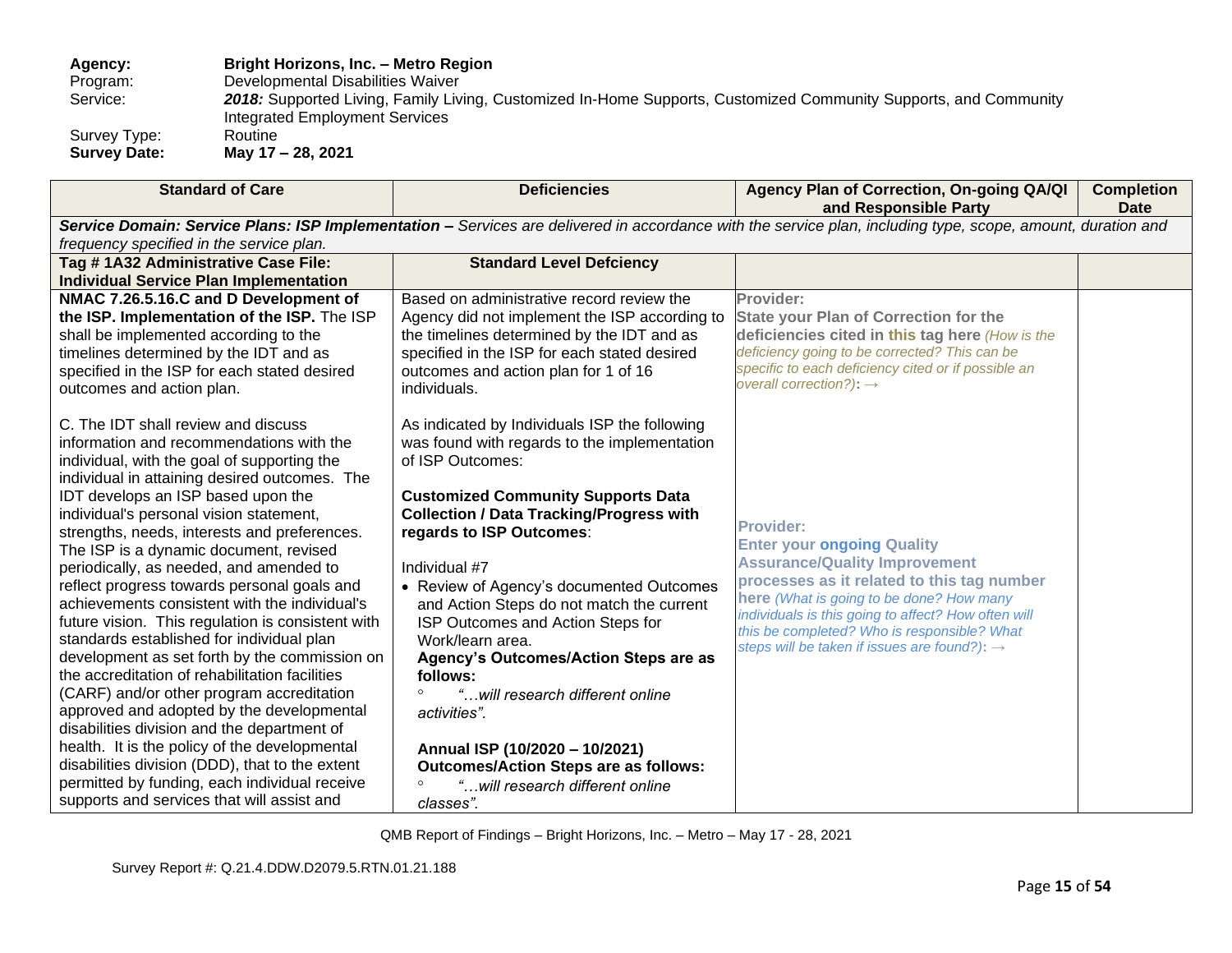**Agency:** **Bright Horizons, Inc. – Metro Region**
Program: Developmental Disabilities Waiver
Service: ***2018:*** Supported Living, Family Living, Customized In-Home Supports, Customized Community Supports, and Community Integrated Employment Services
Survey Type: Routine
**Survey Date:** **May 17 – 28, 2021**

| Standard of Care | Deficiencies | Agency Plan of Correction, On-going QA/QI and Responsible Party | Completion Date |
|---|---|---|---|
| ***Service Domain: Service Plans: ISP Implementation –** Services are delivered in accordance with the service plan, including type, scope, amount, duration and frequency specified in the service plan.* | | | |
| **Tag # 1A32 Administrative Case File: Individual Service Plan Implementation** | **Standard Level Defciency** | | |
| **NMAC 7.26.5.16.C and D Development of the ISP. Implementation of the ISP.** The ISP shall be implemented according to the timelines determined by the IDT and as specified in the ISP for each stated desired outcomes and action plan.<br><br>C. The IDT shall review and discuss information and recommendations with the individual, with the goal of supporting the individual in attaining desired outcomes. The IDT develops an ISP based upon the individual's personal vision statement, strengths, needs, interests and preferences. The ISP is a dynamic document, revised periodically, as needed, and amended to reflect progress towards personal goals and achievements consistent with the individual's future vision. This regulation is consistent with standards established for individual plan development as set forth by the commission on the accreditation of rehabilitation facilities (CARF) and/or other program accreditation approved and adopted by the developmental disabilities division and the department of health. It is the policy of the developmental disabilities division (DDD), that to the extent permitted by funding, each individual receive supports and services that will assist and | Based on administrative record review the Agency did not implement the ISP according to the timelines determined by the IDT and as specified in the ISP for each stated desired outcomes and action plan for 1 of 16 individuals.<br><br>As indicated by Individuals ISP the following was found with regards to the implementation of ISP Outcomes:<br><br>**Customized Community Supports Data Collection / Data Tracking/Progress with regards to ISP Outcomes**:<br><br>Individual #7<br>• Review of Agency's documented Outcomes and Action Steps do not match the current ISP Outcomes and Action Steps for Work/learn area.<br>**Agency's Outcomes/Action Steps are as follows:**<br>◦ *"…will research different online activities".*<br><br>**Annual ISP (10/2020 – 10/2021) Outcomes/Action Steps are as follows:**<br>◦ *"…will research different online classes".* | **Provider:**<br>**State your Plan of Correction for the deficiencies cited in this tag here** *(How is the deficiency going to be corrected? This can be specific to each deficiency cited or if possible an overall correction?)***:** →<br><br>**Provider:**<br>**Enter your ongoing Quality Assurance/Quality Improvement processes as it related to this tag number here** *(What is going to be done? How many individuals is this going to affect? How often will this be completed? Who is responsible? What steps will be taken if issues are found?)***:** → | |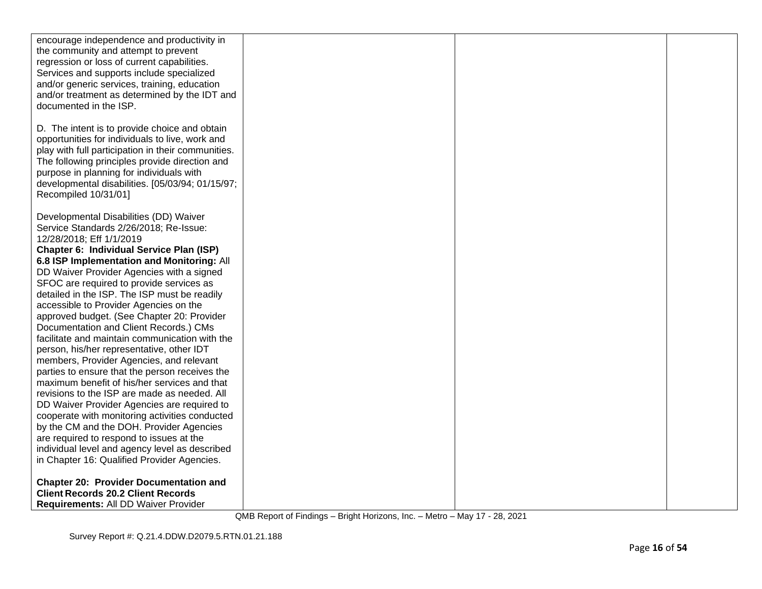| | | | |
|---|---|---|---|
| encourage independence and productivity in the community and attempt to prevent regression or loss of current capabilities. Services and supports include specialized and/or generic services, training, education and/or treatment as determined by the IDT and documented in the ISP.<br><br>D. The intent is to provide choice and obtain opportunities for individuals to live, work and play with full participation in their communities. The following principles provide direction and purpose in planning for individuals with developmental disabilities. [05/03/94; 01/15/97; Recompiled 10/31/01]<br><br>Developmental Disabilities (DD) Waiver Service Standards 2/26/2018; Re-Issue: 12/28/2018; Eff 1/1/2019<br>**Chapter 6: Individual Service Plan (ISP)**<br>**6.8 ISP Implementation and Monitoring:** All DD Waiver Provider Agencies with a signed SFOC are required to provide services as detailed in the ISP. The ISP must be readily accessible to Provider Agencies on the approved budget. (See Chapter 20: Provider Documentation and Client Records.) CMs facilitate and maintain communication with the person, his/her representative, other IDT members, Provider Agencies, and relevant parties to ensure that the person receives the maximum benefit of his/her services and that revisions to the ISP are made as needed. All DD Waiver Provider Agencies are required to cooperate with monitoring activities conducted by the CM and the DOH. Provider Agencies are required to respond to issues at the individual level and agency level as described in Chapter 16: Qualified Provider Agencies.<br><br>**Chapter 20: Provider Documentation and Client Records 20.2 Client Records Requirements:** All DD Waiver Provider | | | |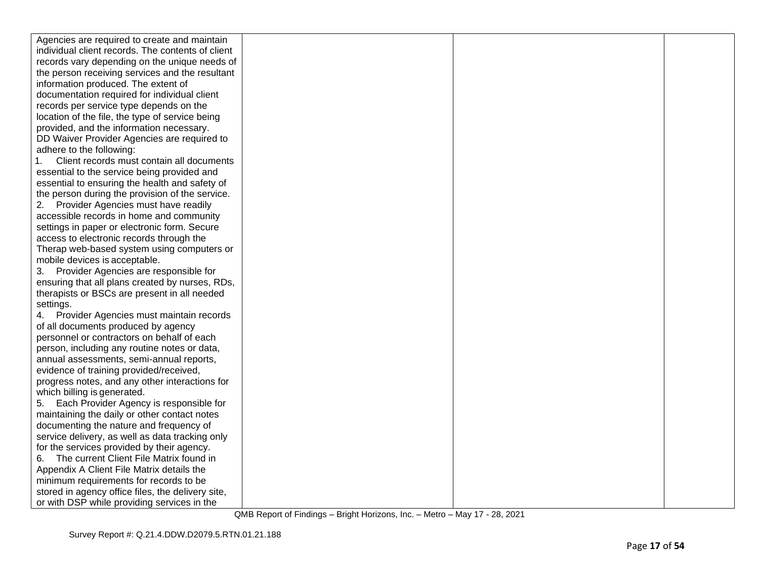| | | | |
|---|---|---|---|
| Agencies are required to create and maintain individual client records. The contents of client records vary depending on the unique needs of the person receiving services and the resultant information produced. The extent of documentation required for individual client records per service type depends on the location of the file, the type of service being provided, and the information necessary.<br>DD Waiver Provider Agencies are required to adhere to the following:<br>1. Client records must contain all documents essential to the service being provided and essential to ensuring the health and safety of the person during the provision of the service.<br>2. Provider Agencies must have readily accessible records in home and community settings in paper or electronic form. Secure access to electronic records through the Therap web-based system using computers or mobile devices is acceptable.<br>3. Provider Agencies are responsible for ensuring that all plans created by nurses, RDs, therapists or BSCs are present in all needed settings.<br>4. Provider Agencies must maintain records of all documents produced by agency personnel or contractors on behalf of each person, including any routine notes or data, annual assessments, semi-annual reports, evidence of training provided/received, progress notes, and any other interactions for which billing is generated.<br>5. Each Provider Agency is responsible for maintaining the daily or other contact notes documenting the nature and frequency of service delivery, as well as data tracking only for the services provided by their agency.<br>6. The current Client File Matrix found in Appendix A Client File Matrix details the minimum requirements for records to be stored in agency office files, the delivery site, or with DSP while providing services in the | | | |

QMB Report of Findings – Bright Horizons, Inc. – Metro – May 17 - 28, 2021

Survey Report #: Q.21.4.DDW.D2079.5.RTN.01.21.188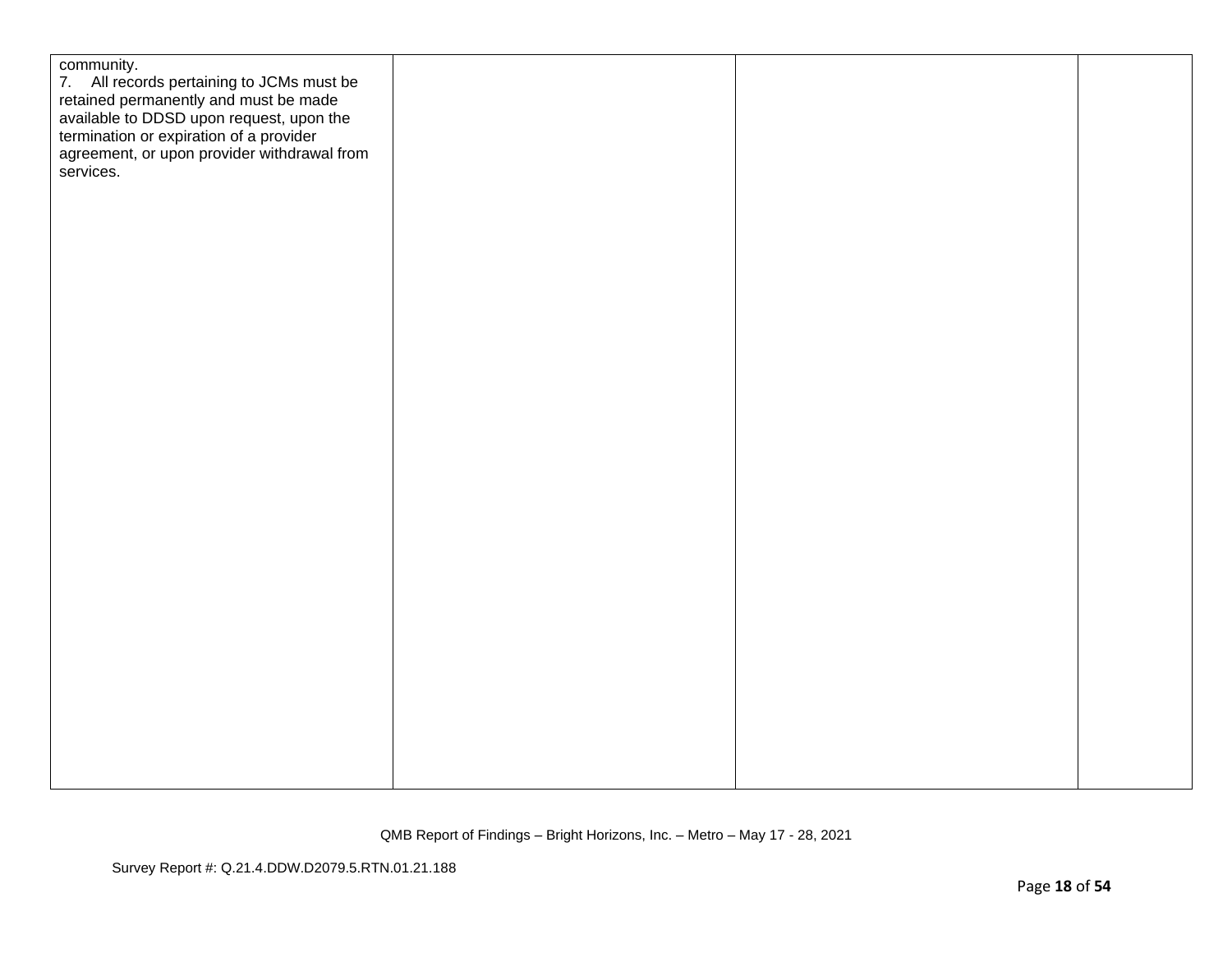| | | | |
|---|---|---|---|
| community.<br>7. All records pertaining to JCMs must be retained permanently and must be made available to DDSD upon request, upon the termination or expiration of a provider agreement, or upon provider withdrawal from services. | | | |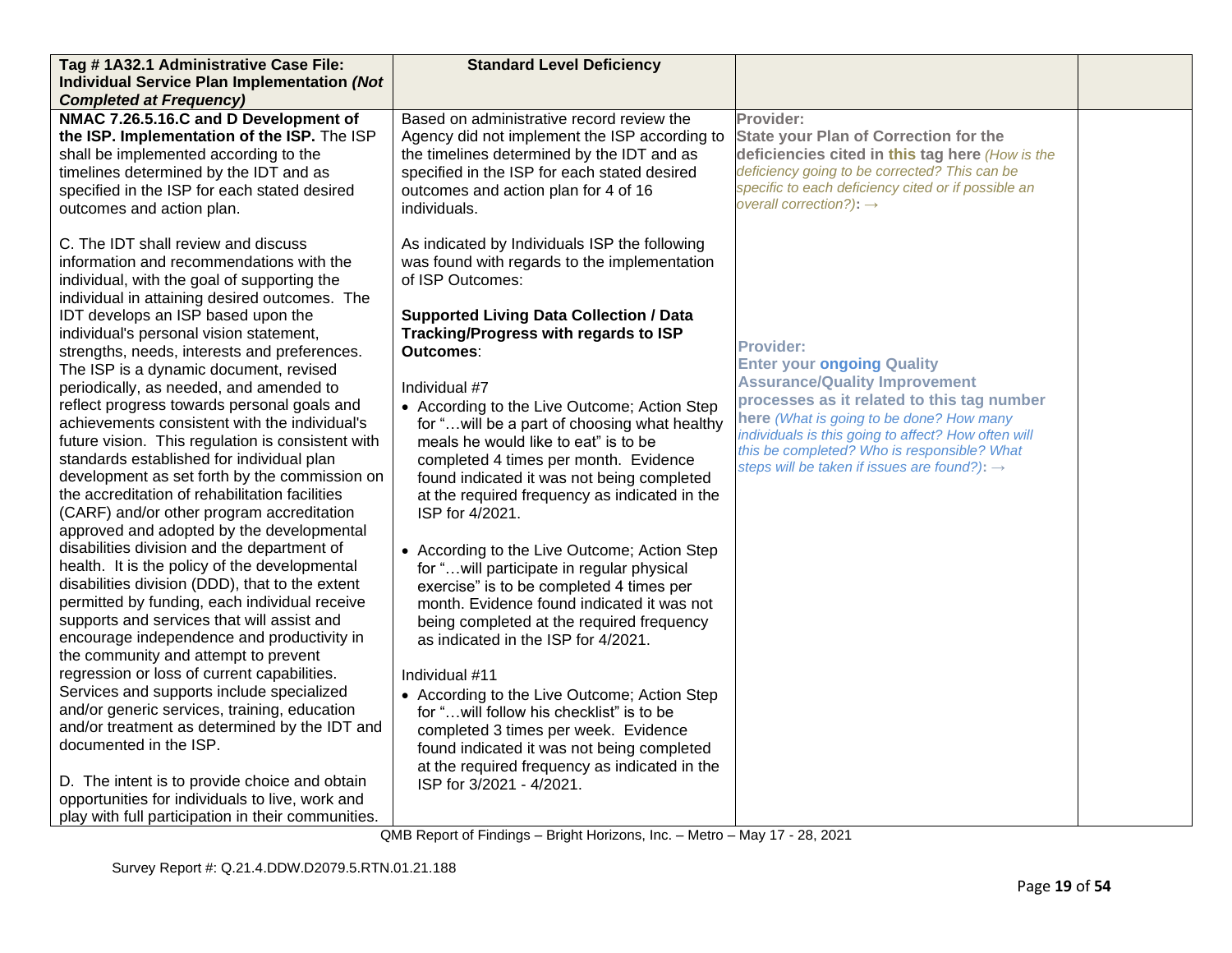| **Tag # 1A32.1 Administrative Case File: Individual Service Plan Implementation *(Not Completed at Frequency)*** | **Standard Level Deficiency** | | |
|---|---|---|---|
| **NMAC 7.26.5.16.C and D Development of the ISP. Implementation of the ISP.** The ISP shall be implemented according to the timelines determined by the IDT and as specified in the ISP for each stated desired outcomes and action plan.<br><br>C. The IDT shall review and discuss information and recommendations with the individual, with the goal of supporting the individual in attaining desired outcomes. The IDT develops an ISP based upon the individual's personal vision statement, strengths, needs, interests and preferences. The ISP is a dynamic document, revised periodically, as needed, and amended to reflect progress towards personal goals and achievements consistent with the individual's future vision. This regulation is consistent with standards established for individual plan development as set forth by the commission on the accreditation of rehabilitation facilities (CARF) and/or other program accreditation approved and adopted by the developmental disabilities division and the department of health. It is the policy of the developmental disabilities division (DDD), that to the extent permitted by funding, each individual receive supports and services that will assist and encourage independence and productivity in the community and attempt to prevent regression or loss of current capabilities. Services and supports include specialized and/or generic services, training, education and/or treatment as determined by the IDT and documented in the ISP.<br><br>D. The intent is to provide choice and obtain opportunities for individuals to live, work and play with full participation in their communities. | Based on administrative record review the Agency did not implement the ISP according to the timelines determined by the IDT and as specified in the ISP for each stated desired outcomes and action plan for 4 of 16 individuals.<br><br>As indicated by Individuals ISP the following was found with regards to the implementation of ISP Outcomes:<br><br>**Supported Living Data Collection / Data Tracking/Progress with regards to ISP Outcomes**:<br><br>Individual #7<br>• According to the Live Outcome; Action Step for "…will be a part of choosing what healthy meals he would like to eat" is to be completed 4 times per month. Evidence found indicated it was not being completed at the required frequency as indicated in the ISP for 4/2021.<br><br>• According to the Live Outcome; Action Step for "…will participate in regular physical exercise" is to be completed 4 times per month. Evidence found indicated it was not being completed at the required frequency as indicated in the ISP for 4/2021.<br><br>Individual #11<br>• According to the Live Outcome; Action Step for "…will follow his checklist" is to be completed 3 times per week. Evidence found indicated it was not being completed at the required frequency as indicated in the ISP for 3/2021 - 4/2021. | **Provider:**<br>**State your Plan of Correction for the deficiencies cited in this tag here** *(How is the deficiency going to be corrected? This can be specific to each deficiency cited or if possible an overall correction?)*: →<br><br>**Provider:**<br>**Enter your ongoing Quality Assurance/Quality Improvement processes as it related to this tag number here** *(What is going to be done? How many individuals is this going to affect? How often will this be completed? Who is responsible? What steps will be taken if issues are found?)*: → | |

QMB Report of Findings – Bright Horizons, Inc. – Metro – May 17 - 28, 2021

Survey Report #: Q.21.4.DDW.D2079.5.RTN.01.21.188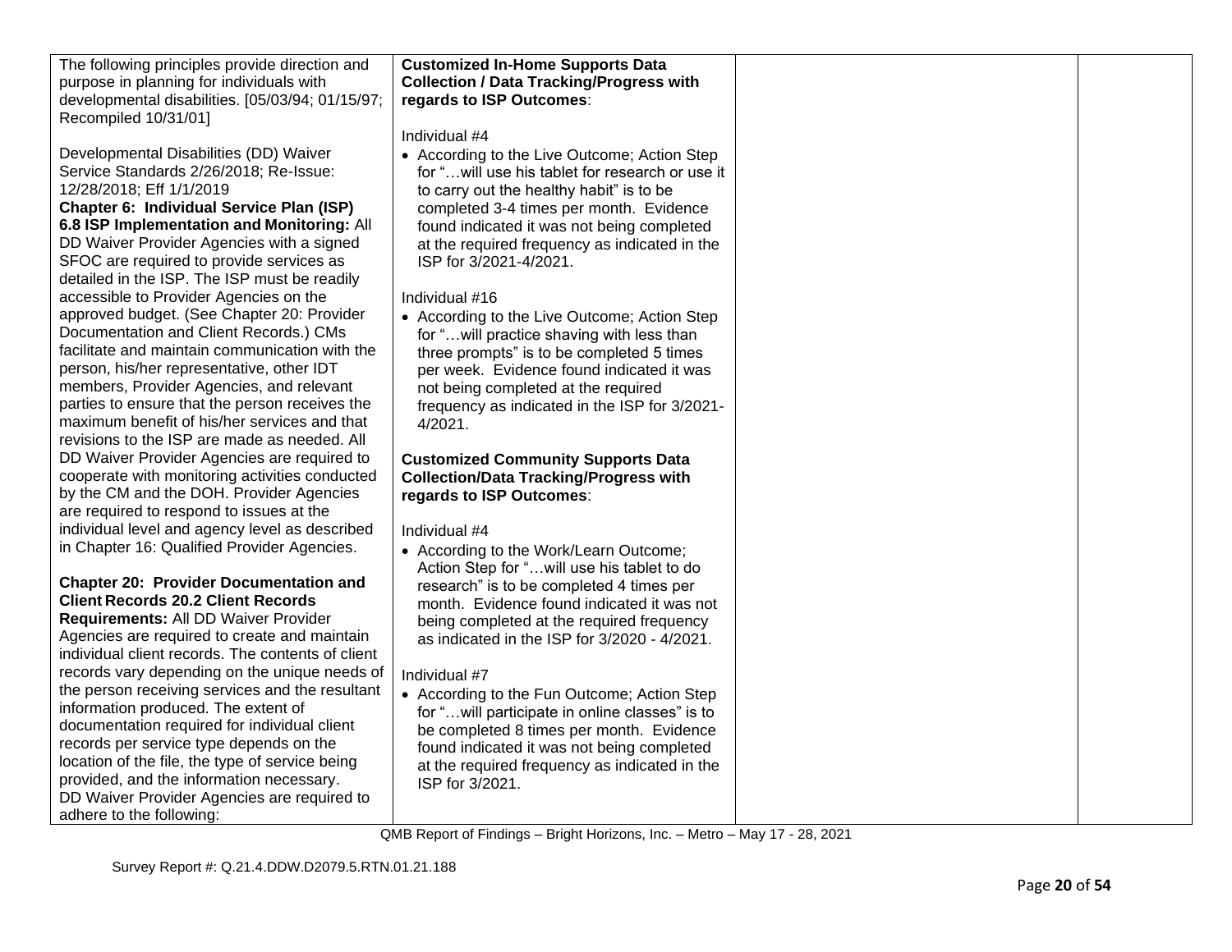| | | | |
|---|---|---|---|
| The following principles provide direction and purpose in planning for individuals with developmental disabilities. [05/03/94; 01/15/97; Recompiled 10/31/01]<br><br>Developmental Disabilities (DD) Waiver Service Standards 2/26/2018; Re-Issue: 12/28/2018; Eff 1/1/2019<br>**Chapter 6: Individual Service Plan (ISP) 6.8 ISP Implementation and Monitoring:** All DD Waiver Provider Agencies with a signed SFOC are required to provide services as detailed in the ISP. The ISP must be readily accessible to Provider Agencies on the approved budget. (See Chapter 20: Provider Documentation and Client Records.) CMs facilitate and maintain communication with the person, his/her representative, other IDT members, Provider Agencies, and relevant parties to ensure that the person receives the maximum benefit of his/her services and that revisions to the ISP are made as needed. All DD Waiver Provider Agencies are required to cooperate with monitoring activities conducted by the CM and the DOH. Provider Agencies are required to respond to issues at the individual level and agency level as described in Chapter 16: Qualified Provider Agencies.<br><br>**Chapter 20: Provider Documentation and Client Records 20.2 Client Records Requirements:** All DD Waiver Provider Agencies are required to create and maintain individual client records. The contents of client records vary depending on the unique needs of the person receiving services and the resultant information produced. The extent of documentation required for individual client records per service type depends on the location of the file, the type of service being provided, and the information necessary.<br>DD Waiver Provider Agencies are required to adhere to the following: | **Customized In-Home Supports Data Collection / Data Tracking/Progress with regards to ISP Outcomes**:<br><br>Individual #4<br>• According to the Live Outcome; Action Step for "…will use his tablet for research or use it to carry out the healthy habit" is to be completed 3-4 times per month. Evidence found indicated it was not being completed at the required frequency as indicated in the ISP for 3/2021-4/2021.<br><br>Individual #16<br>• According to the Live Outcome; Action Step for "…will practice shaving with less than three prompts" is to be completed 5 times per week. Evidence found indicated it was not being completed at the required frequency as indicated in the ISP for 3/2021-4/2021.<br><br>**Customized Community Supports Data Collection/Data Tracking/Progress with regards to ISP Outcomes**:<br><br>Individual #4<br>• According to the Work/Learn Outcome; Action Step for "…will use his tablet to do research" is to be completed 4 times per month. Evidence found indicated it was not being completed at the required frequency as indicated in the ISP for 3/2020 - 4/2021.<br><br>Individual #7<br>• According to the Fun Outcome; Action Step for "…will participate in online classes" is to be completed 8 times per month. Evidence found indicated it was not being completed at the required frequency as indicated in the ISP for 3/2021. | | |

QMB Report of Findings – Bright Horizons, Inc. – Metro – May 17 - 28, 2021

Survey Report #: Q.21.4.DDW.D2079.5.RTN.01.21.188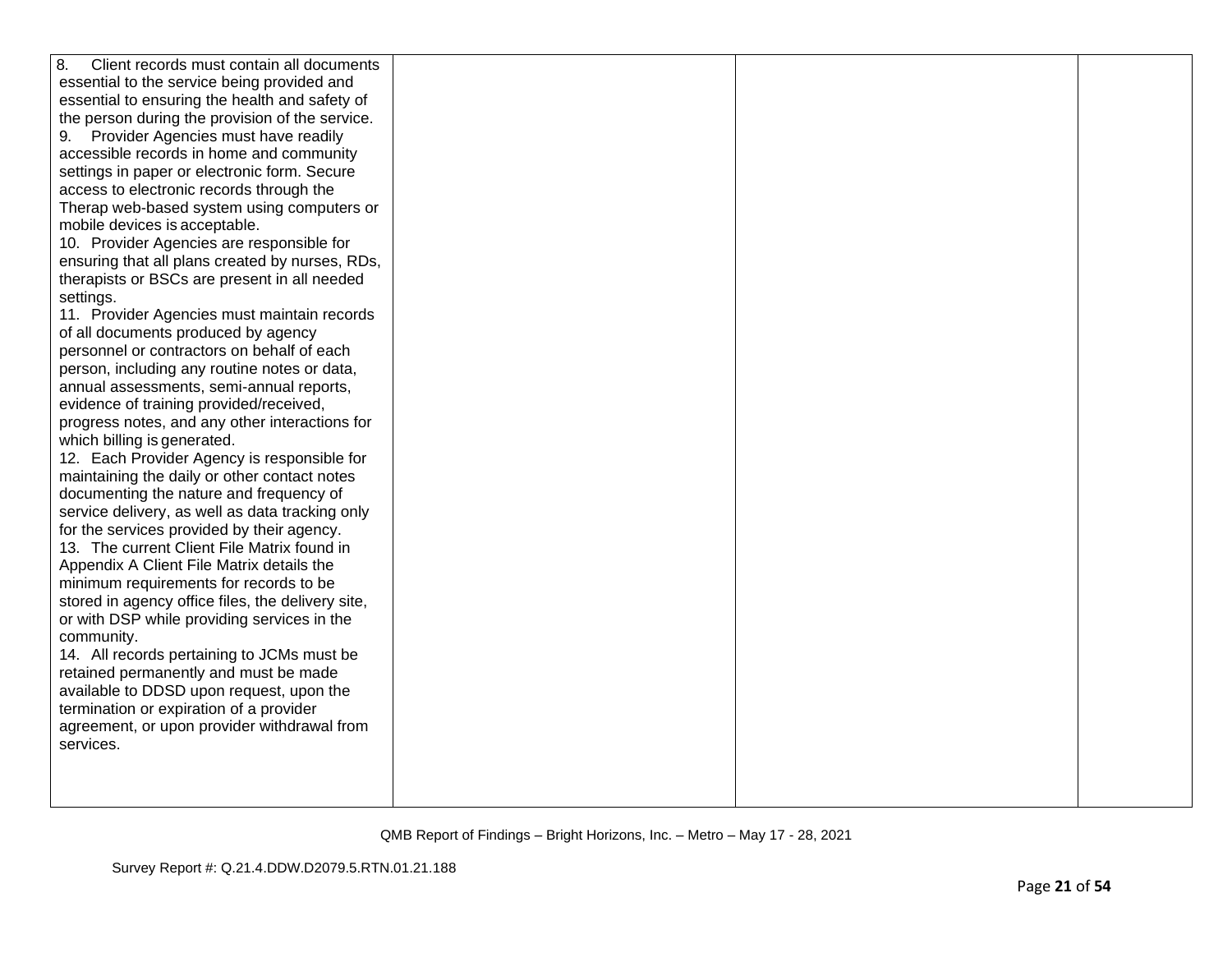| | | | |
|---|---|---|---|
| 8. Client records must contain all documents essential to the service being provided and essential to ensuring the health and safety of the person during the provision of the service.<br>9. Provider Agencies must have readily accessible records in home and community settings in paper or electronic form. Secure access to electronic records through the Therap web-based system using computers or mobile devices is acceptable.<br>10. Provider Agencies are responsible for ensuring that all plans created by nurses, RDs, therapists or BSCs are present in all needed settings.<br>11. Provider Agencies must maintain records of all documents produced by agency personnel or contractors on behalf of each person, including any routine notes or data, annual assessments, semi-annual reports, evidence of training provided/received, progress notes, and any other interactions for which billing is generated.<br>12. Each Provider Agency is responsible for maintaining the daily or other contact notes documenting the nature and frequency of service delivery, as well as data tracking only for the services provided by their agency.<br>13. The current Client File Matrix found in Appendix A Client File Matrix details the minimum requirements for records to be stored in agency office files, the delivery site, or with DSP while providing services in the community.<br>14. All records pertaining to JCMs must be retained permanently and must be made available to DDSD upon request, upon the termination or expiration of a provider agreement, or upon provider withdrawal from services. | | | |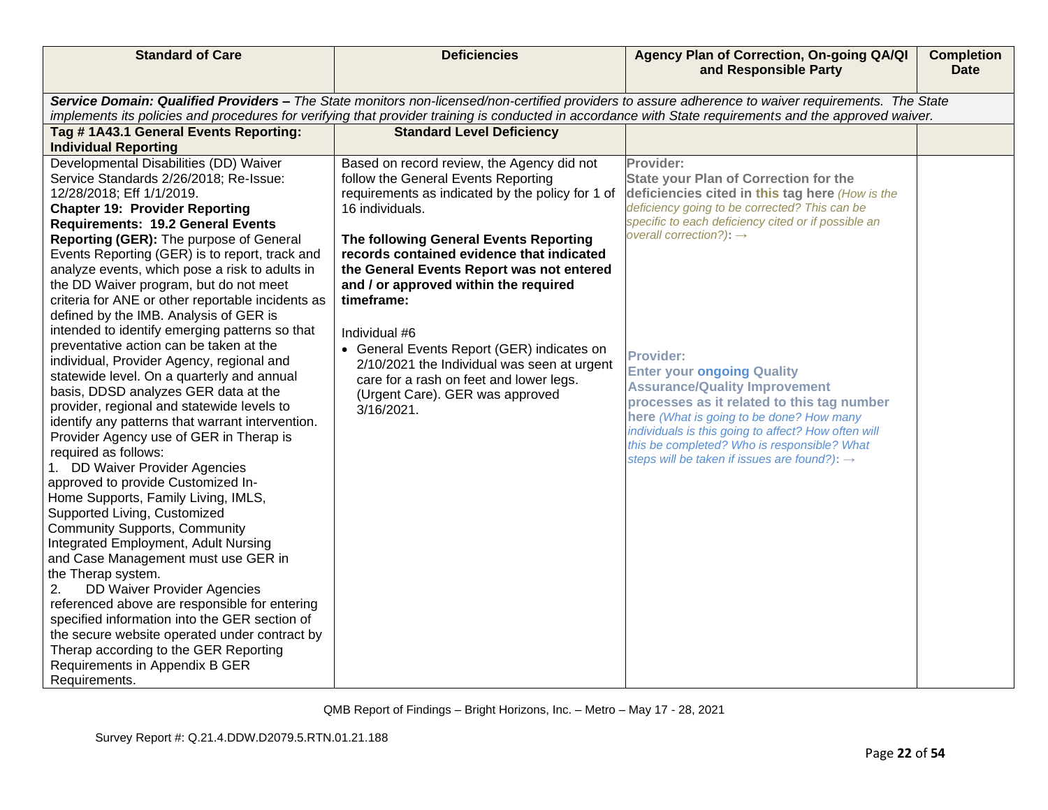| Standard of Care | Deficiencies | Agency Plan of Correction, On-going QA/QI and Responsible Party | Completion Date |
|---|---|---|---|
| ***Service Domain: Qualified Providers –*** *The State monitors non-licensed/non-certified providers to assure adherence to waiver requirements. The State implements its policies and procedures for verifying that provider training is conducted in accordance with State requirements and the approved waiver.* | | | |
| **Tag # 1A43.1 General Events Reporting: Individual Reporting** | **Standard Level Deficiency** | | |
| Developmental Disabilities (DD) Waiver Service Standards 2/26/2018; Re-Issue: 12/28/2018; Eff 1/1/2019.<br>**Chapter 19: Provider Reporting Requirements: 19.2 General Events Reporting (GER):** The purpose of General Events Reporting (GER) is to report, track and analyze events, which pose a risk to adults in the DD Waiver program, but do not meet criteria for ANE or other reportable incidents as defined by the IMB. Analysis of GER is intended to identify emerging patterns so that preventative action can be taken at the individual, Provider Agency, regional and statewide level. On a quarterly and annual basis, DDSD analyzes GER data at the provider, regional and statewide levels to identify any patterns that warrant intervention. Provider Agency use of GER in Therap is required as follows:<br>1. DD Waiver Provider Agencies approved to provide Customized In-Home Supports, Family Living, IMLS, Supported Living, Customized Community Supports, Community Integrated Employment, Adult Nursing and Case Management must use GER in the Therap system.<br>2. DD Waiver Provider Agencies referenced above are responsible for entering specified information into the GER section of the secure website operated under contract by Therap according to the GER Reporting Requirements in Appendix B GER Requirements. | Based on record review, the Agency did not follow the General Events Reporting requirements as indicated by the policy for 1 of 16 individuals.<br><br>**The following General Events Reporting records contained evidence that indicated the General Events Report was not entered and / or approved within the required timeframe:**<br><br>Individual #6<br>• General Events Report (GER) indicates on 2/10/2021 the Individual was seen at urgent care for a rash on feet and lower legs. (Urgent Care). GER was approved 3/16/2021. | **Provider:**<br>**State your Plan of Correction for the deficiencies cited in this tag here** *(How is the deficiency going to be corrected? This can be specific to each deficiency cited or if possible an overall correction?)*: →<br><br><br><br>**Provider:**<br>**Enter your ongoing Quality Assurance/Quality Improvement processes as it related to this tag number here** *(What is going to be done? How many individuals is this going to affect? How often will this be completed? Who is responsible? What steps will be taken if issues are found?)*: → | |

QMB Report of Findings – Bright Horizons, Inc. – Metro – May 17 - 28, 2021

Survey Report #: Q.21.4.DDW.D2079.5.RTN.01.21.188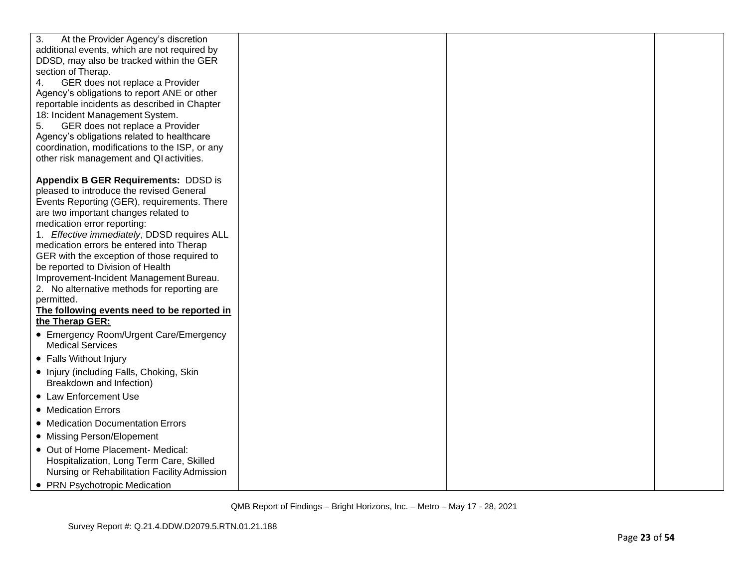| | | | |
|---|---|---|---|
| 3. At the Provider Agency's discretion additional events, which are not required by DDSD, may also be tracked within the GER section of Therap.<br>4. GER does not replace a Provider Agency's obligations to report ANE or other reportable incidents as described in Chapter 18: Incident Management System.<br>5. GER does not replace a Provider Agency's obligations related to healthcare coordination, modifications to the ISP, or any other risk management and QI activities.<br><br>**Appendix B GER Requirements:** DDSD is pleased to introduce the revised General Events Reporting (GER), requirements. There are two important changes related to medication error reporting:<br>1. *Effective immediately*, DDSD requires ALL medication errors be entered into Therap GER with the exception of those required to be reported to Division of Health Improvement-Incident Management Bureau.<br>2. No alternative methods for reporting are permitted.<br>**The following events need to be reported in the Therap GER:**<br>• Emergency Room/Urgent Care/Emergency Medical Services<br>• Falls Without Injury<br>• Injury (including Falls, Choking, Skin Breakdown and Infection)<br>• Law Enforcement Use<br>• Medication Errors<br>• Medication Documentation Errors<br>• Missing Person/Elopement<br>• Out of Home Placement- Medical: Hospitalization, Long Term Care, Skilled Nursing or Rehabilitation Facility Admission<br>• PRN Psychotropic Medication | | | |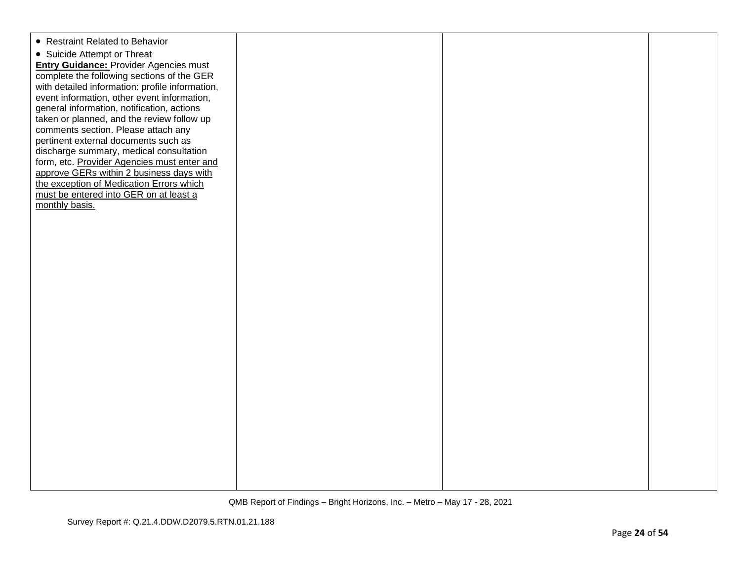| | | | |
|---|---|---|---|
| • Restraint Related to Behavior<br>• Suicide Attempt or Threat<br>**Entry Guidance:** Provider Agencies must complete the following sections of the GER with detailed information: profile information, event information, other event information, general information, notification, actions taken or planned, and the review follow up comments section. Please attach any pertinent external documents such as discharge summary, medical consultation form, etc. Provider Agencies must enter and approve GERs within 2 business days with the exception of Medication Errors which must be entered into GER on at least a monthly basis. | | | |

QMB Report of Findings – Bright Horizons, Inc. – Metro – May 17 - 28, 2021

Survey Report #: Q.21.4.DDW.D2079.5.RTN.01.21.188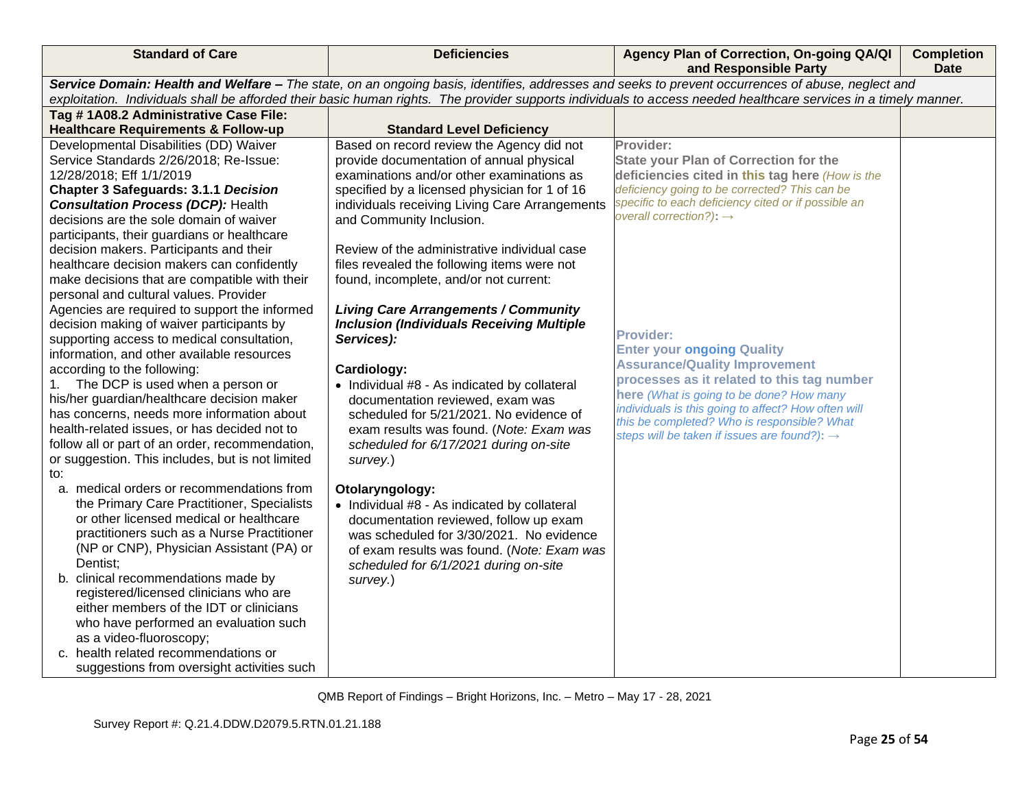| Standard of Care | Deficiencies | Agency Plan of Correction, On-going QA/QI and Responsible Party | Completion Date |
|---|---|---|---|
| ***Service Domain: Health and Welfare –*** *The state, on an ongoing basis, identifies, addresses and seeks to prevent occurrences of abuse, neglect and exploitation. Individuals shall be afforded their basic human rights. The provider supports individuals to access needed healthcare services in a timely manner.* | | | |
| **Tag # 1A08.2 Administrative Case File: Healthcare Requirements & Follow-up** | **Standard Level Deficiency** | | |
| Developmental Disabilities (DD) Waiver Service Standards 2/26/2018; Re-Issue: 12/28/2018; Eff 1/1/2019<br>**Chapter 3 Safeguards: 3.1.1 *Decision Consultation Process (DCP):*** Health decisions are the sole domain of waiver participants, their guardians or healthcare decision makers. Participants and their healthcare decision makers can confidently make decisions that are compatible with their personal and cultural values. Provider Agencies are required to support the informed decision making of waiver participants by supporting access to medical consultation, information, and other available resources according to the following:<br>1. The DCP is used when a person or his/her guardian/healthcare decision maker has concerns, needs more information about health-related issues, or has decided not to follow all or part of an order, recommendation, or suggestion. This includes, but is not limited to:<br>a. medical orders or recommendations from the Primary Care Practitioner, Specialists or other licensed medical or healthcare practitioners such as a Nurse Practitioner (NP or CNP), Physician Assistant (PA) or Dentist;<br>b. clinical recommendations made by registered/licensed clinicians who are either members of the IDT or clinicians who have performed an evaluation such as a video-fluoroscopy;<br>c. health related recommendations or suggestions from oversight activities such | Based on record review the Agency did not provide documentation of annual physical examinations and/or other examinations as specified by a licensed physician for 1 of 16 individuals receiving Living Care Arrangements and Community Inclusion.<br><br>Review of the administrative individual case files revealed the following items were not found, incomplete, and/or not current:<br><br>***Living Care Arrangements / Community Inclusion (Individuals Receiving Multiple Services):***<br><br>**Cardiology:**<br>• Individual #8 - As indicated by collateral documentation reviewed, exam was scheduled for 5/21/2021. No evidence of exam results was found. (*Note: Exam was scheduled for 6/17/2021 during on-site survey.*)<br><br>**Otolaryngology:**<br>• Individual #8 - As indicated by collateral documentation reviewed, follow up exam was scheduled for 3/30/2021. No evidence of exam results was found. (*Note: Exam was scheduled for 6/1/2021 during on-site survey.*) | **Provider:**<br>**State your Plan of Correction for the deficiencies cited in this tag here** *(How is the deficiency going to be corrected? This can be specific to each deficiency cited or if possible an overall correction?)*: →<br><br><br><br>**Provider:**<br>**Enter your ongoing Quality Assurance/Quality Improvement processes as it related to this tag number here** *(What is going to be done? How many individuals is this going to affect? How often will this be completed? Who is responsible? What steps will be taken if issues are found?)*: → | |

QMB Report of Findings – Bright Horizons, Inc. – Metro – May 17 - 28, 2021

Survey Report #: Q.21.4.DDW.D2079.5.RTN.01.21.188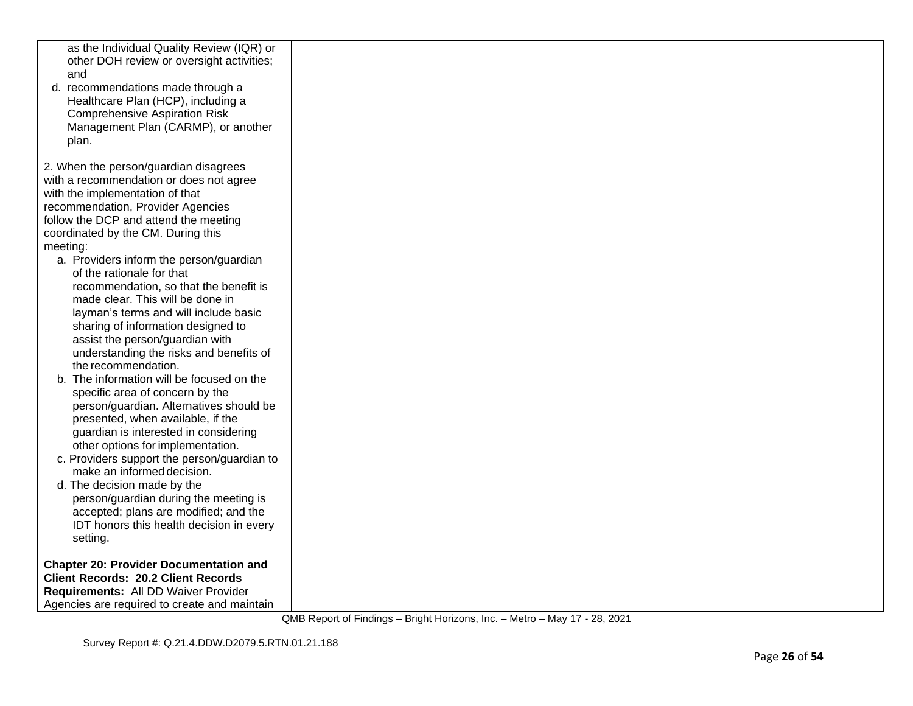| | | | |
|---|---|---|---|
| as the Individual Quality Review (IQR) or other DOH review or oversight activities; and<br>d. recommendations made through a Healthcare Plan (HCP), including a Comprehensive Aspiration Risk Management Plan (CARMP), or another plan.<br><br>2. When the person/guardian disagrees with a recommendation or does not agree with the implementation of that recommendation, Provider Agencies follow the DCP and attend the meeting coordinated by the CM. During this meeting:<br>a. Providers inform the person/guardian of the rationale for that recommendation, so that the benefit is made clear. This will be done in layman's terms and will include basic sharing of information designed to assist the person/guardian with understanding the risks and benefits of the recommendation.<br>b. The information will be focused on the specific area of concern by the person/guardian. Alternatives should be presented, when available, if the guardian is interested in considering other options for implementation.<br>c. Providers support the person/guardian to make an informed decision.<br>d. The decision made by the person/guardian during the meeting is accepted; plans are modified; and the IDT honors this health decision in every setting.<br><br>**Chapter 20: Provider Documentation and Client Records: 20.2 Client Records Requirements:** All DD Waiver Provider Agencies are required to create and maintain | | | |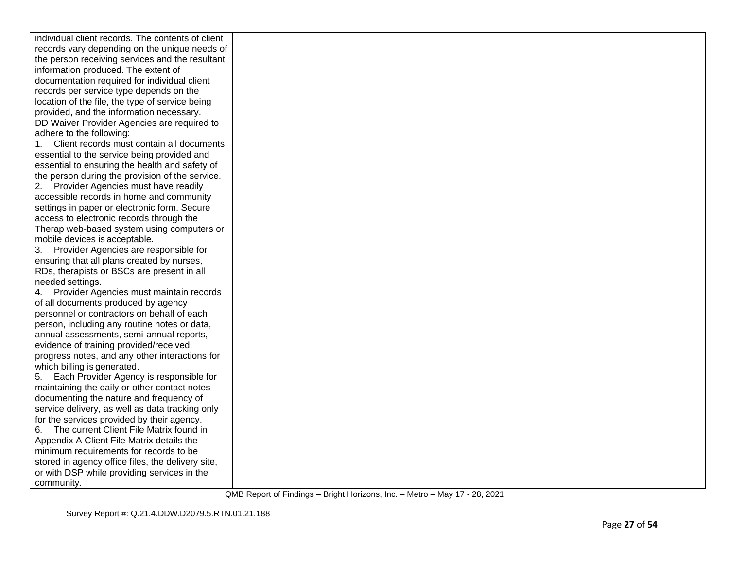| | | | |
|---|---|---|---|
| individual client records. The contents of client records vary depending on the unique needs of the person receiving services and the resultant information produced. The extent of documentation required for individual client records per service type depends on the location of the file, the type of service being provided, and the information necessary.<br>DD Waiver Provider Agencies are required to adhere to the following:<br>1. Client records must contain all documents essential to the service being provided and essential to ensuring the health and safety of the person during the provision of the service.<br>2. Provider Agencies must have readily accessible records in home and community settings in paper or electronic form. Secure access to electronic records through the Therap web-based system using computers or mobile devices is acceptable.<br>3. Provider Agencies are responsible for ensuring that all plans created by nurses, RDs, therapists or BSCs are present in all needed settings.<br>4. Provider Agencies must maintain records of all documents produced by agency personnel or contractors on behalf of each person, including any routine notes or data, annual assessments, semi-annual reports, evidence of training provided/received, progress notes, and any other interactions for which billing is generated.<br>5. Each Provider Agency is responsible for maintaining the daily or other contact notes documenting the nature and frequency of service delivery, as well as data tracking only for the services provided by their agency.<br>6. The current Client File Matrix found in Appendix A Client File Matrix details the minimum requirements for records to be stored in agency office files, the delivery site, or with DSP while providing services in the community. | | | |

QMB Report of Findings – Bright Horizons, Inc. – Metro – May 17 - 28, 2021

Survey Report #: Q.21.4.DDW.D2079.5.RTN.01.21.188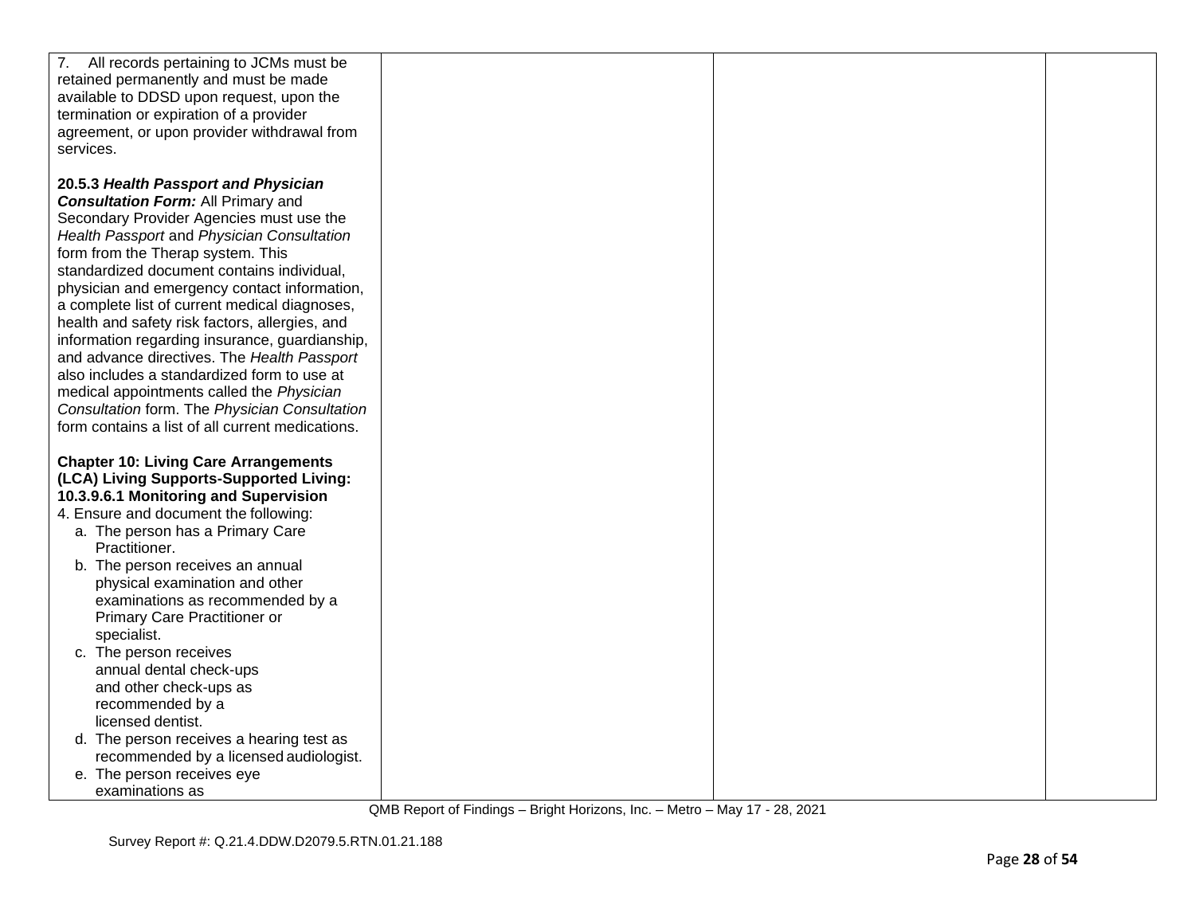| | | | |
|---|---|---|---|
| 7. All records pertaining to JCMs must be retained permanently and must be made available to DDSD upon request, upon the termination or expiration of a provider agreement, or upon provider withdrawal from services.<br><br>**20.5.3 *Health Passport and Physician Consultation Form:*** All Primary and Secondary Provider Agencies must use the *Health Passport* and *Physician Consultation* form from the Therap system. This standardized document contains individual, physician and emergency contact information, a complete list of current medical diagnoses, health and safety risk factors, allergies, and information regarding insurance, guardianship, and advance directives. The *Health Passport* also includes a standardized form to use at medical appointments called the *Physician Consultation* form. The *Physician Consultation* form contains a list of all current medications.<br><br>**Chapter 10: Living Care Arrangements (LCA) Living Supports-Supported Living: 10.3.9.6.1 Monitoring and Supervision**<br>4. Ensure and document the following:<br>a. The person has a Primary Care Practitioner.<br>b. The person receives an annual physical examination and other examinations as recommended by a Primary Care Practitioner or specialist.<br>c. The person receives annual dental check-ups and other check-ups as recommended by a licensed dentist.<br>d. The person receives a hearing test as recommended by a licensed audiologist.<br>e. The person receives eye examinations as | | | |

QMB Report of Findings – Bright Horizons, Inc. – Metro – May 17 - 28, 2021

Survey Report #: Q.21.4.DDW.D2079.5.RTN.01.21.188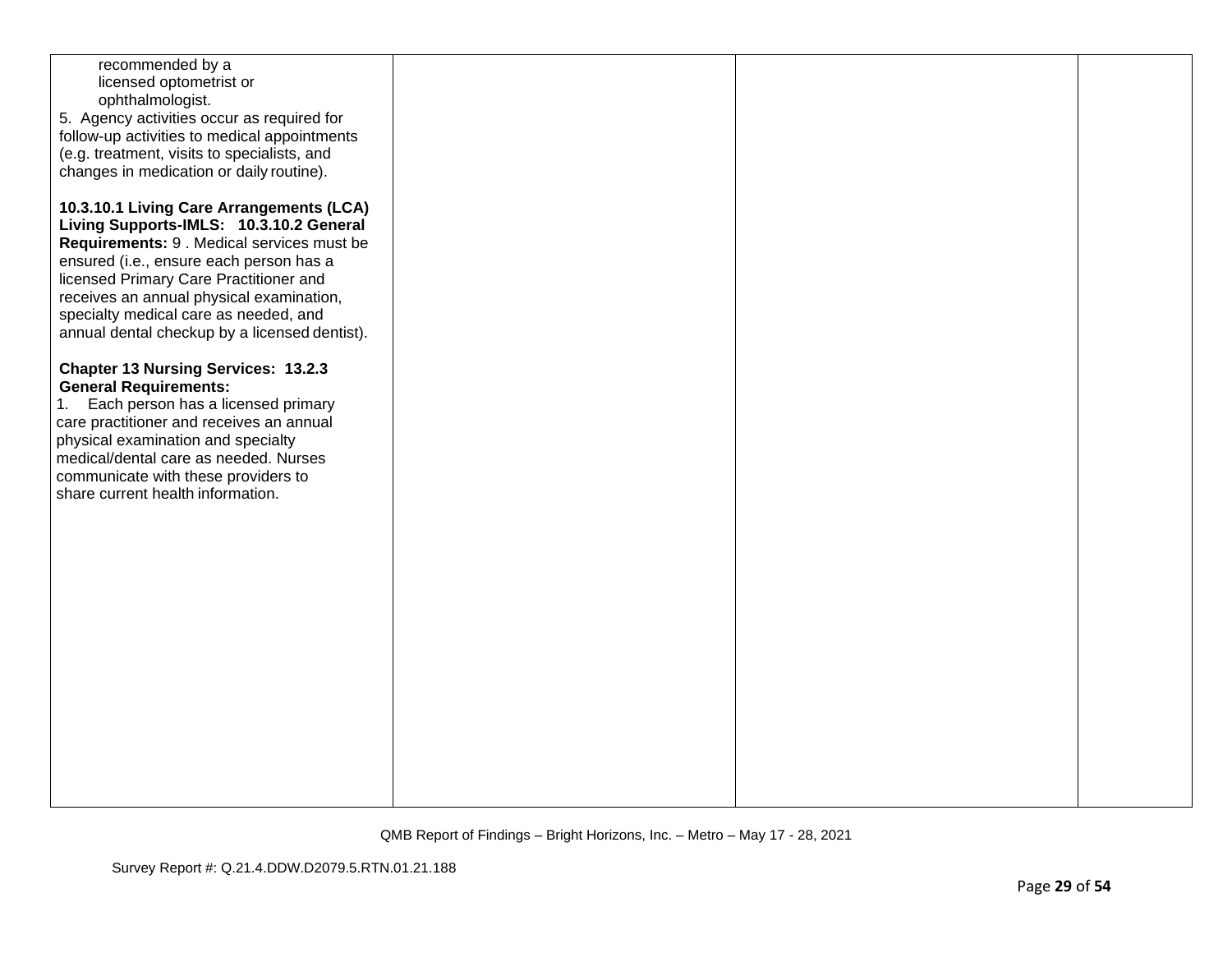| | | | |
|---|---|---|---|
| recommended by a licensed optometrist or ophthalmologist.<br>5. Agency activities occur as required for follow-up activities to medical appointments (e.g. treatment, visits to specialists, and changes in medication or daily routine).<br><br>**10.3.10.1 Living Care Arrangements (LCA) Living Supports-IMLS: 10.3.10.2 General Requirements:** 9 . Medical services must be ensured (i.e., ensure each person has a licensed Primary Care Practitioner and receives an annual physical examination, specialty medical care as needed, and annual dental checkup by a licensed dentist).<br><br>**Chapter 13 Nursing Services: 13.2.3 General Requirements:**<br>1. Each person has a licensed primary care practitioner and receives an annual physical examination and specialty medical/dental care as needed. Nurses communicate with these providers to share current health information. | | | |

QMB Report of Findings – Bright Horizons, Inc. – Metro – May 17 - 28, 2021

Survey Report #: Q.21.4.DDW.D2079.5.RTN.01.21.188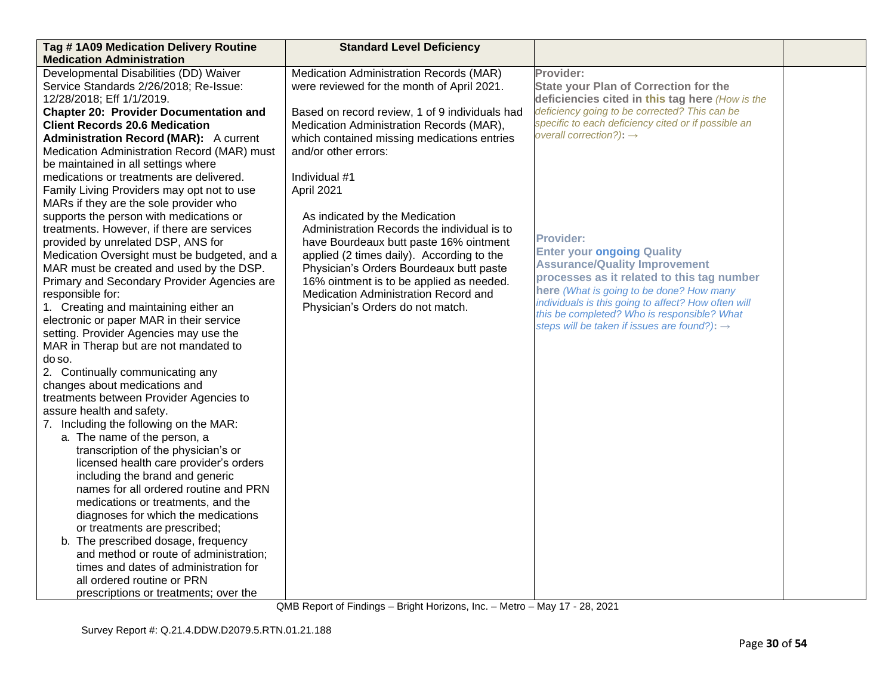| Tag # 1A09 Medication Delivery Routine Medication Administration | Standard Level Deficiency | | |
|---|---|---|---|
| Developmental Disabilities (DD) Waiver Service Standards 2/26/2018; Re-Issue: 12/28/2018; Eff 1/1/2019.<br>**Chapter 20: Provider Documentation and Client Records 20.6 Medication Administration Record (MAR):** A current Medication Administration Record (MAR) must be maintained in all settings where medications or treatments are delivered. Family Living Providers may opt not to use MARs if they are the sole provider who supports the person with medications or treatments. However, if there are services provided by unrelated DSP, ANS for Medication Oversight must be budgeted, and a MAR must be created and used by the DSP. Primary and Secondary Provider Agencies are responsible for:<br>1. Creating and maintaining either an electronic or paper MAR in their service setting. Provider Agencies may use the MAR in Therap but are not mandated to do so.<br>2. Continually communicating any changes about medications and treatments between Provider Agencies to assure health and safety.<br>7. Including the following on the MAR:<br>a. The name of the person, a transcription of the physician's or licensed health care provider's orders including the brand and generic names for all ordered routine and PRN medications or treatments, and the diagnoses for which the medications or treatments are prescribed;<br>b. The prescribed dosage, frequency and method or route of administration; times and dates of administration for all ordered routine or PRN prescriptions or treatments; over the | Medication Administration Records (MAR) were reviewed for the month of April 2021.<br><br>Based on record review, 1 of 9 individuals had Medication Administration Records (MAR), which contained missing medications entries and/or other errors:<br><br>Individual #1<br>April 2021<br><br>As indicated by the Medication Administration Records the individual is to have Bourdeaux butt paste 16% ointment applied (2 times daily). According to the Physician's Orders Bourdeaux butt paste 16% ointment is to be applied as needed. Medication Administration Record and Physician's Orders do not match. | **Provider:**<br>**State your Plan of Correction for the deficiencies cited in this tag here** *(How is the deficiency going to be corrected? This can be specific to each deficiency cited or if possible an overall correction?)*: →<br><br>**Provider:**<br>**Enter your ongoing Quality Assurance/Quality Improvement processes as it related to this tag number here** *(What is going to be done? How many individuals is this going to affect? How often will this be completed? Who is responsible? What steps will be taken if issues are found?)*: → | |

QMB Report of Findings – Bright Horizons, Inc. – Metro – May 17 - 28, 2021

Survey Report #: Q.21.4.DDW.D2079.5.RTN.01.21.188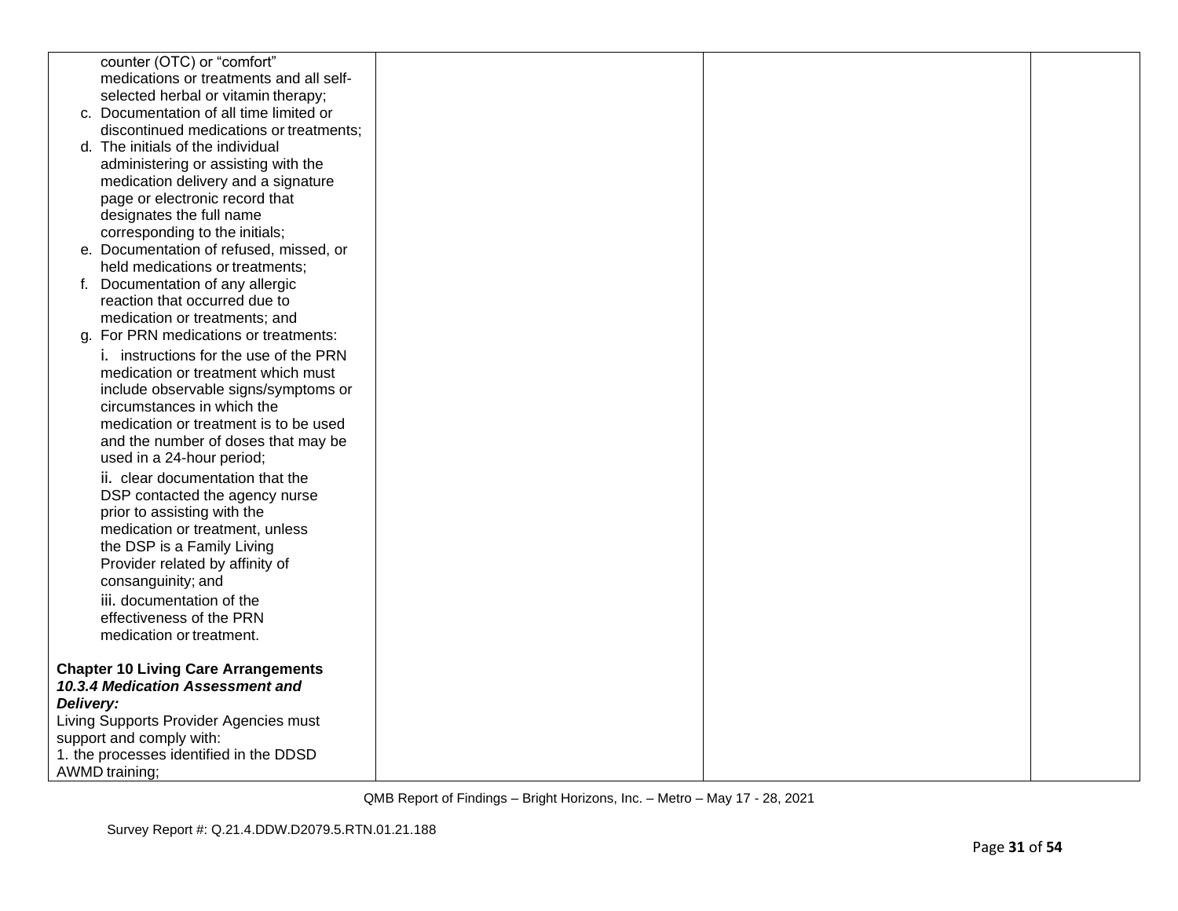| | | | |
|---|---|---|---|
| counter (OTC) or “comfort” medications or treatments and all self-selected herbal or vitamin therapy;<br>c. Documentation of all time limited or discontinued medications or treatments;<br>d. The initials of the individual administering or assisting with the medication delivery and a signature page or electronic record that designates the full name corresponding to the initials;<br>e. Documentation of refused, missed, or held medications or treatments;<br>f. Documentation of any allergic reaction that occurred due to medication or treatments; and<br>g. For PRN medications or treatments:<br>i. instructions for the use of the PRN medication or treatment which must include observable signs/symptoms or circumstances in which the medication or treatment is to be used and the number of doses that may be used in a 24-hour period;<br>ii. clear documentation that the DSP contacted the agency nurse prior to assisting with the medication or treatment, unless the DSP is a Family Living Provider related by affinity of consanguinity; and<br>iii. documentation of the effectiveness of the PRN medication or treatment.<br><br>**Chapter 10 Living Care Arrangements**<br>***10.3.4 Medication Assessment and Delivery:***<br>Living Supports Provider Agencies must support and comply with:<br>1. the processes identified in the DDSD AWMD training; | | | |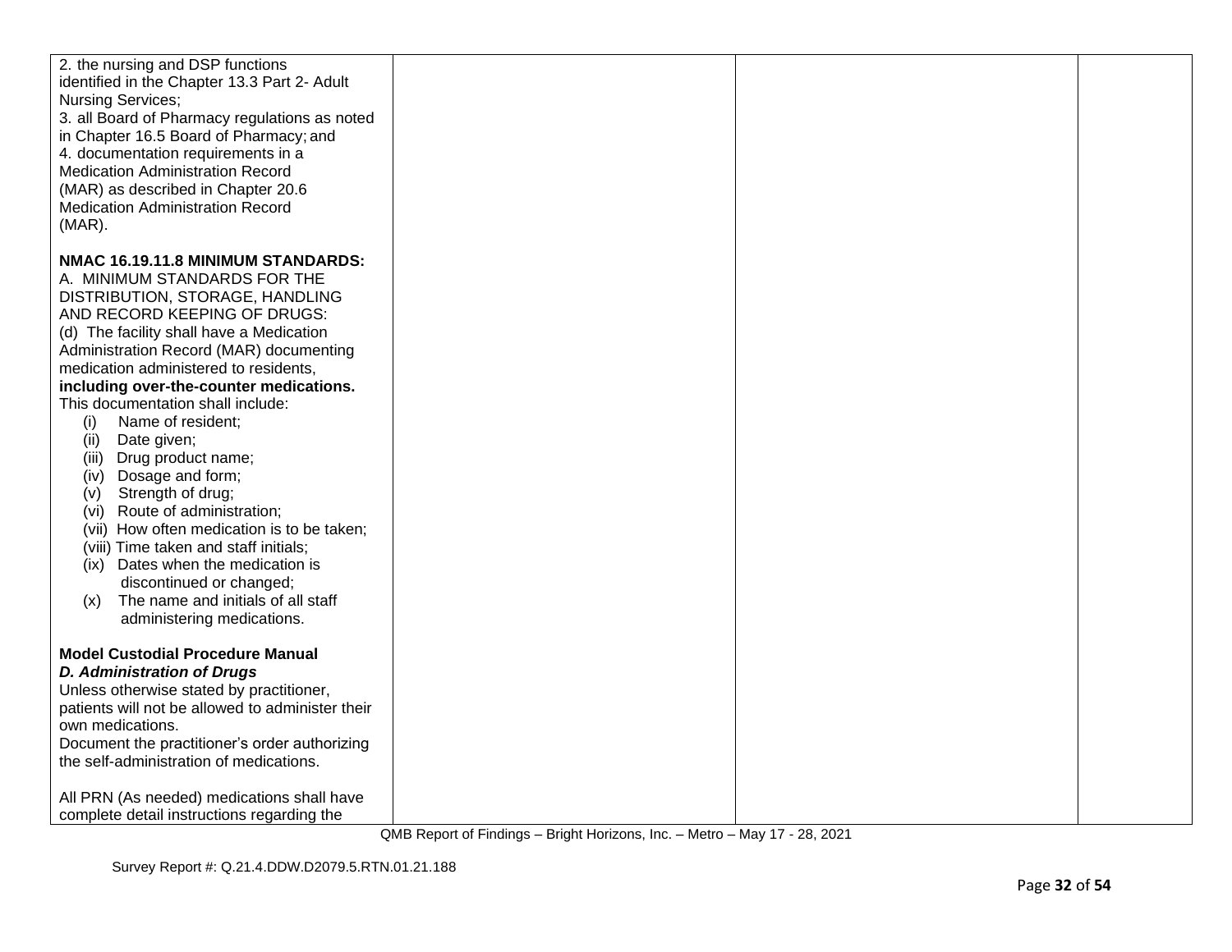| | | | |
|---|---|---|---|
| 2. the nursing and DSP functions identified in the Chapter 13.3 Part 2- Adult Nursing Services;<br>3. all Board of Pharmacy regulations as noted in Chapter 16.5 Board of Pharmacy; and<br>4. documentation requirements in a Medication Administration Record (MAR) as described in Chapter 20.6 Medication Administration Record (MAR).<br><br>**NMAC 16.19.11.8 MINIMUM STANDARDS:**<br>A. MINIMUM STANDARDS FOR THE DISTRIBUTION, STORAGE, HANDLING AND RECORD KEEPING OF DRUGS:<br>(d) The facility shall have a Medication Administration Record (MAR) documenting medication administered to residents, **including over-the-counter medications.** This documentation shall include:<br>(i) Name of resident;<br>(ii) Date given;<br>(iii) Drug product name;<br>(iv) Dosage and form;<br>(v) Strength of drug;<br>(vi) Route of administration;<br>(vii) How often medication is to be taken;<br>(viii) Time taken and staff initials;<br>(ix) Dates when the medication is discontinued or changed;<br>(x) The name and initials of all staff administering medications.<br><br>**Model Custodial Procedure Manual**<br>***D. Administration of Drugs***<br>Unless otherwise stated by practitioner, patients will not be allowed to administer their own medications.<br>Document the practitioner's order authorizing the self-administration of medications.<br><br>All PRN (As needed) medications shall have complete detail instructions regarding the | | | |

QMB Report of Findings – Bright Horizons, Inc. – Metro – May 17 - 28, 2021

Survey Report #: Q.21.4.DDW.D2079.5.RTN.01.21.188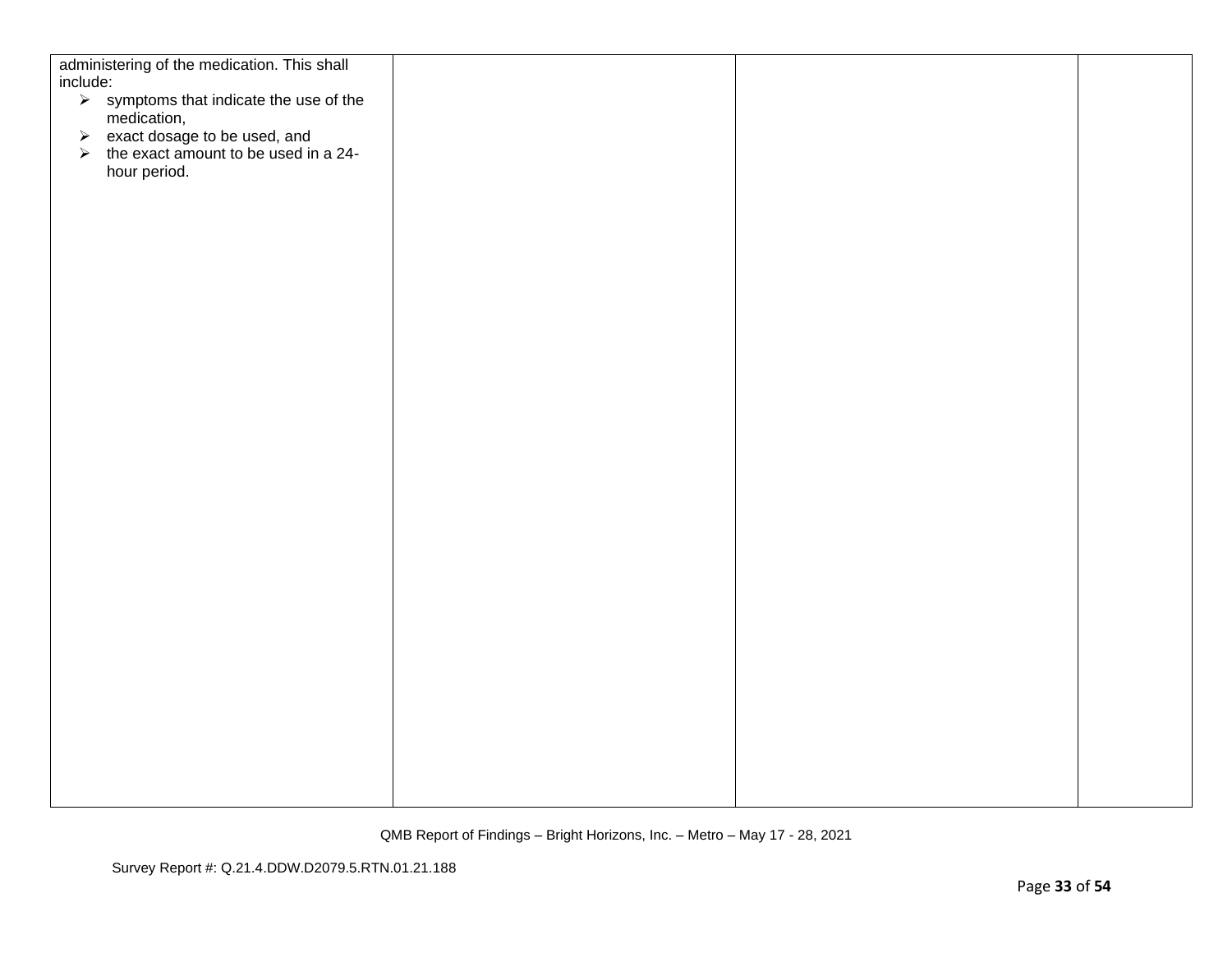| | | | |
|---|---|---|---|
| administering of the medication. This shall include:<br>➢ symptoms that indicate the use of the medication,<br>➢ exact dosage to be used, and<br>➢ the exact amount to be used in a 24-hour period. | | | |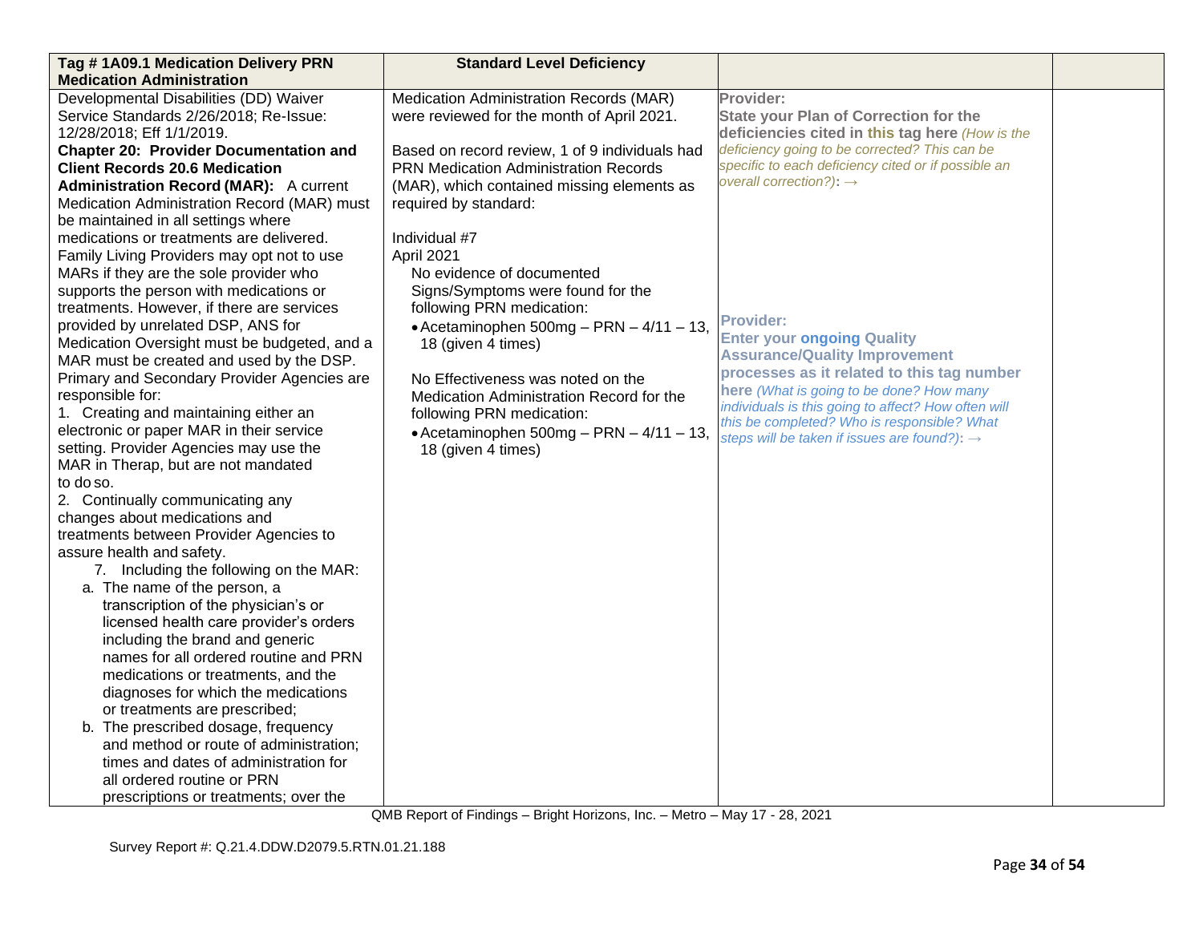| Tag # 1A09.1 Medication Delivery PRN Medication Administration | Standard Level Deficiency | | |
|---|---|---|---|
| Developmental Disabilities (DD) Waiver Service Standards 2/26/2018; Re-Issue: 12/28/2018; Eff 1/1/2019.<br>**Chapter 20: Provider Documentation and Client Records 20.6 Medication Administration Record (MAR):** A current Medication Administration Record (MAR) must be maintained in all settings where medications or treatments are delivered. Family Living Providers may opt not to use MARs if they are the sole provider who supports the person with medications or treatments. However, if there are services provided by unrelated DSP, ANS for Medication Oversight must be budgeted, and a MAR must be created and used by the DSP. Primary and Secondary Provider Agencies are responsible for:<br>1. Creating and maintaining either an electronic or paper MAR in their service setting. Provider Agencies may use the MAR in Therap, but are not mandated to do so.<br>2. Continually communicating any changes about medications and treatments between Provider Agencies to assure health and safety.<br>7. Including the following on the MAR:<br>a. The name of the person, a transcription of the physician's or licensed health care provider's orders including the brand and generic names for all ordered routine and PRN medications or treatments, and the diagnoses for which the medications or treatments are prescribed;<br>b. The prescribed dosage, frequency and method or route of administration; times and dates of administration for all ordered routine or PRN prescriptions or treatments; over the | Medication Administration Records (MAR) were reviewed for the month of April 2021.<br><br>Based on record review, 1 of 9 individuals had PRN Medication Administration Records (MAR), which contained missing elements as required by standard:<br><br>Individual #7<br>April 2021<br>No evidence of documented Signs/Symptoms were found for the following PRN medication:<br>• Acetaminophen 500mg – PRN – 4/11 – 13, 18 (given 4 times)<br><br>No Effectiveness was noted on the Medication Administration Record for the following PRN medication:<br>• Acetaminophen 500mg – PRN – 4/11 – 13, 18 (given 4 times) | **Provider:**<br>**State your Plan of Correction for the deficiencies cited in this tag here** *(How is the deficiency going to be corrected? This can be specific to each deficiency cited or if possible an overall correction?)*: →<br><br>**Provider:**<br>**Enter your ongoing Quality Assurance/Quality Improvement processes as it related to this tag number here** *(What is going to be done? How many individuals is this going to affect? How often will this be completed? Who is responsible? What steps will be taken if issues are found?)*: → | |

QMB Report of Findings – Bright Horizons, Inc. – Metro – May 17 - 28, 2021

Survey Report #: Q.21.4.DDW.D2079.5.RTN.01.21.188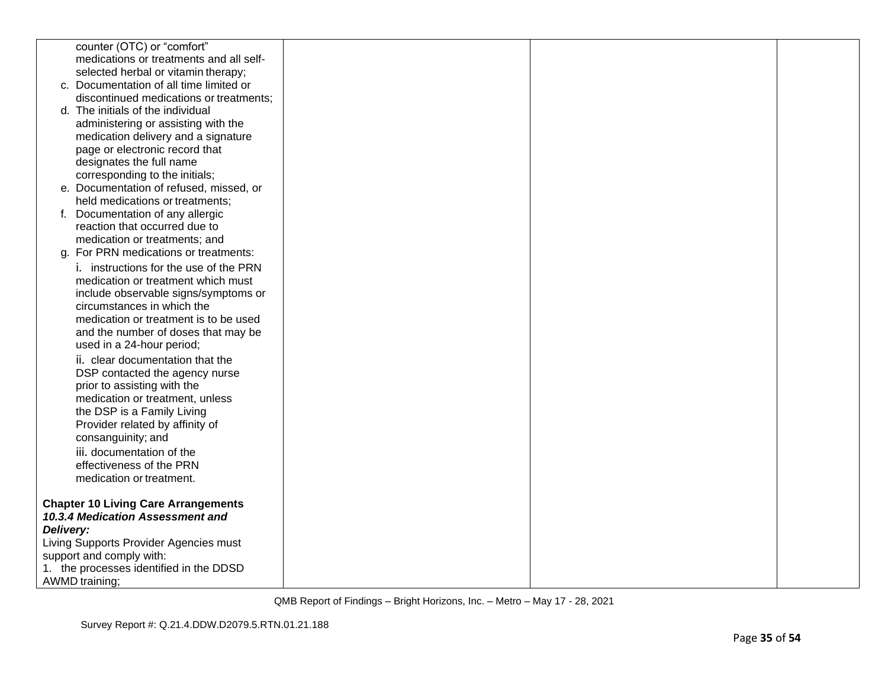| | | | |
|---|---|---|---|
| counter (OTC) or "comfort" medications or treatments and all self-selected herbal or vitamin therapy;<br>c. Documentation of all time limited or discontinued medications or treatments;<br>d. The initials of the individual administering or assisting with the medication delivery and a signature page or electronic record that designates the full name corresponding to the initials;<br>e. Documentation of refused, missed, or held medications or treatments;<br>f. Documentation of any allergic reaction that occurred due to medication or treatments; and<br>g. For PRN medications or treatments:<br>i. instructions for the use of the PRN medication or treatment which must include observable signs/symptoms or circumstances in which the medication or treatment is to be used and the number of doses that may be used in a 24-hour period;<br>ii. clear documentation that the DSP contacted the agency nurse prior to assisting with the medication or treatment, unless the DSP is a Family Living Provider related by affinity of consanguinity; and<br>iii. documentation of the effectiveness of the PRN medication or treatment.<br><br>**Chapter 10 Living Care Arrangements**<br>***10.3.4 Medication Assessment and Delivery:***<br>Living Supports Provider Agencies must support and comply with:<br>1. the processes identified in the DDSD AWMD training; | | | |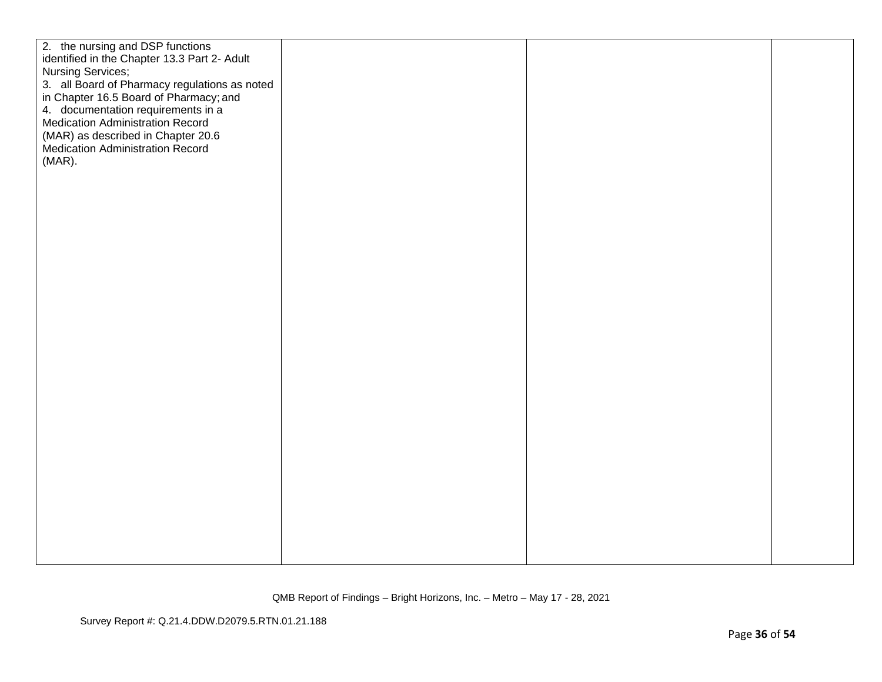| | | | |
|---|---|---|---|
| 2. the nursing and DSP functions identified in the Chapter 13.3 Part 2- Adult Nursing Services;<br>3. all Board of Pharmacy regulations as noted in Chapter 16.5 Board of Pharmacy; and<br>4. documentation requirements in a Medication Administration Record (MAR) as described in Chapter 20.6 Medication Administration Record (MAR). | | | |

QMB Report of Findings – Bright Horizons, Inc. – Metro – May 17 - 28, 2021

Survey Report #: Q.21.4.DDW.D2079.5.RTN.01.21.188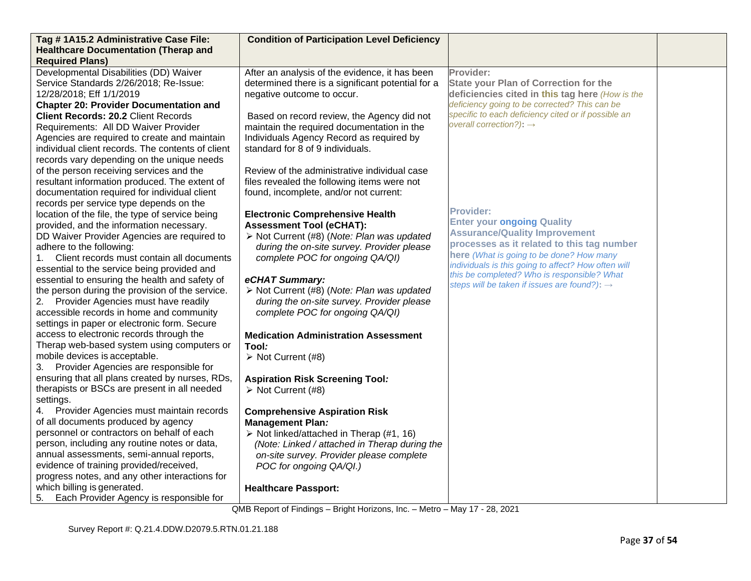| Tag # 1A15.2 Administrative Case File: Healthcare Documentation (Therap and Required Plans) | Condition of Participation Level Deficiency | | |
|---|---|---|---|
| Developmental Disabilities (DD) Waiver Service Standards 2/26/2018; Re-Issue: 12/28/2018; Eff 1/1/2019<br>**Chapter 20: Provider Documentation and Client Records: 20.2** Client Records Requirements: All DD Waiver Provider Agencies are required to create and maintain individual client records. The contents of client records vary depending on the unique needs of the person receiving services and the resultant information produced. The extent of documentation required for individual client records per service type depends on the location of the file, the type of service being provided, and the information necessary.<br>DD Waiver Provider Agencies are required to adhere to the following:<br>1. Client records must contain all documents essential to the service being provided and essential to ensuring the health and safety of the person during the provision of the service.<br>2. Provider Agencies must have readily accessible records in home and community settings in paper or electronic form. Secure access to electronic records through the Therap web-based system using computers or mobile devices is acceptable.<br>3. Provider Agencies are responsible for ensuring that all plans created by nurses, RDs, therapists or BSCs are present in all needed settings.<br>4. Provider Agencies must maintain records of all documents produced by agency personnel or contractors on behalf of each person, including any routine notes or data, annual assessments, semi-annual reports, evidence of training provided/received, progress notes, and any other interactions for which billing is generated.<br>5. Each Provider Agency is responsible for | After an analysis of the evidence, it has been determined there is a significant potential for a negative outcome to occur.<br><br>Based on record review, the Agency did not maintain the required documentation in the Individuals Agency Record as required by standard for 8 of 9 individuals.<br><br>Review of the administrative individual case files revealed the following items were not found, incomplete, and/or not current:<br><br>**Electronic Comprehensive Health Assessment Tool (eCHAT):**<br>➢ Not Current (#8) (*Note: Plan was updated during the on-site survey. Provider please complete POC for ongoing QA/QI)*<br><br>***eCHAT Summary:***<br>➢ Not Current (#8) (*Note: Plan was updated during the on-site survey. Provider please complete POC for ongoing QA/QI)*<br><br>**Medication Administration Assessment Tool*:***<br>➢ Not Current (#8)<br><br>**Aspiration Risk Screening Tool*:***<br>➢ Not Current (#8)<br><br>**Comprehensive Aspiration Risk Management Plan*:***<br>➢ Not linked/attached in Therap (#1, 16) *(Note: Linked / attached in Therap during the on-site survey. Provider please complete POC for ongoing QA/QI.)*<br><br>**Healthcare Passport:** | **Provider:**<br>**State your Plan of Correction for the deficiencies cited in this tag here** *(How is the deficiency going to be corrected? This can be specific to each deficiency cited or if possible an overall correction?)*: →<br><br>**Provider:**<br>**Enter your ongoing Quality Assurance/Quality Improvement processes as it related to this tag number here** *(What is going to be done? How many individuals is this going to affect? How often will this be completed? Who is responsible? What steps will be taken if issues are found?)*: → | |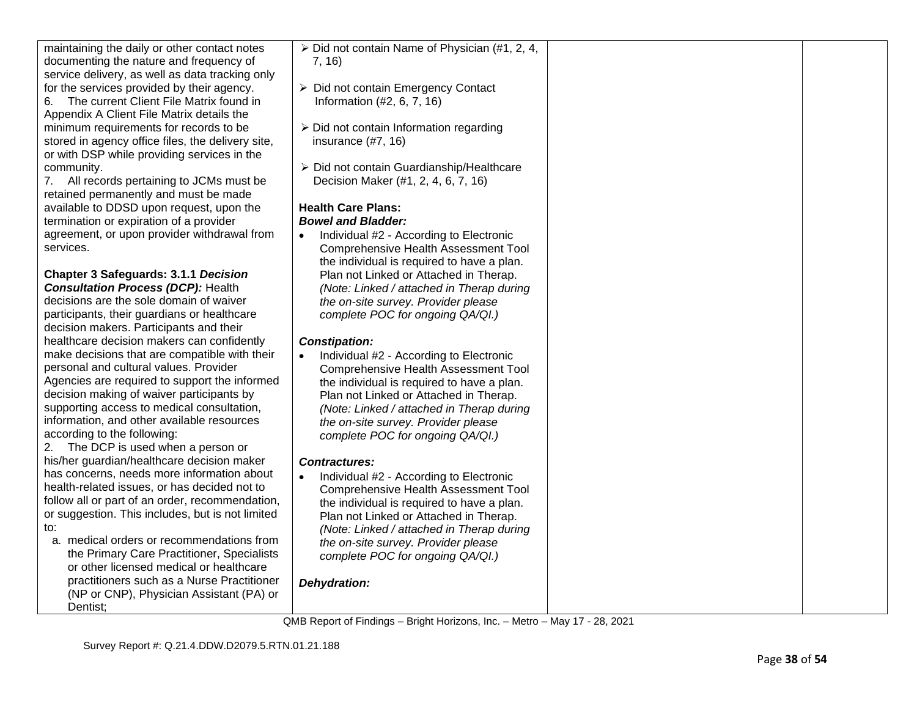| | | | |
|---|---|---|---|
| maintaining the daily or other contact notes documenting the nature and frequency of service delivery, as well as data tracking only for the services provided by their agency.<br>6. The current Client File Matrix found in Appendix A Client File Matrix details the minimum requirements for records to be stored in agency office files, the delivery site, or with DSP while providing services in the community.<br>7. All records pertaining to JCMs must be retained permanently and must be made available to DDSD upon request, upon the termination or expiration of a provider agreement, or upon provider withdrawal from services.<br><br>**Chapter 3 Safeguards: 3.1.1 *Decision Consultation Process (DCP):*** Health decisions are the sole domain of waiver participants, their guardians or healthcare decision makers. Participants and their healthcare decision makers can confidently make decisions that are compatible with their personal and cultural values. Provider Agencies are required to support the informed decision making of waiver participants by supporting access to medical consultation, information, and other available resources according to the following:<br>2. The DCP is used when a person or his/her guardian/healthcare decision maker has concerns, needs more information about health-related issues, or has decided not to follow all or part of an order, recommendation, or suggestion. This includes, but is not limited to:<br>a. medical orders or recommendations from the Primary Care Practitioner, Specialists or other licensed medical or healthcare practitioners such as a Nurse Practitioner (NP or CNP), Physician Assistant (PA) or Dentist; | ➢ Did not contain Name of Physician (#1, 2, 4, 7, 16)<br><br>➢ Did not contain Emergency Contact Information (#2, 6, 7, 16)<br><br>➢ Did not contain Information regarding insurance (#7, 16)<br><br>➢ Did not contain Guardianship/Healthcare Decision Maker (#1, 2, 4, 6, 7, 16)<br><br>**Health Care Plans:**<br>***Bowel and Bladder:***<br>• Individual #2 - According to Electronic Comprehensive Health Assessment Tool the individual is required to have a plan. Plan not Linked or Attached in Therap. *(Note: Linked / attached in Therap during the on-site survey. Provider please complete POC for ongoing QA/QI.)*<br><br>***Constipation:***<br>• Individual #2 - According to Electronic Comprehensive Health Assessment Tool the individual is required to have a plan. Plan not Linked or Attached in Therap. *(Note: Linked / attached in Therap during the on-site survey. Provider please complete POC for ongoing QA/QI.)*<br><br>***Contractures:***<br>• Individual #2 - According to Electronic Comprehensive Health Assessment Tool the individual is required to have a plan. Plan not Linked or Attached in Therap. *(Note: Linked / attached in Therap during the on-site survey. Provider please complete POC for ongoing QA/QI.)*<br><br>***Dehydration:*** | | |

QMB Report of Findings – Bright Horizons, Inc. – Metro – May 17 - 28, 2021

Survey Report #: Q.21.4.DDW.D2079.5.RTN.01.21.188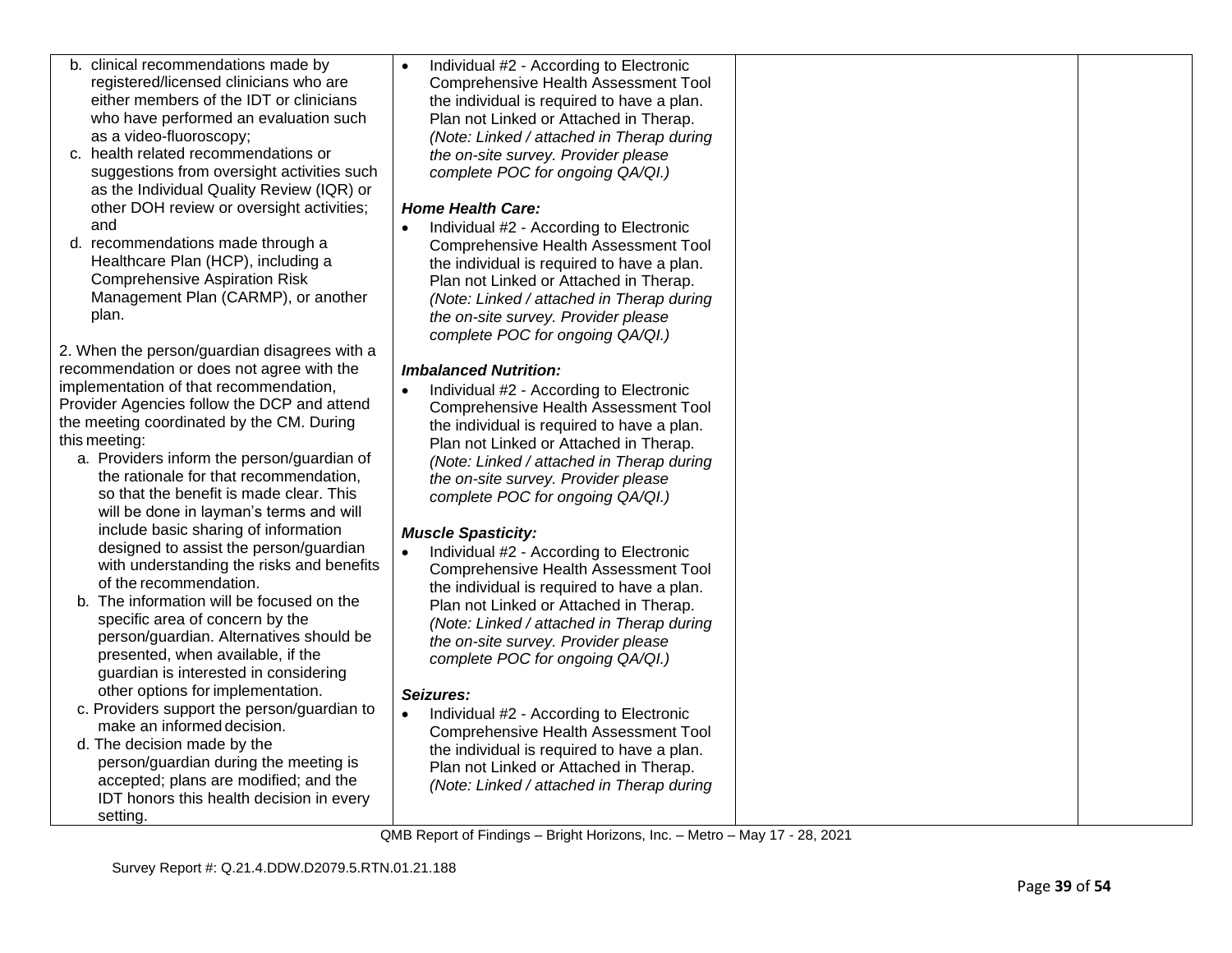| | | | |
|---|---|---|---|
| b. clinical recommendations made by registered/licensed clinicians who are either members of the IDT or clinicians who have performed an evaluation such as a video-fluoroscopy;<br>c. health related recommendations or suggestions from oversight activities such as the Individual Quality Review (IQR) or other DOH review or oversight activities; and<br>d. recommendations made through a Healthcare Plan (HCP), including a Comprehensive Aspiration Risk Management Plan (CARMP), or another plan.<br><br>2. When the person/guardian disagrees with a recommendation or does not agree with the implementation of that recommendation, Provider Agencies follow the DCP and attend the meeting coordinated by the CM. During this meeting:<br>a. Providers inform the person/guardian of the rationale for that recommendation, so that the benefit is made clear. This will be done in layman's terms and will include basic sharing of information designed to assist the person/guardian with understanding the risks and benefits of the recommendation.<br>b. The information will be focused on the specific area of concern by the person/guardian. Alternatives should be presented, when available, if the guardian is interested in considering other options for implementation.<br>c. Providers support the person/guardian to make an informed decision.<br>d. The decision made by the person/guardian during the meeting is accepted; plans are modified; and the IDT honors this health decision in every setting. | • Individual #2 - According to Electronic Comprehensive Health Assessment Tool the individual is required to have a plan. Plan not Linked or Attached in Therap. *(Note: Linked / attached in Therap during the on-site survey. Provider please complete POC for ongoing QA/QI.)*<br><br>***Home Health Care:***<br>• Individual #2 - According to Electronic Comprehensive Health Assessment Tool the individual is required to have a plan. Plan not Linked or Attached in Therap. *(Note: Linked / attached in Therap during the on-site survey. Provider please complete POC for ongoing QA/QI.)*<br><br>***Imbalanced Nutrition:***<br>• Individual #2 - According to Electronic Comprehensive Health Assessment Tool the individual is required to have a plan. Plan not Linked or Attached in Therap. *(Note: Linked / attached in Therap during the on-site survey. Provider please complete POC for ongoing QA/QI.)*<br><br>***Muscle Spasticity:***<br>• Individual #2 - According to Electronic Comprehensive Health Assessment Tool the individual is required to have a plan. Plan not Linked or Attached in Therap. *(Note: Linked / attached in Therap during the on-site survey. Provider please complete POC for ongoing QA/QI.)*<br><br>***Seizures:***<br>• Individual #2 - According to Electronic Comprehensive Health Assessment Tool the individual is required to have a plan. Plan not Linked or Attached in Therap. *(Note: Linked / attached in Therap during* | | |

QMB Report of Findings – Bright Horizons, Inc. – Metro – May 17 - 28, 2021

Survey Report #: Q.21.4.DDW.D2079.5.RTN.01.21.188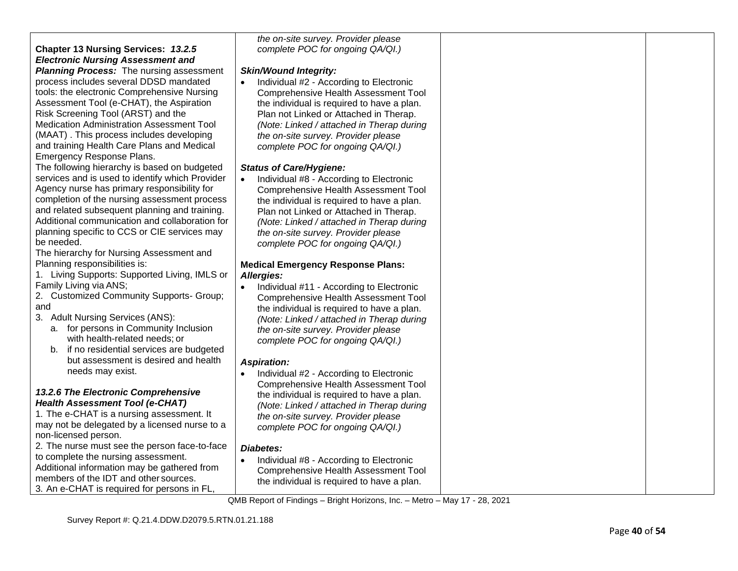| | | | |
|---|---|---|---|
| **Chapter 13 Nursing Services:** ***13.2.5 Electronic Nursing Assessment and Planning Process:*** The nursing assessment process includes several DDSD mandated tools: the electronic Comprehensive Nursing Assessment Tool (e-CHAT), the Aspiration Risk Screening Tool (ARST) and the Medication Administration Assessment Tool (MAAT) . This process includes developing and training Health Care Plans and Medical Emergency Response Plans.<br>The following hierarchy is based on budgeted services and is used to identify which Provider Agency nurse has primary responsibility for completion of the nursing assessment process and related subsequent planning and training. Additional communication and collaboration for planning specific to CCS or CIE services may be needed.<br>The hierarchy for Nursing Assessment and Planning responsibilities is:<br>1. Living Supports: Supported Living, IMLS or Family Living via ANS;<br>2. Customized Community Supports- Group; and<br>3. Adult Nursing Services (ANS):<br>a. for persons in Community Inclusion with health-related needs; or<br>b. if no residential services are budgeted but assessment is desired and health needs may exist.<br><br>***13.2.6 The Electronic Comprehensive Health Assessment Tool (e-CHAT)***<br>1. The e-CHAT is a nursing assessment. It may not be delegated by a licensed nurse to a non-licensed person.<br>2. The nurse must see the person face-to-face to complete the nursing assessment. Additional information may be gathered from members of the IDT and other sources.<br>3. An e-CHAT is required for persons in FL, | *the on-site survey. Provider please complete POC for ongoing QA/QI.)*<br><br>***Skin/Wound Integrity:***<br>• Individual #2 - According to Electronic Comprehensive Health Assessment Tool the individual is required to have a plan. Plan not Linked or Attached in Therap. *(Note: Linked / attached in Therap during the on-site survey. Provider please complete POC for ongoing QA/QI.)*<br><br>***Status of Care/Hygiene:***<br>• Individual #8 - According to Electronic Comprehensive Health Assessment Tool the individual is required to have a plan. Plan not Linked or Attached in Therap. *(Note: Linked / attached in Therap during the on-site survey. Provider please complete POC for ongoing QA/QI.)*<br><br>**Medical Emergency Response Plans:**<br>***Allergies:***<br>• Individual #11 - According to Electronic Comprehensive Health Assessment Tool the individual is required to have a plan. *(Note: Linked / attached in Therap during the on-site survey. Provider please complete POC for ongoing QA/QI.)*<br><br>***Aspiration:***<br>• Individual #2 - According to Electronic Comprehensive Health Assessment Tool the individual is required to have a plan. *(Note: Linked / attached in Therap during the on-site survey. Provider please complete POC for ongoing QA/QI.)*<br><br>***Diabetes:***<br>• Individual #8 - According to Electronic Comprehensive Health Assessment Tool the individual is required to have a plan. | | |

QMB Report of Findings – Bright Horizons, Inc. – Metro – May 17 - 28, 2021

Survey Report #: Q.21.4.DDW.D2079.5.RTN.01.21.188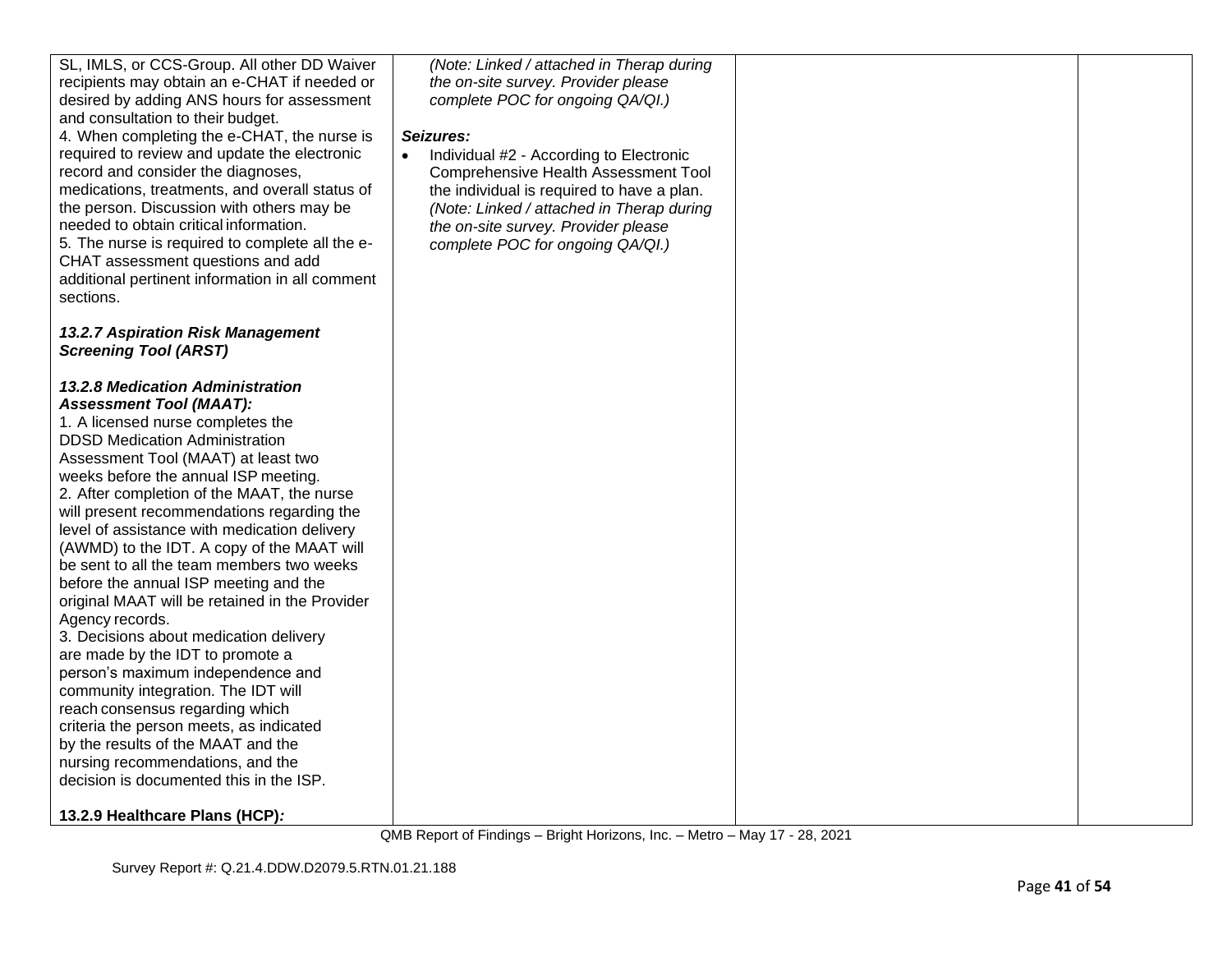| | | | |
|---|---|---|---|
| SL, IMLS, or CCS-Group. All other DD Waiver recipients may obtain an e-CHAT if needed or desired by adding ANS hours for assessment and consultation to their budget.<br>4. When completing the e-CHAT, the nurse is required to review and update the electronic record and consider the diagnoses, medications, treatments, and overall status of the person. Discussion with others may be needed to obtain critical information.<br>5. The nurse is required to complete all the e-CHAT assessment questions and add additional pertinent information in all comment sections.<br><br>***13.2.7 Aspiration Risk Management Screening Tool (ARST)***<br><br>***13.2.8 Medication Administration Assessment Tool (MAAT):***<br>1. A licensed nurse completes the DDSD Medication Administration Assessment Tool (MAAT) at least two weeks before the annual ISP meeting.<br>2. After completion of the MAAT, the nurse will present recommendations regarding the level of assistance with medication delivery (AWMD) to the IDT. A copy of the MAAT will be sent to all the team members two weeks before the annual ISP meeting and the original MAAT will be retained in the Provider Agency records.<br>3. Decisions about medication delivery are made by the IDT to promote a person's maximum independence and community integration. The IDT will reach consensus regarding which criteria the person meets, as indicated by the results of the MAAT and the nursing recommendations, and the decision is documented this in the ISP.<br><br>**13.2.9 Healthcare Plans (HCP)*:*** | *(Note: Linked / attached in Therap during the on-site survey. Provider please complete POC for ongoing QA/QI.)*<br><br>***Seizures:***<br>• Individual #2 - According to Electronic Comprehensive Health Assessment Tool the individual is required to have a plan. *(Note: Linked / attached in Therap during the on-site survey. Provider please complete POC for ongoing QA/QI.)* | | |

QMB Report of Findings – Bright Horizons, Inc. – Metro – May 17 - 28, 2021

Survey Report #: Q.21.4.DDW.D2079.5.RTN.01.21.188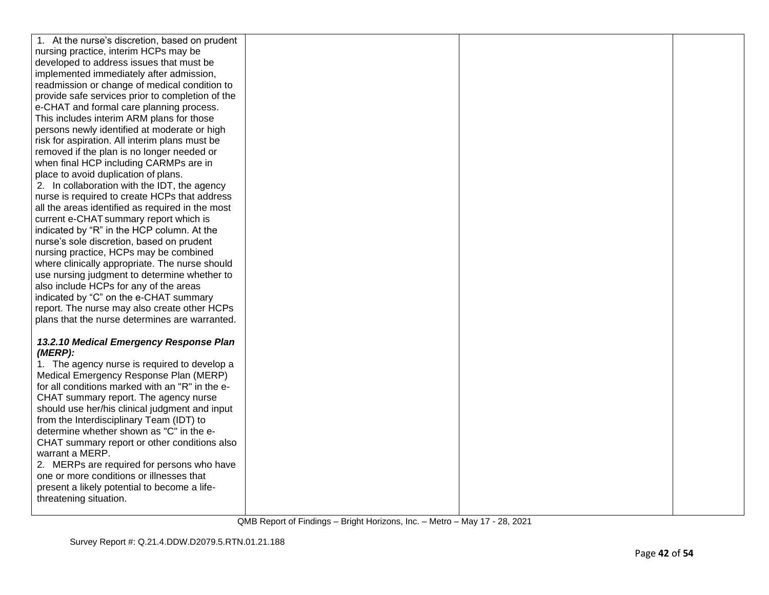| | | | |
|---|---|---|---|
| 1. At the nurse's discretion, based on prudent nursing practice, interim HCPs may be developed to address issues that must be implemented immediately after admission, readmission or change of medical condition to provide safe services prior to completion of the e-CHAT and formal care planning process. This includes interim ARM plans for those persons newly identified at moderate or high risk for aspiration. All interim plans must be removed if the plan is no longer needed or when final HCP including CARMPs are in place to avoid duplication of plans.<br>2. In collaboration with the IDT, the agency nurse is required to create HCPs that address all the areas identified as required in the most current e-CHAT summary report which is indicated by "R" in the HCP column. At the nurse's sole discretion, based on prudent nursing practice, HCPs may be combined where clinically appropriate. The nurse should use nursing judgment to determine whether to also include HCPs for any of the areas indicated by "C" on the e-CHAT summary report. The nurse may also create other HCPs plans that the nurse determines are warranted.<br><br>***13.2.10 Medical Emergency Response Plan (MERP):***<br>1. The agency nurse is required to develop a Medical Emergency Response Plan (MERP) for all conditions marked with an "R" in the e-CHAT summary report. The agency nurse should use her/his clinical judgment and input from the Interdisciplinary Team (IDT) to determine whether shown as "C" in the e-CHAT summary report or other conditions also warrant a MERP.<br>2. MERPs are required for persons who have one or more conditions or illnesses that present a likely potential to become a life-threatening situation. | | | |

QMB Report of Findings – Bright Horizons, Inc. – Metro – May 17 - 28, 2021

Survey Report #: Q.21.4.DDW.D2079.5.RTN.01.21.188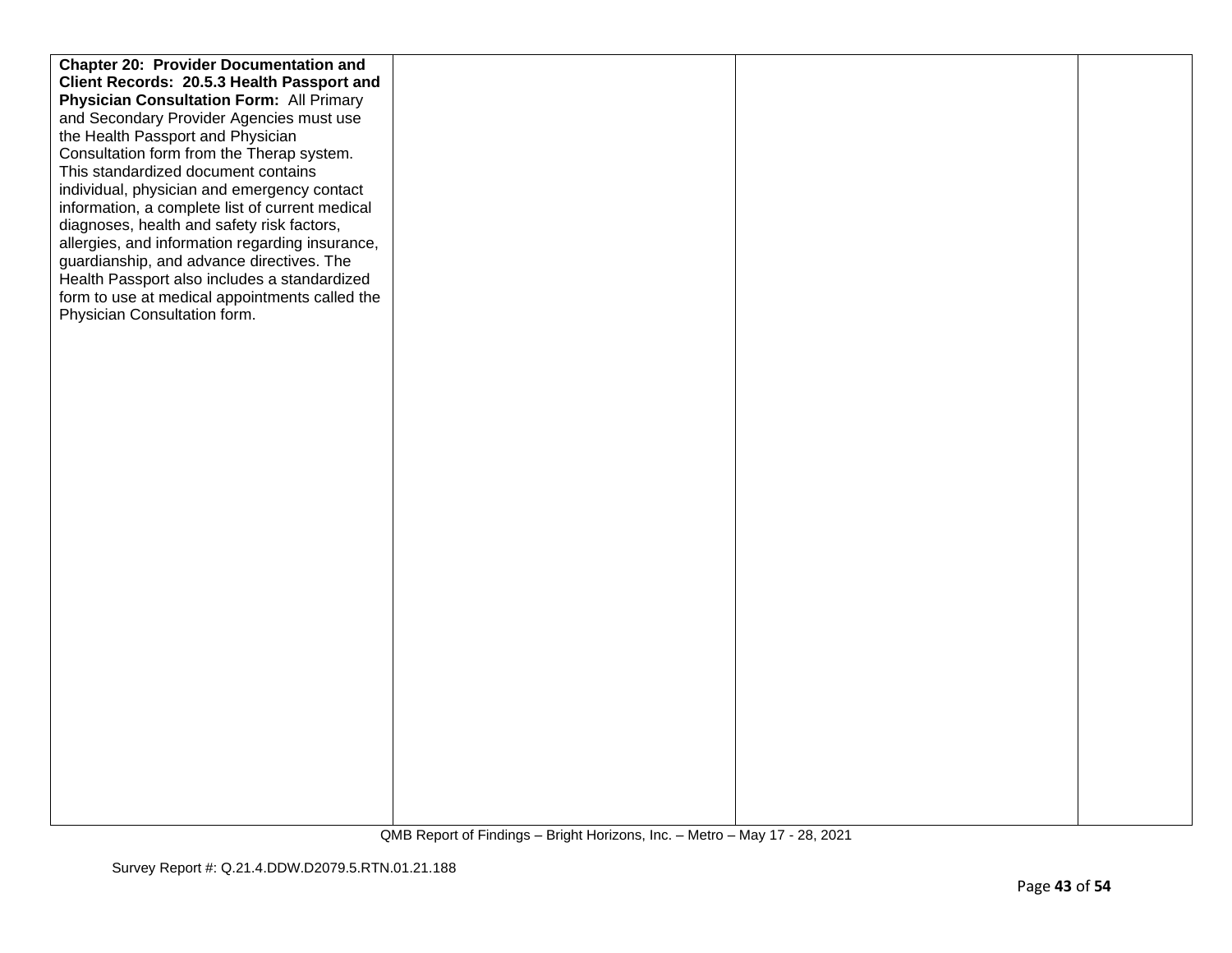| | | | |
|---|---|---|---|
| **Chapter 20: Provider Documentation and Client Records: 20.5.3 Health Passport and Physician Consultation Form:** All Primary and Secondary Provider Agencies must use the Health Passport and Physician Consultation form from the Therap system. This standardized document contains individual, physician and emergency contact information, a complete list of current medical diagnoses, health and safety risk factors, allergies, and information regarding insurance, guardianship, and advance directives. The Health Passport also includes a standardized form to use at medical appointments called the Physician Consultation form. | | | |

QMB Report of Findings – Bright Horizons, Inc. – Metro – May 17 - 28, 2021

Survey Report #: Q.21.4.DDW.D2079.5.RTN.01.21.188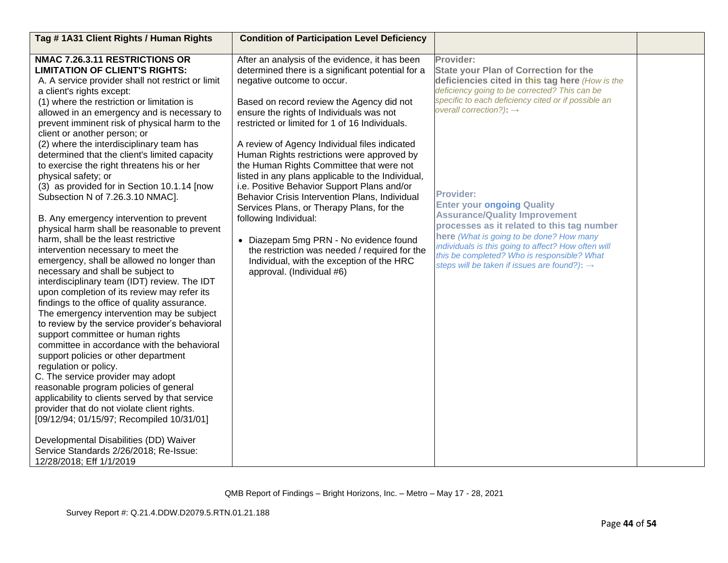| Tag # 1A31 Client Rights / Human Rights | Condition of Participation Level Deficiency | | |
|---|---|---|---|
| **NMAC 7.26.3.11 RESTRICTIONS OR LIMITATION OF CLIENT'S RIGHTS:**<br>A. A service provider shall not restrict or limit a client's rights except:<br>(1) where the restriction or limitation is allowed in an emergency and is necessary to prevent imminent risk of physical harm to the client or another person; or<br>(2) where the interdisciplinary team has determined that the client's limited capacity to exercise the right threatens his or her physical safety; or<br>(3) as provided for in Section 10.1.14 [now Subsection N of 7.26.3.10 NMAC].<br><br>B. Any emergency intervention to prevent physical harm shall be reasonable to prevent harm, shall be the least restrictive intervention necessary to meet the emergency, shall be allowed no longer than necessary and shall be subject to interdisciplinary team (IDT) review. The IDT upon completion of its review may refer its findings to the office of quality assurance. The emergency intervention may be subject to review by the service provider's behavioral support committee or human rights committee in accordance with the behavioral support policies or other department regulation or policy.<br>C. The service provider may adopt reasonable program policies of general applicability to clients served by that service provider that do not violate client rights. [09/12/94; 01/15/97; Recompiled 10/31/01]<br><br>Developmental Disabilities (DD) Waiver Service Standards 2/26/2018; Re-Issue: 12/28/2018; Eff 1/1/2019 | After an analysis of the evidence, it has been determined there is a significant potential for a negative outcome to occur.<br><br>Based on record review the Agency did not ensure the rights of Individuals was not restricted or limited for 1 of 16 Individuals.<br><br>A review of Agency Individual files indicated Human Rights restrictions were approved by the Human Rights Committee that were not listed in any plans applicable to the Individual, i.e. Positive Behavior Support Plans and/or Behavior Crisis Intervention Plans, Individual Services Plans, or Therapy Plans, for the following Individual:<br><br>• Diazepam 5mg PRN - No evidence found the restriction was needed / required for the Individual, with the exception of the HRC approval. (Individual #6) | **Provider:**<br>**State your Plan of Correction for the deficiencies cited in this tag here** *(How is the deficiency going to be corrected? This can be specific to each deficiency cited or if possible an overall correction?)*: →<br><br><br><br>**Provider:**<br>**Enter your ongoing Quality Assurance/Quality Improvement processes as it related to this tag number here** *(What is going to be done? How many individuals is this going to affect? How often will this be completed? Who is responsible? What steps will be taken if issues are found?)*: → | |

QMB Report of Findings – Bright Horizons, Inc. – Metro – May 17 - 28, 2021

Survey Report #: Q.21.4.DDW.D2079.5.RTN.01.21.188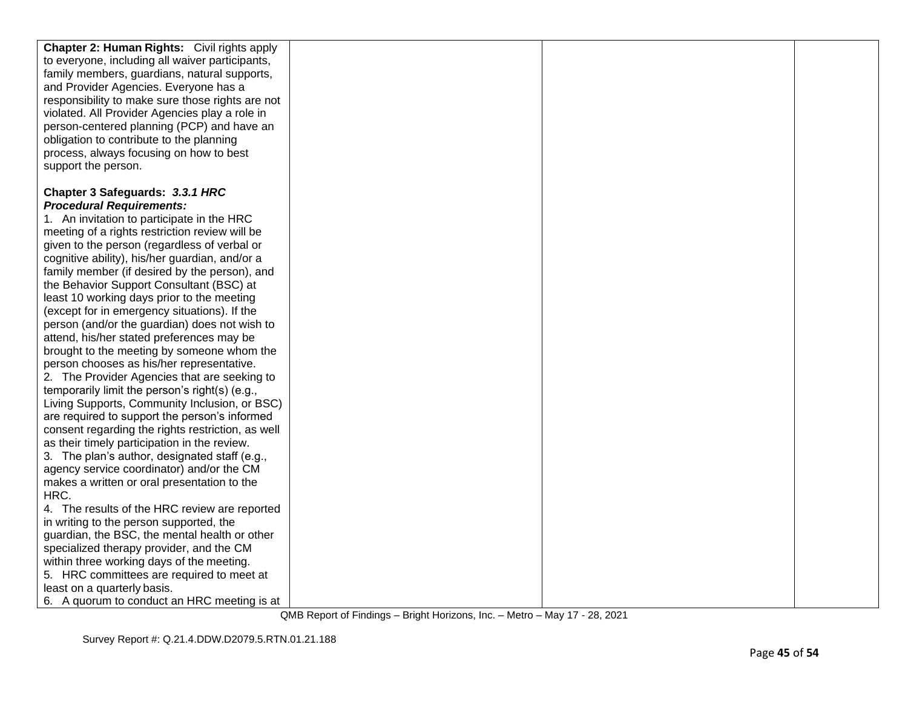| | | | |
|---|---|---|---|
| **Chapter 2: Human Rights:** Civil rights apply to everyone, including all waiver participants, family members, guardians, natural supports, and Provider Agencies. Everyone has a responsibility to make sure those rights are not violated. All Provider Agencies play a role in person-centered planning (PCP) and have an obligation to contribute to the planning process, always focusing on how to best support the person.<br><br>**Chapter 3 Safeguards:** ***3.3.1 HRC Procedural Requirements:***<br>1. An invitation to participate in the HRC meeting of a rights restriction review will be given to the person (regardless of verbal or cognitive ability), his/her guardian, and/or a family member (if desired by the person), and the Behavior Support Consultant (BSC) at least 10 working days prior to the meeting (except for in emergency situations). If the person (and/or the guardian) does not wish to attend, his/her stated preferences may be brought to the meeting by someone whom the person chooses as his/her representative.<br>2. The Provider Agencies that are seeking to temporarily limit the person's right(s) (e.g., Living Supports, Community Inclusion, or BSC) are required to support the person's informed consent regarding the rights restriction, as well as their timely participation in the review.<br>3. The plan's author, designated staff (e.g., agency service coordinator) and/or the CM makes a written or oral presentation to the HRC.<br>4. The results of the HRC review are reported in writing to the person supported, the guardian, the BSC, the mental health or other specialized therapy provider, and the CM within three working days of the meeting.<br>5. HRC committees are required to meet at least on a quarterly basis.<br>6. A quorum to conduct an HRC meeting is at | | | |

QMB Report of Findings – Bright Horizons, Inc. – Metro – May 17 - 28, 2021

Survey Report #: Q.21.4.DDW.D2079.5.RTN.01.21.188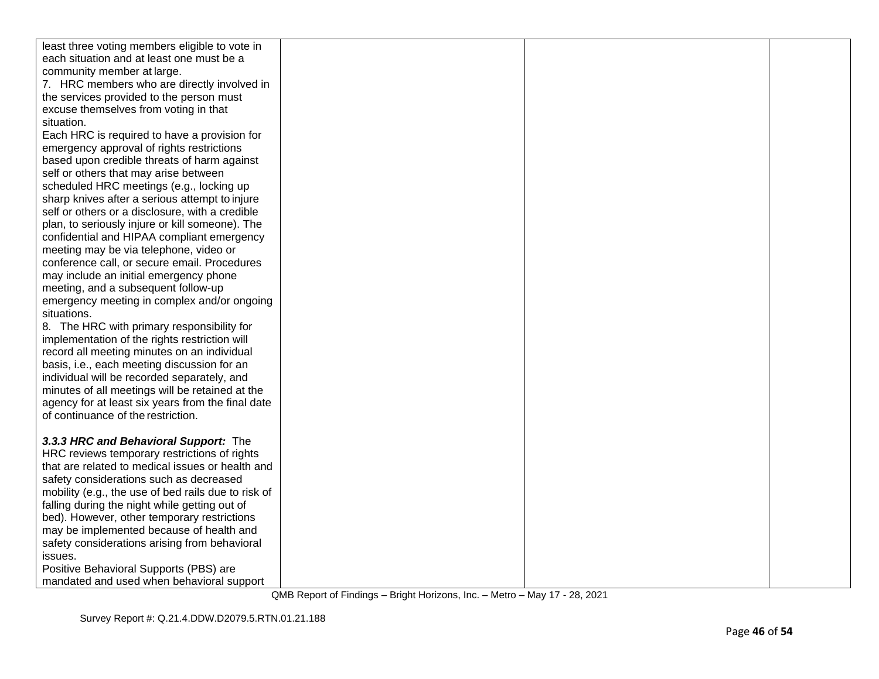| | | | |
|---|---|---|---|
| least three voting members eligible to vote in each situation and at least one must be a community member at large.<br>7. HRC members who are directly involved in the services provided to the person must excuse themselves from voting in that situation.<br>Each HRC is required to have a provision for emergency approval of rights restrictions based upon credible threats of harm against self or others that may arise between scheduled HRC meetings (e.g., locking up sharp knives after a serious attempt to injure self or others or a disclosure, with a credible plan, to seriously injure or kill someone). The confidential and HIPAA compliant emergency meeting may be via telephone, video or conference call, or secure email. Procedures may include an initial emergency phone meeting, and a subsequent follow-up emergency meeting in complex and/or ongoing situations.<br>8. The HRC with primary responsibility for implementation of the rights restriction will record all meeting minutes on an individual basis, i.e., each meeting discussion for an individual will be recorded separately, and minutes of all meetings will be retained at the agency for at least six years from the final date of continuance of the restriction.<br><br>***3.3.3 HRC and Behavioral Support:*** The HRC reviews temporary restrictions of rights that are related to medical issues or health and safety considerations such as decreased mobility (e.g., the use of bed rails due to risk of falling during the night while getting out of bed). However, other temporary restrictions may be implemented because of health and safety considerations arising from behavioral issues.<br>Positive Behavioral Supports (PBS) are mandated and used when behavioral support | | | |

QMB Report of Findings – Bright Horizons, Inc. – Metro – May 17 - 28, 2021

Survey Report #: Q.21.4.DDW.D2079.5.RTN.01.21.188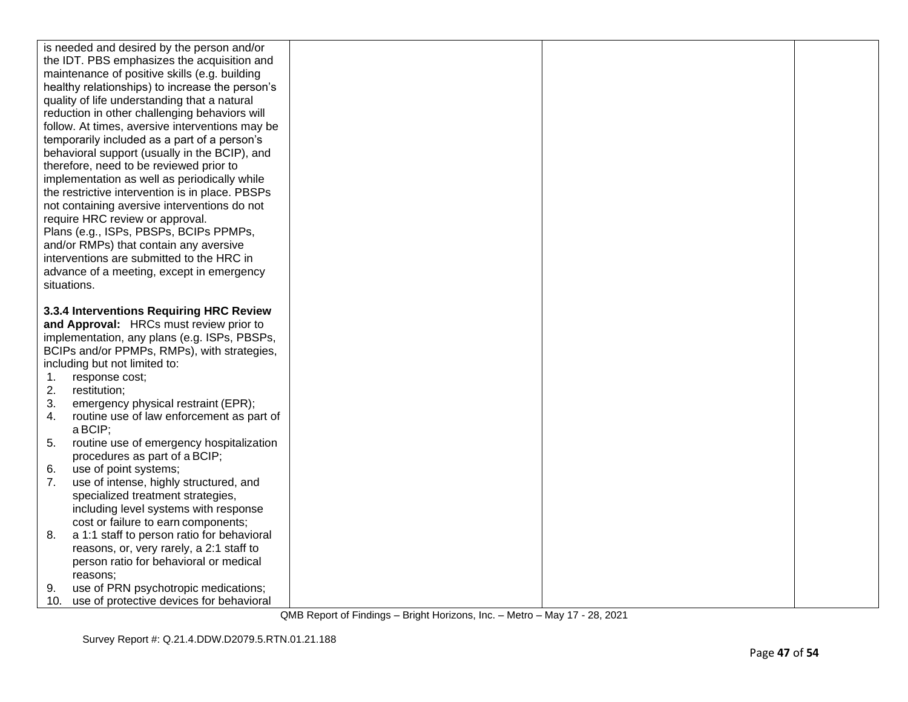| | | | |
|---|---|---|---|
| is needed and desired by the person and/or the IDT. PBS emphasizes the acquisition and maintenance of positive skills (e.g. building healthy relationships) to increase the person's quality of life understanding that a natural reduction in other challenging behaviors will follow. At times, aversive interventions may be temporarily included as a part of a person's behavioral support (usually in the BCIP), and therefore, need to be reviewed prior to implementation as well as periodically while the restrictive intervention is in place. PBSPs not containing aversive interventions do not require HRC review or approval.<br>Plans (e.g., ISPs, PBSPs, BCIPs PPMPs, and/or RMPs) that contain any aversive interventions are submitted to the HRC in advance of a meeting, except in emergency situations.<br><br>**3.3.4 Interventions Requiring HRC Review and Approval:** HRCs must review prior to implementation, any plans (e.g. ISPs, PBSPs, BCIPs and/or PPMPs, RMPs), with strategies, including but not limited to:<br>1. response cost;<br>2. restitution;<br>3. emergency physical restraint (EPR);<br>4. routine use of law enforcement as part of a BCIP;<br>5. routine use of emergency hospitalization procedures as part of a BCIP;<br>6. use of point systems;<br>7. use of intense, highly structured, and specialized treatment strategies, including level systems with response cost or failure to earn components;<br>8. a 1:1 staff to person ratio for behavioral reasons, or, very rarely, a 2:1 staff to person ratio for behavioral or medical reasons;<br>9. use of PRN psychotropic medications;<br>10. use of protective devices for behavioral | | | |

QMB Report of Findings – Bright Horizons, Inc. – Metro – May 17 - 28, 2021

Survey Report #: Q.21.4.DDW.D2079.5.RTN.01.21.188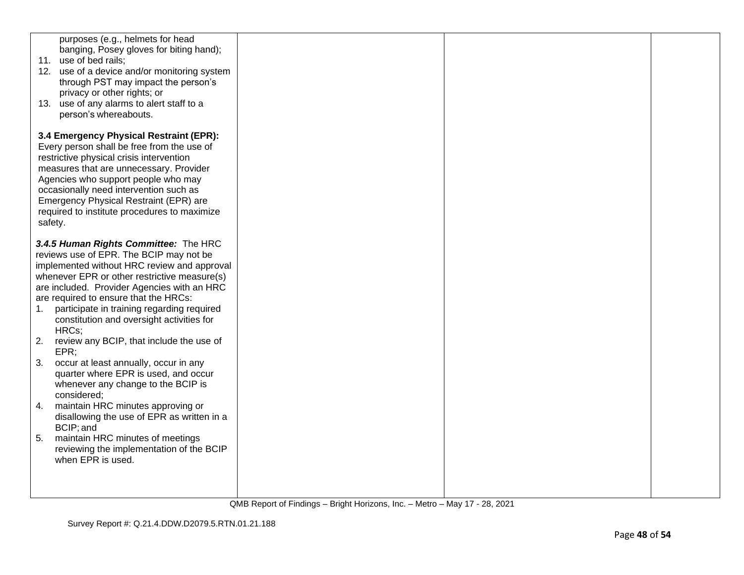| | | | |
|---|---|---|---|
| purposes (e.g., helmets for head banging, Posey gloves for biting hand);<br>11. use of bed rails;<br>12. use of a device and/or monitoring system through PST may impact the person's privacy or other rights; or<br>13. use of any alarms to alert staff to a person's whereabouts.<br><br>**3.4 Emergency Physical Restraint (EPR):** Every person shall be free from the use of restrictive physical crisis intervention measures that are unnecessary. Provider Agencies who support people who may occasionally need intervention such as Emergency Physical Restraint (EPR) are required to institute procedures to maximize safety.<br><br>***3.4.5 Human Rights Committee:*** The HRC reviews use of EPR. The BCIP may not be implemented without HRC review and approval whenever EPR or other restrictive measure(s) are included. Provider Agencies with an HRC are required to ensure that the HRCs:<br>1. participate in training regarding required constitution and oversight activities for HRCs;<br>2. review any BCIP, that include the use of EPR;<br>3. occur at least annually, occur in any quarter where EPR is used, and occur whenever any change to the BCIP is considered;<br>4. maintain HRC minutes approving or disallowing the use of EPR as written in a BCIP; and<br>5. maintain HRC minutes of meetings reviewing the implementation of the BCIP when EPR is used. | | | |

QMB Report of Findings – Bright Horizons, Inc. – Metro – May 17 - 28, 2021

Survey Report #: Q.21.4.DDW.D2079.5.RTN.01.21.188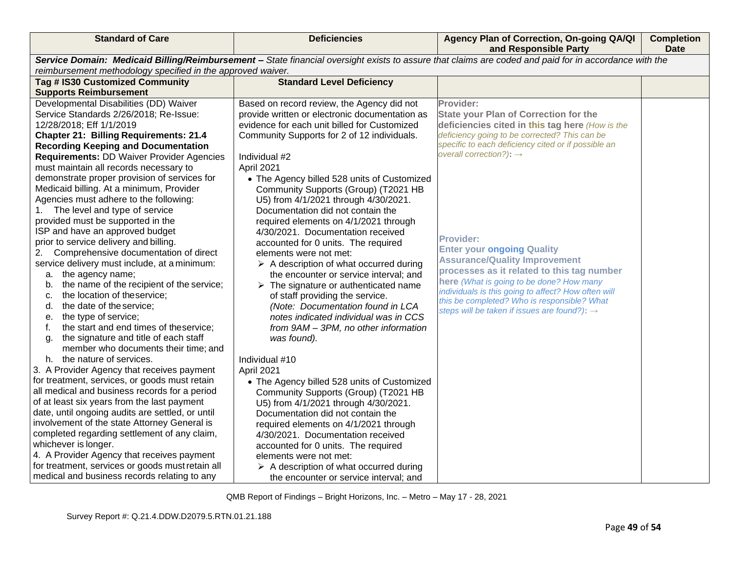| Standard of Care | Deficiencies | Agency Plan of Correction, On-going QA/QI and Responsible Party | Completion Date |
|---|---|---|---|
| ***Service Domain: Medicaid Billing/Reimbursement –** State financial oversight exists to assure that claims are coded and paid for in accordance with the reimbursement methodology specified in the approved waiver.* | | | |
| **Tag # IS30 Customized Community Supports Reimbursement** | **Standard Level Deficiency** | | |
| Developmental Disabilities (DD) Waiver Service Standards 2/26/2018; Re-Issue: 12/28/2018; Eff 1/1/2019<br>**Chapter 21: Billing Requirements: 21.4 Recording Keeping and Documentation Requirements:** DD Waiver Provider Agencies must maintain all records necessary to demonstrate proper provision of services for Medicaid billing. At a minimum, Provider Agencies must adhere to the following:<br>1. The level and type of service provided must be supported in the ISP and have an approved budget prior to service delivery and billing.<br>2. Comprehensive documentation of direct service delivery must include, at a minimum:<br>a. the agency name;<br>b. the name of the recipient of the service;<br>c. the location of the service;<br>d. the date of the service;<br>e. the type of service;<br>f. the start and end times of the service;<br>g. the signature and title of each staff member who documents their time; and<br>h. the nature of services.<br>3. A Provider Agency that receives payment for treatment, services, or goods must retain all medical and business records for a period of at least six years from the last payment date, until ongoing audits are settled, or until involvement of the state Attorney General is completed regarding settlement of any claim, whichever is longer.<br>4. A Provider Agency that receives payment for treatment, services or goods must retain all medical and business records relating to any | Based on record review, the Agency did not provide written or electronic documentation as evidence for each unit billed for Customized Community Supports for 2 of 12 individuals.<br><br>Individual #2<br>April 2021<br>• The Agency billed 528 units of Customized Community Supports (Group) (T2021 HB U5) from 4/1/2021 through 4/30/2021. Documentation did not contain the required elements on 4/1/2021 through 4/30/2021. Documentation received accounted for 0 units. The required elements were not met:<br>➢ A description of what occurred during the encounter or service interval; and<br>➢ The signature or authenticated name of staff providing the service.<br>*(Note: Documentation found in LCA notes indicated individual was in CCS from 9AM – 3PM, no other information was found).*<br><br>Individual #10<br>April 2021<br>• The Agency billed 528 units of Customized Community Supports (Group) (T2021 HB U5) from 4/1/2021 through 4/30/2021. Documentation did not contain the required elements on 4/1/2021 through 4/30/2021. Documentation received accounted for 0 units. The required elements were not met:<br>➢ A description of what occurred during the encounter or service interval; and | **Provider:**<br>**State your Plan of Correction for the deficiencies cited in this tag here** *(How is the deficiency going to be corrected? This can be specific to each deficiency cited or if possible an overall correction?)*: →<br><br>**Provider:**<br>**Enter your ongoing Quality Assurance/Quality Improvement processes as it related to this tag number here** *(What is going to be done? How many individuals is this going to affect? How often will this be completed? Who is responsible? What steps will be taken if issues are found?)*: → | |

QMB Report of Findings – Bright Horizons, Inc. – Metro – May 17 - 28, 2021

Survey Report #: Q.21.4.DDW.D2079.5.RTN.01.21.188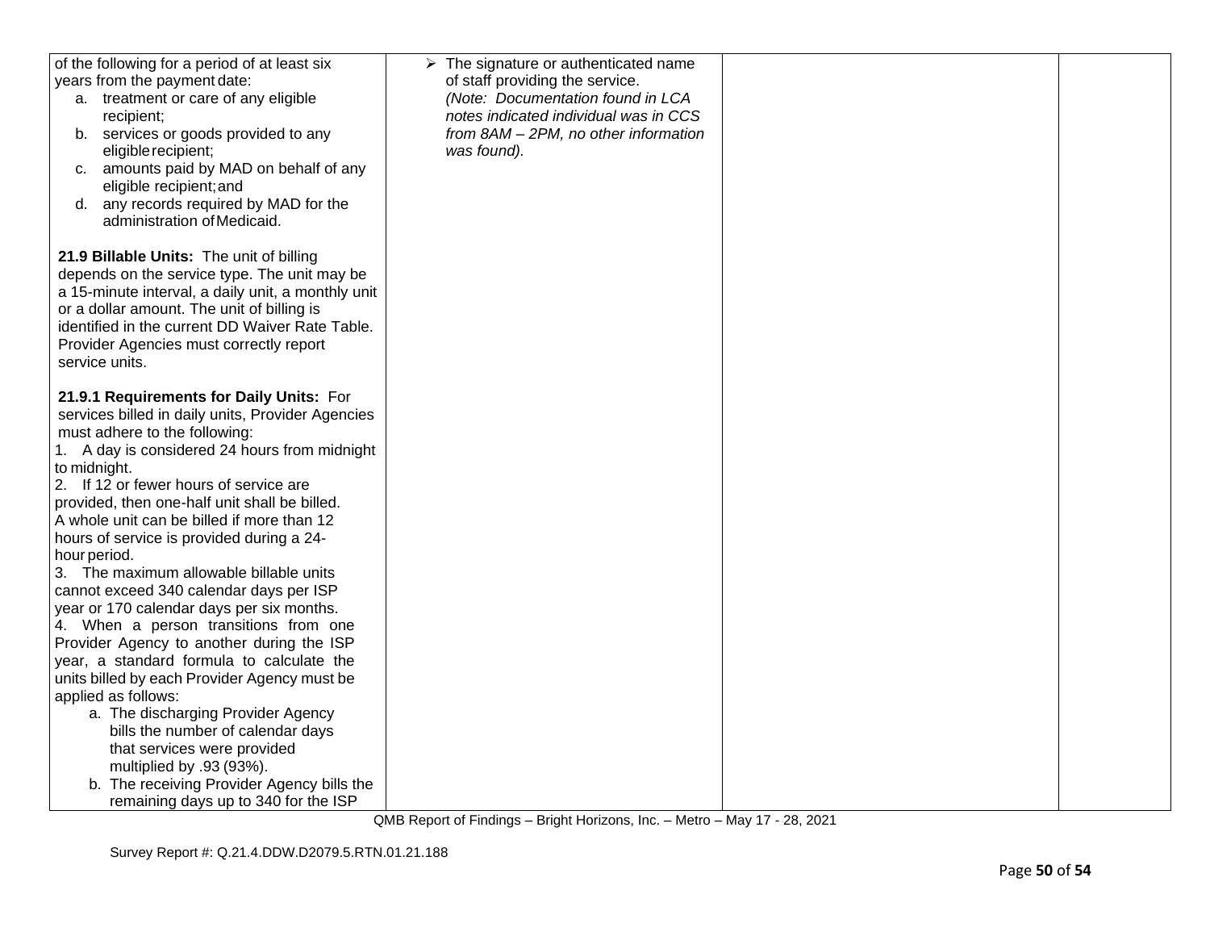| | | | |
|---|---|---|---|
| of the following for a period of at least six years from the payment date:<br>a. treatment or care of any eligible recipient;<br>b. services or goods provided to any eligible recipient;<br>c. amounts paid by MAD on behalf of any eligible recipient; and<br>d. any records required by MAD for the administration of Medicaid.<br><br>**21.9 Billable Units:** The unit of billing depends on the service type. The unit may be a 15-minute interval, a daily unit, a monthly unit or a dollar amount. The unit of billing is identified in the current DD Waiver Rate Table. Provider Agencies must correctly report service units.<br><br>**21.9.1 Requirements for Daily Units:** For services billed in daily units, Provider Agencies must adhere to the following:<br>1. A day is considered 24 hours from midnight to midnight.<br>2. If 12 or fewer hours of service are provided, then one-half unit shall be billed. A whole unit can be billed if more than 12 hours of service is provided during a 24-hour period.<br>3. The maximum allowable billable units cannot exceed 340 calendar days per ISP year or 170 calendar days per six months.<br>4. When a person transitions from one Provider Agency to another during the ISP year, a standard formula to calculate the units billed by each Provider Agency must be applied as follows:<br>a. The discharging Provider Agency bills the number of calendar days that services were provided multiplied by .93 (93%).<br>b. The receiving Provider Agency bills the remaining days up to 340 for the ISP | ➢ The signature or authenticated name of staff providing the service.<br>*(Note: Documentation found in LCA notes indicated individual was in CCS from 8AM – 2PM, no other information was found).* | | |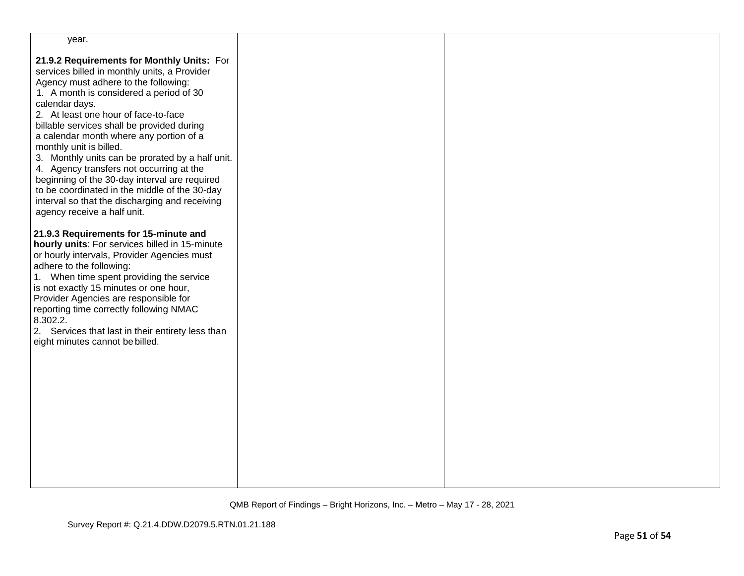| | | | |
|---|---|---|---|
| year.<br><br>**21.9.2 Requirements for Monthly Units:** For services billed in monthly units, a Provider Agency must adhere to the following:<br>1. A month is considered a period of 30 calendar days.<br>2. At least one hour of face-to-face billable services shall be provided during a calendar month where any portion of a monthly unit is billed.<br>3. Monthly units can be prorated by a half unit.<br>4. Agency transfers not occurring at the beginning of the 30-day interval are required to be coordinated in the middle of the 30-day interval so that the discharging and receiving agency receive a half unit.<br><br>**21.9.3 Requirements for 15-minute and hourly units**: For services billed in 15-minute or hourly intervals, Provider Agencies must adhere to the following:<br>1. When time spent providing the service is not exactly 15 minutes or one hour, Provider Agencies are responsible for reporting time correctly following NMAC 8.302.2.<br>2. Services that last in their entirety less than eight minutes cannot be billed. | | | |

QMB Report of Findings – Bright Horizons, Inc. – Metro – May 17 - 28, 2021

Survey Report #: Q.21.4.DDW.D2079.5.RTN.01.21.188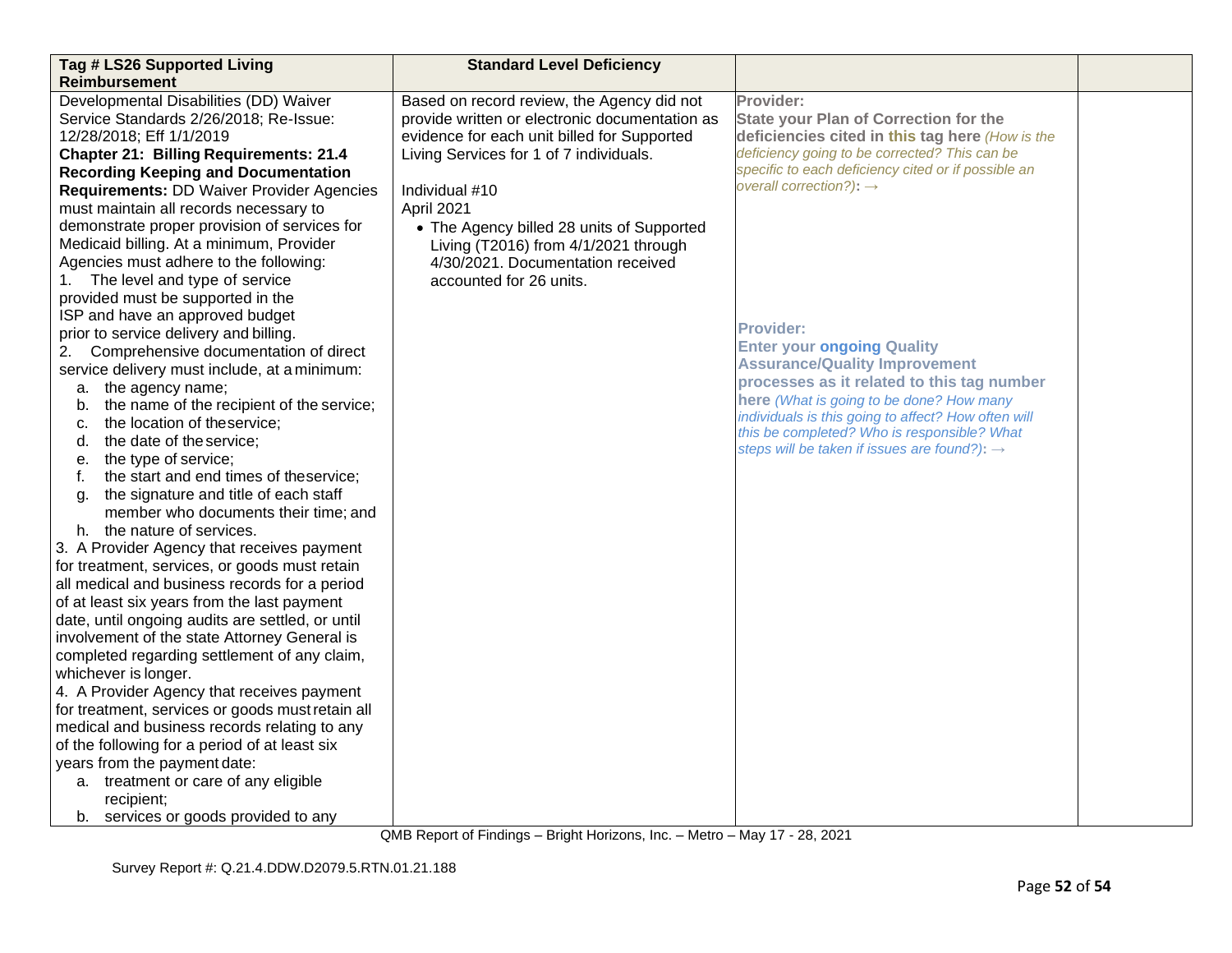| Tag # LS26 Supported Living Reimbursement | Standard Level Deficiency | | |
|---|---|---|---|
| Developmental Disabilities (DD) Waiver Service Standards 2/26/2018; Re-Issue: 12/28/2018; Eff 1/1/2019<br>**Chapter 21: Billing Requirements: 21.4 Recording Keeping and Documentation Requirements:** DD Waiver Provider Agencies must maintain all records necessary to demonstrate proper provision of services for Medicaid billing. At a minimum, Provider Agencies must adhere to the following:<br>1. The level and type of service provided must be supported in the ISP and have an approved budget prior to service delivery and billing.<br>2. Comprehensive documentation of direct service delivery must include, at a minimum:<br>a. the agency name;<br>b. the name of the recipient of the service;<br>c. the location of the service;<br>d. the date of the service;<br>e. the type of service;<br>f. the start and end times of the service;<br>g. the signature and title of each staff member who documents their time; and<br>h. the nature of services.<br>3. A Provider Agency that receives payment for treatment, services, or goods must retain all medical and business records for a period of at least six years from the last payment date, until ongoing audits are settled, or until involvement of the state Attorney General is completed regarding settlement of any claim, whichever is longer.<br>4. A Provider Agency that receives payment for treatment, services or goods must retain all medical and business records relating to any of the following for a period of at least six years from the payment date:<br>a. treatment or care of any eligible recipient;<br>b. services or goods provided to any | Based on record review, the Agency did not provide written or electronic documentation as evidence for each unit billed for Supported Living Services for 1 of 7 individuals.<br><br>Individual #10<br>April 2021<br>• The Agency billed 28 units of Supported Living (T2016) from 4/1/2021 through 4/30/2021. Documentation received accounted for 26 units. | **Provider:**<br>**State your Plan of Correction for the deficiencies cited in this tag here** *(How is the deficiency going to be corrected? This can be specific to each deficiency cited or if possible an overall correction?)*: →<br><br><br><br>**Provider:**<br>**Enter your ongoing Quality Assurance/Quality Improvement processes as it related to this tag number here** *(What is going to be done? How many individuals is this going to affect? How often will this be completed? Who is responsible? What steps will be taken if issues are found?)*: → | |

QMB Report of Findings – Bright Horizons, Inc. – Metro – May 17 - 28, 2021

Survey Report #: Q.21.4.DDW.D2079.5.RTN.01.21.188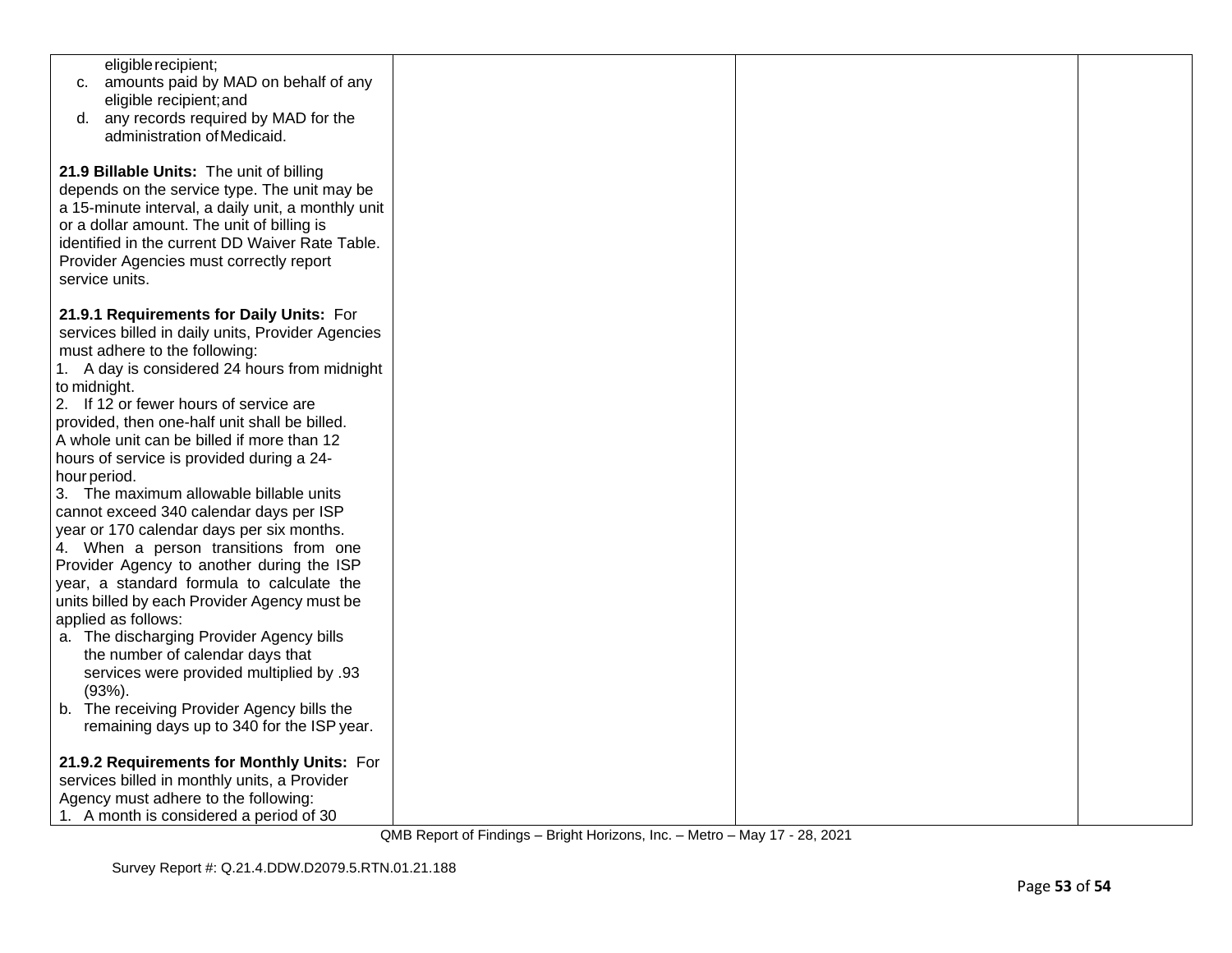| | | | |
|---|---|---|---|
| eligible recipient;<br>c. amounts paid by MAD on behalf of any eligible recipient; and<br>d. any records required by MAD for the administration of Medicaid.<br><br>**21.9 Billable Units:** The unit of billing depends on the service type. The unit may be a 15-minute interval, a daily unit, a monthly unit or a dollar amount. The unit of billing is identified in the current DD Waiver Rate Table. Provider Agencies must correctly report service units.<br><br>**21.9.1 Requirements for Daily Units:** For services billed in daily units, Provider Agencies must adhere to the following:<br>1. A day is considered 24 hours from midnight to midnight.<br>2. If 12 or fewer hours of service are provided, then one-half unit shall be billed. A whole unit can be billed if more than 12 hours of service is provided during a 24-hour period.<br>3. The maximum allowable billable units cannot exceed 340 calendar days per ISP year or 170 calendar days per six months.<br>4. When a person transitions from one Provider Agency to another during the ISP year, a standard formula to calculate the units billed by each Provider Agency must be applied as follows:<br>a. The discharging Provider Agency bills the number of calendar days that services were provided multiplied by .93 (93%).<br>b. The receiving Provider Agency bills the remaining days up to 340 for the ISP year.<br><br>**21.9.2 Requirements for Monthly Units:** For services billed in monthly units, a Provider Agency must adhere to the following:<br>1. A month is considered a period of 30 | | | |

QMB Report of Findings – Bright Horizons, Inc. – Metro – May 17 - 28, 2021

Survey Report #: Q.21.4.DDW.D2079.5.RTN.01.21.188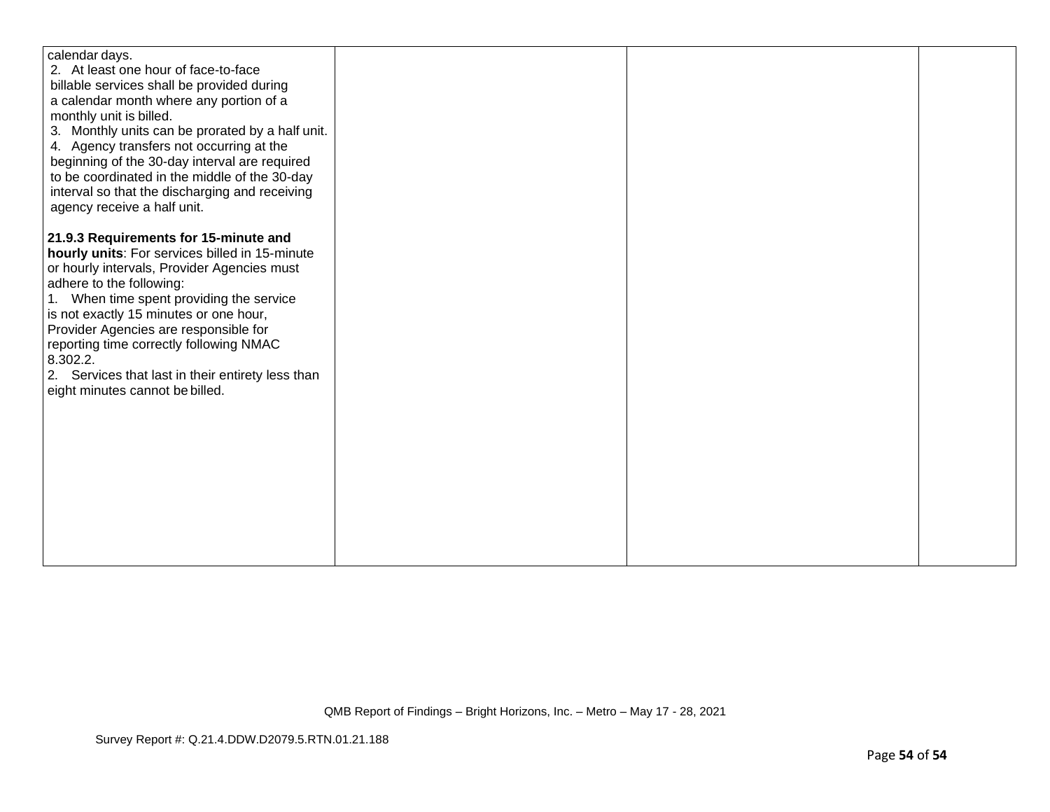| | | | |
|---|---|---|---|
| calendar days.<br>2. At least one hour of face-to-face billable services shall be provided during a calendar month where any portion of a monthly unit is billed.<br>3. Monthly units can be prorated by a half unit.<br>4. Agency transfers not occurring at the beginning of the 30-day interval are required to be coordinated in the middle of the 30-day interval so that the discharging and receiving agency receive a half unit.<br><br>**21.9.3 Requirements for 15-minute and hourly units**: For services billed in 15-minute or hourly intervals, Provider Agencies must adhere to the following:<br>1. When time spent providing the service is not exactly 15 minutes or one hour, Provider Agencies are responsible for reporting time correctly following NMAC 8.302.2.<br>2. Services that last in their entirety less than eight minutes cannot be billed. | | | |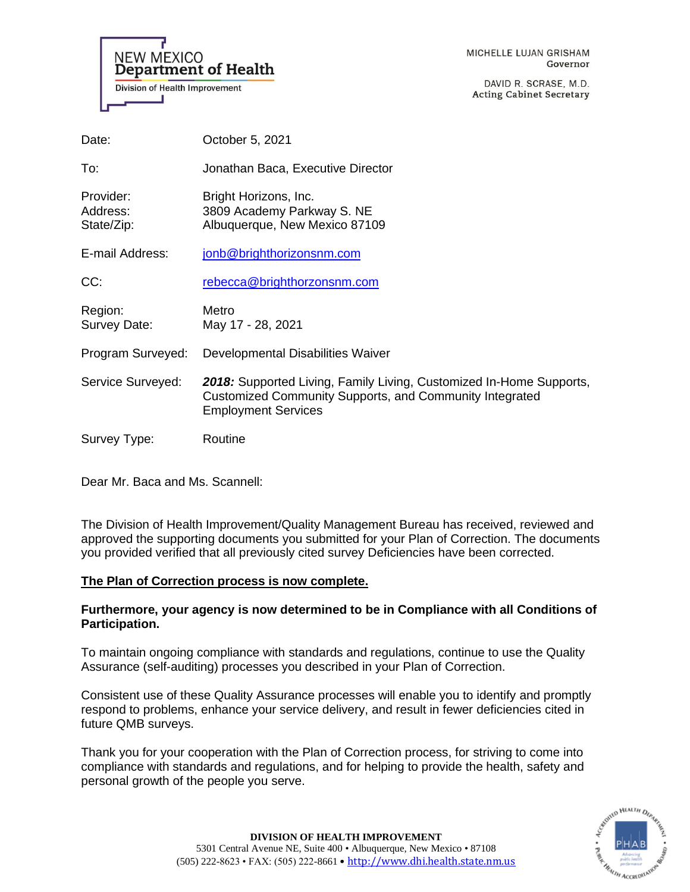NEW MEXICO
**Department of Health**
Division of Health Improvement

MICHELLE LUJAN GRISHAM
Governor

DAVID R. SCRASE, M.D.
Acting Cabinet Secretary

| | |
|---|---|
| Date: | October 5, 2021 |
| To: | Jonathan Baca, Executive Director |
| Provider:<br>Address:<br>State/Zip: | Bright Horizons, Inc.<br>3809 Academy Parkway S. NE<br>Albuquerque, New Mexico 87109 |
| E-mail Address: | jonb@brighthorizonsnm.com |
| CC: | rebecca@brighthorzonsnm.com |
| Region:<br>Survey Date: | Metro<br>May 17 - 28, 2021 |
| Program Surveyed: | Developmental Disabilities Waiver |
| Service Surveyed: | ***2018:*** Supported Living, Family Living, Customized In-Home Supports, Customized Community Supports, and Community Integrated Employment Services |
| Survey Type: | Routine |

Dear Mr. Baca and Ms. Scannell:

The Division of Health Improvement/Quality Management Bureau has received, reviewed and approved the supporting documents you submitted for your Plan of Correction. The documents you provided verified that all previously cited survey Deficiencies have been corrected.

**The Plan of Correction process is now complete.**

**Furthermore, your agency is now determined to be in Compliance with all Conditions of Participation.**

To maintain ongoing compliance with standards and regulations, continue to use the Quality Assurance (self-auditing) processes you described in your Plan of Correction.

Consistent use of these Quality Assurance processes will enable you to identify and promptly respond to problems, enhance your service delivery, and result in fewer deficiencies cited in future QMB surveys.

Thank you for your cooperation with the Plan of Correction process, for striving to come into compliance with standards and regulations, and for helping to provide the health, safety and personal growth of the people you serve.

**DIVISION OF HEALTH IMPROVEMENT**
5301 Central Avenue NE, Suite 400 • Albuquerque, New Mexico • 87108
(505) 222-8623 • FAX: (505) 222-8661 • http://www.dhi.health.state.nm.us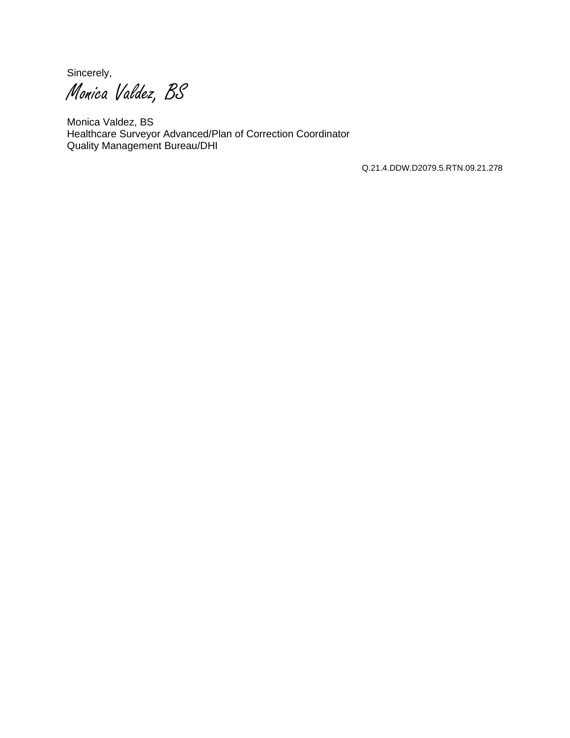Sincerely,

*Monica Valdez, BS*

Monica Valdez, BS
Healthcare Surveyor Advanced/Plan of Correction Coordinator
Quality Management Bureau/DHI

Q.21.4.DDW.D2079.5.RTN.09.21.278